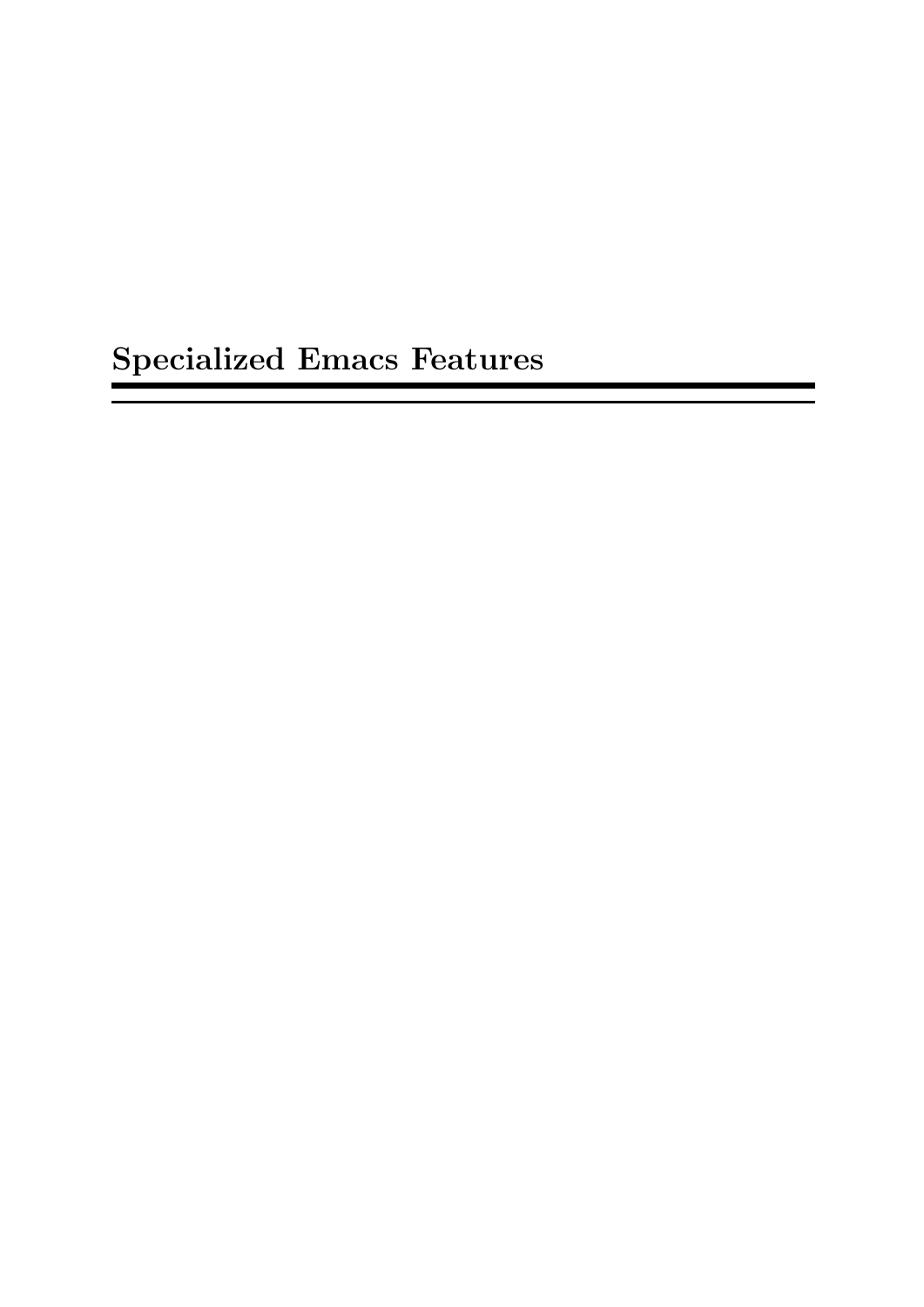# Specialized Emacs Features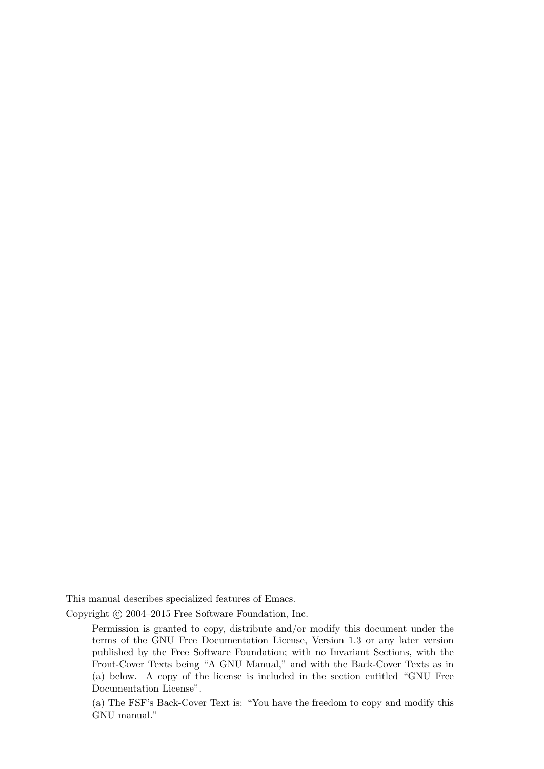This manual describes specialized features of Emacs.

Copyright © 2004–2015 Free Software Foundation, Inc.

> Permission is granted to copy, distribute and/or modify this document under the terms of the GNU Free Documentation License, Version 1.3 or any later version published by the Free Software Foundation; with no Invariant Sections, with the Front-Cover Texts being "A GNU Manual," and with the Back-Cover Texts as in (a) below. A copy of the license is included in the section entitled "GNU Free Documentation License".
>
> (a) The FSF's Back-Cover Text is: "You have the freedom to copy and modify this GNU manual."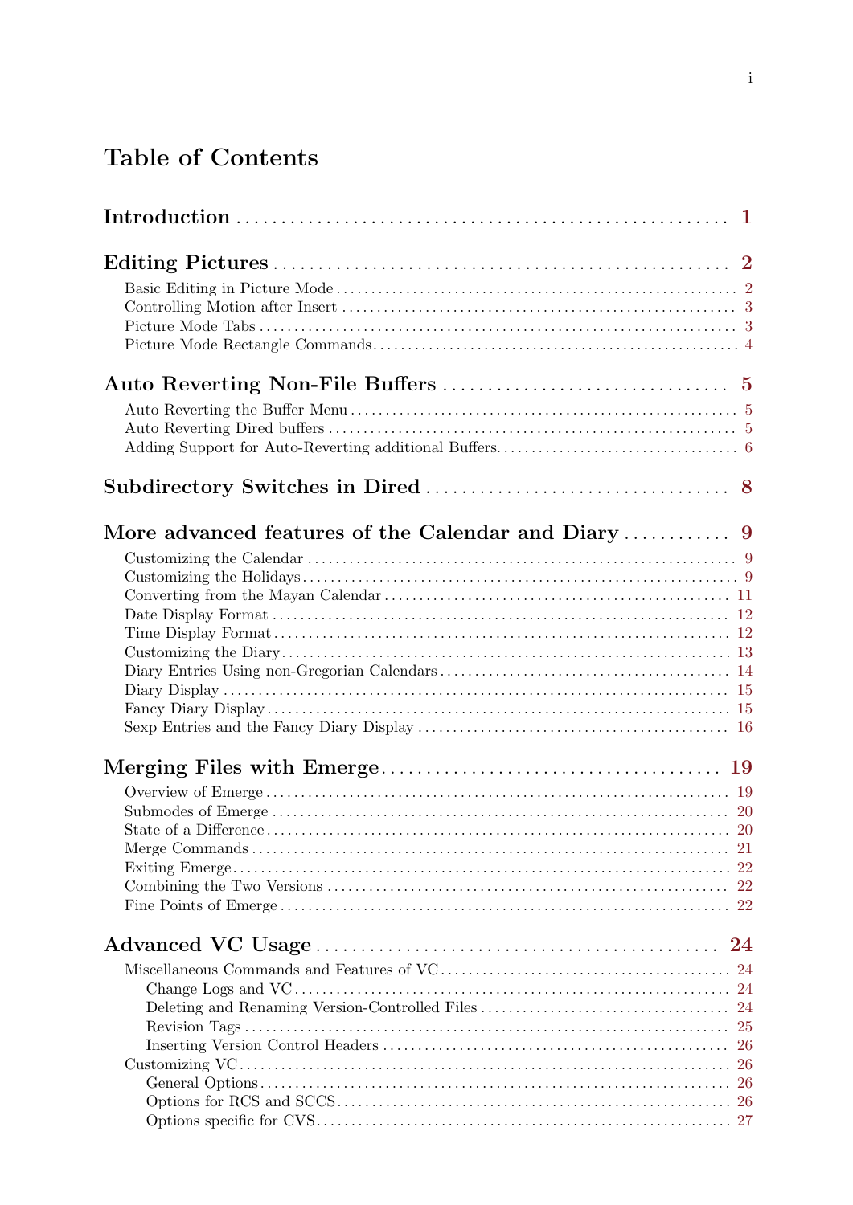# Table of Contents

**Introduction** ........ **1**

**Editing Pictures** ........ **2**

- Basic Editing in Picture Mode ........ 2
- Controlling Motion after Insert ........ 3
- Picture Mode Tabs ........ 3
- Picture Mode Rectangle Commands ........ 4

**Auto Reverting Non-File Buffers** ........ **5**

- Auto Reverting the Buffer Menu ........ 5
- Auto Reverting Dired buffers ........ 5
- Adding Support for Auto-Reverting additional Buffers ........ 6

**Subdirectory Switches in Dired** ........ **8**

**More advanced features of the Calendar and Diary** ........ **9**

- Customizing the Calendar ........ 9
- Customizing the Holidays ........ 9
- Converting from the Mayan Calendar ........ 11
- Date Display Format ........ 12
- Time Display Format ........ 12
- Customizing the Diary ........ 13
- Diary Entries Using non-Gregorian Calendars ........ 14
- Diary Display ........ 15
- Fancy Diary Display ........ 15
- Sexp Entries and the Fancy Diary Display ........ 16

**Merging Files with Emerge** ........ **19**

- Overview of Emerge ........ 19
- Submodes of Emerge ........ 20
- State of a Difference ........ 20
- Merge Commands ........ 21
- Exiting Emerge ........ 22
- Combining the Two Versions ........ 22
- Fine Points of Emerge ........ 22

**Advanced VC Usage** ........ **24**

- Miscellaneous Commands and Features of VC ........ 24
  - Change Logs and VC ........ 24
  - Deleting and Renaming Version-Controlled Files ........ 24
  - Revision Tags ........ 25
  - Inserting Version Control Headers ........ 26
- Customizing VC ........ 26
  - General Options ........ 26
  - Options for RCS and SCCS ........ 26
  - Options specific for CVS ........ 27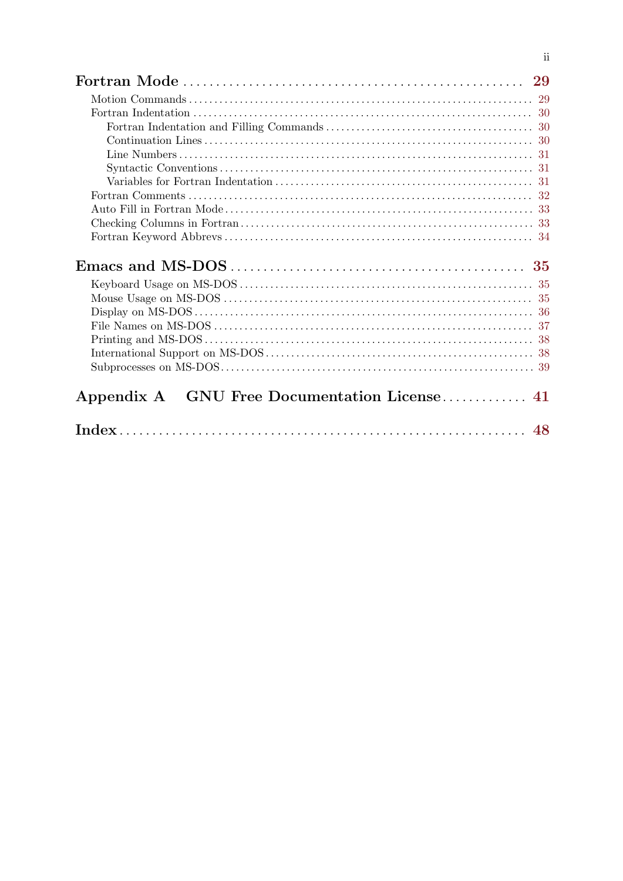**Fortran Mode** .................................................... **29**

- Motion Commands .................................................... 29
- Fortran Indentation .................................................... 30
  - Fortran Indentation and Filling Commands .................................................... 30
  - Continuation Lines .................................................... 30
  - Line Numbers .................................................... 31
  - Syntactic Conventions .................................................... 31
  - Variables for Fortran Indentation .................................................... 31
- Fortran Comments .................................................... 32
- Auto Fill in Fortran Mode .................................................... 33
- Checking Columns in Fortran .................................................... 33
- Fortran Keyword Abbrevs .................................................... 34

**Emacs and MS-DOS** .................................................... **35**

- Keyboard Usage on MS-DOS .................................................... 35
- Mouse Usage on MS-DOS .................................................... 35
- Display on MS-DOS .................................................... 36
- File Names on MS-DOS .................................................... 37
- Printing and MS-DOS .................................................... 38
- International Support on MS-DOS .................................................... 38
- Subprocesses on MS-DOS .................................................... 39

**Appendix A GNU Free Documentation License** .................................................... **41**

**Index** .................................................... **48**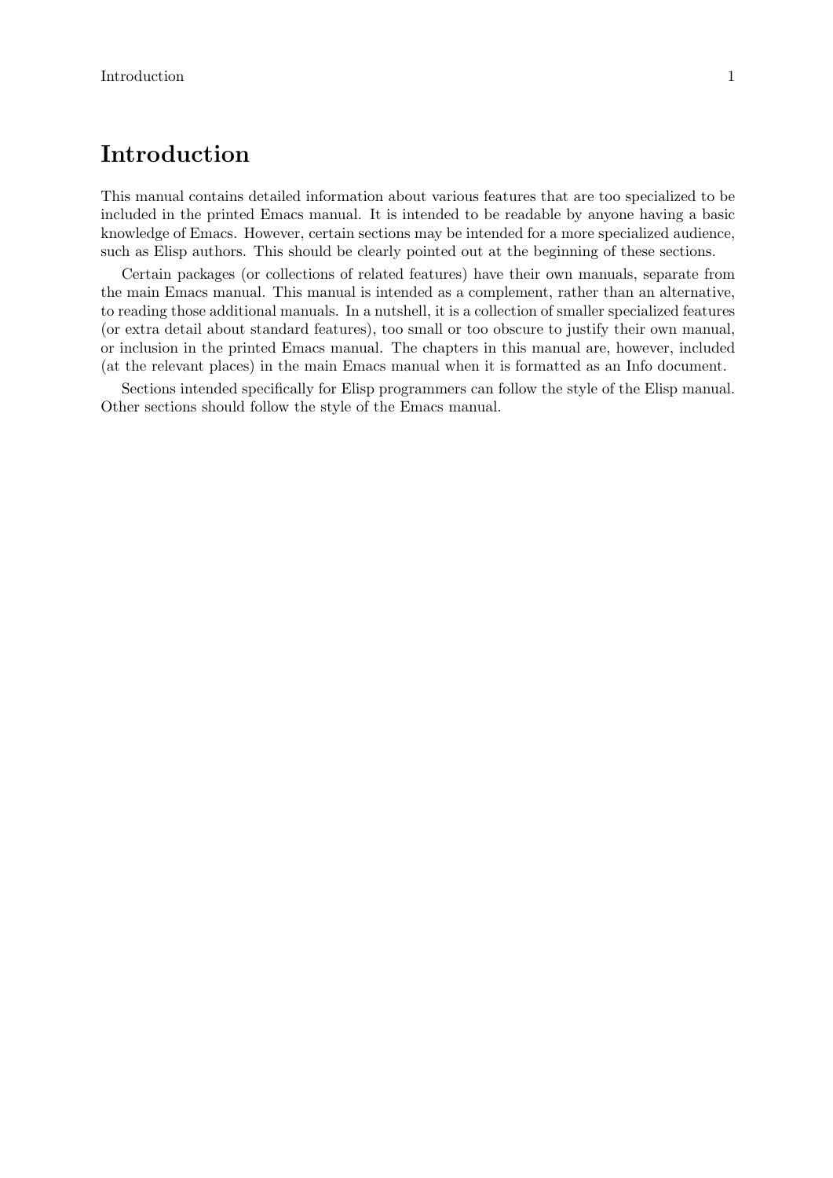# Introduction

This manual contains detailed information about various features that are too specialized to be included in the printed Emacs manual. It is intended to be readable by anyone having a basic knowledge of Emacs. However, certain sections may be intended for a more specialized audience, such as Elisp authors. This should be clearly pointed out at the beginning of these sections.

Certain packages (or collections of related features) have their own manuals, separate from the main Emacs manual. This manual is intended as a complement, rather than an alternative, to reading those additional manuals. In a nutshell, it is a collection of smaller specialized features (or extra detail about standard features), too small or too obscure to justify their own manual, or inclusion in the printed Emacs manual. The chapters in this manual are, however, included (at the relevant places) in the main Emacs manual when it is formatted as an Info document.

Sections intended specifically for Elisp programmers can follow the style of the Elisp manual. Other sections should follow the style of the Emacs manual.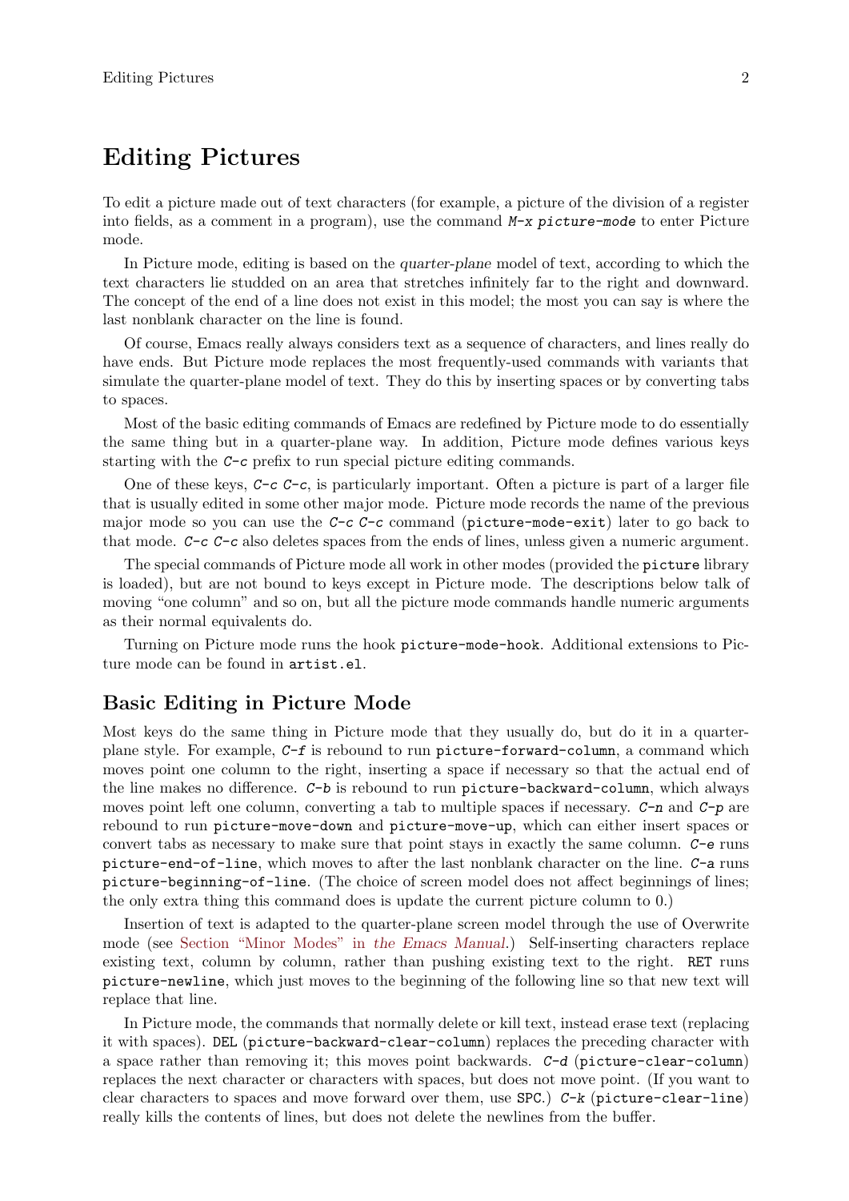# Editing Pictures

To edit a picture made out of text characters (for example, a picture of the division of a register into fields, as a comment in a program), use the command `M-x picture-mode` to enter Picture mode.

In Picture mode, editing is based on the *quarter-plane* model of text, according to which the text characters lie studded on an area that stretches infinitely far to the right and downward. The concept of the end of a line does not exist in this model; the most you can say is where the last nonblank character on the line is found.

Of course, Emacs really always considers text as a sequence of characters, and lines really do have ends. But Picture mode replaces the most frequently-used commands with variants that simulate the quarter-plane model of text. They do this by inserting spaces or by converting tabs to spaces.

Most of the basic editing commands of Emacs are redefined by Picture mode to do essentially the same thing but in a quarter-plane way. In addition, Picture mode defines various keys starting with the `C-c` prefix to run special picture editing commands.

One of these keys, `C-c C-c`, is particularly important. Often a picture is part of a larger file that is usually edited in some other major mode. Picture mode records the name of the previous major mode so you can use the `C-c C-c` command (`picture-mode-exit`) later to go back to that mode. `C-c C-c` also deletes spaces from the ends of lines, unless given a numeric argument.

The special commands of Picture mode all work in other modes (provided the `picture` library is loaded), but are not bound to keys except in Picture mode. The descriptions below talk of moving "one column" and so on, but all the picture mode commands handle numeric arguments as their normal equivalents do.

Turning on Picture mode runs the hook `picture-mode-hook`. Additional extensions to Picture mode can be found in `artist.el`.

## Basic Editing in Picture Mode

Most keys do the same thing in Picture mode that they usually do, but do it in a quarter-plane style. For example, `C-f` is rebound to run `picture-forward-column`, a command which moves point one column to the right, inserting a space if necessary so that the actual end of the line makes no difference. `C-b` is rebound to run `picture-backward-column`, which always moves point left one column, converting a tab to multiple spaces if necessary. `C-n` and `C-p` are rebound to run `picture-move-down` and `picture-move-up`, which can either insert spaces or convert tabs as necessary to make sure that point stays in exactly the same column. `C-e` runs `picture-end-of-line`, which moves to after the last nonblank character on the line. `C-a` runs `picture-beginning-of-line`. (The choice of screen model does not affect beginnings of lines; the only extra thing this command does is update the current picture column to 0.)

Insertion of text is adapted to the quarter-plane screen model through the use of Overwrite mode (see Section "Minor Modes" in *the Emacs Manual*.) Self-inserting characters replace existing text, column by column, rather than pushing existing text to the right. `RET` runs `picture-newline`, which just moves to the beginning of the following line so that new text will replace that line.

In Picture mode, the commands that normally delete or kill text, instead erase text (replacing it with spaces). `DEL` (`picture-backward-clear-column`) replaces the preceding character with a space rather than removing it; this moves point backwards. `C-d` (`picture-clear-column`) replaces the next character or characters with spaces, but does not move point. (If you want to clear characters to spaces and move forward over them, use `SPC`.) `C-k` (`picture-clear-line`) really kills the contents of lines, but does not delete the newlines from the buffer.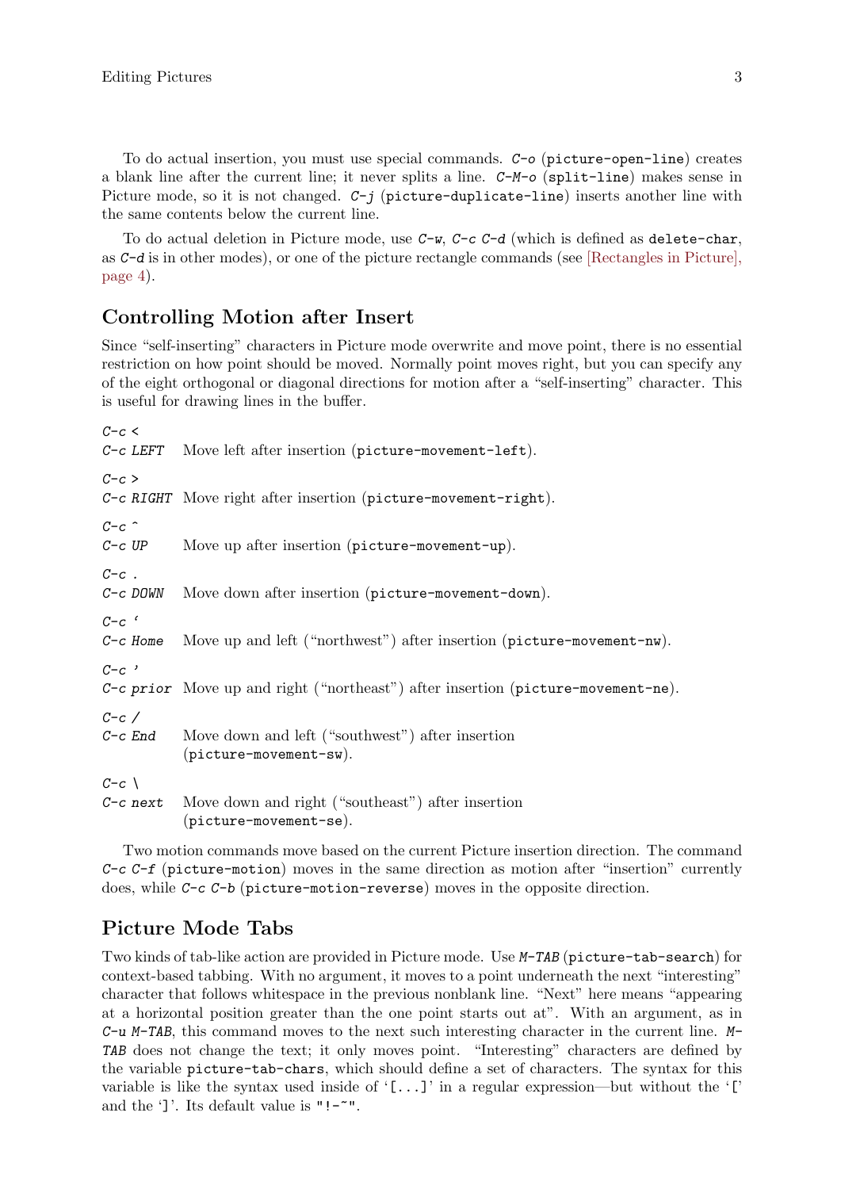To do actual insertion, you must use special commands. *C-o* (`picture-open-line`) creates a blank line after the current line; it never splits a line. *C-M-o* (`split-line`) makes sense in Picture mode, so it is not changed. *C-j* (`picture-duplicate-line`) inserts another line with the same contents below the current line.

To do actual deletion in Picture mode, use *C-w*, *C-c C-d* (which is defined as `delete-char`, as *C-d* is in other modes), or one of the picture rectangle commands (see [Rectangles in Picture], page 4).

## Controlling Motion after Insert

Since "self-inserting" characters in Picture mode overwrite and move point, there is no essential restriction on how point should be moved. Normally point moves right, but you can specify any of the eight orthogonal or diagonal directions for motion after a "self-inserting" character. This is useful for drawing lines in the buffer.

*C-c <*
*C-c LEFT*
: Move left after insertion (`picture-movement-left`).

*C-c >*
*C-c RIGHT*
: Move right after insertion (`picture-movement-right`).

*C-c ^*
*C-c UP*
: Move up after insertion (`picture-movement-up`).

*C-c .*
*C-c DOWN*
: Move down after insertion (`picture-movement-down`).

*C-c `*
*C-c Home*
: Move up and left ("northwest") after insertion (`picture-movement-nw`).

*C-c '*
*C-c prior*
: Move up and right ("northeast") after insertion (`picture-movement-ne`).

*C-c /*
*C-c End*
: Move down and left ("southwest") after insertion (`picture-movement-sw`).

*C-c \*
*C-c next*
: Move down and right ("southeast") after insertion (`picture-movement-se`).

Two motion commands move based on the current Picture insertion direction. The command *C-c C-f* (`picture-motion`) moves in the same direction as motion after "insertion" currently does, while *C-c C-b* (`picture-motion-reverse`) moves in the opposite direction.

## Picture Mode Tabs

Two kinds of tab-like action are provided in Picture mode. Use *M-TAB* (`picture-tab-search`) for context-based tabbing. With no argument, it moves to a point underneath the next "interesting" character that follows whitespace in the previous nonblank line. "Next" here means "appearing at a horizontal position greater than the one point starts out at". With an argument, as in *C-u M-TAB*, this command moves to the next such interesting character in the current line. *M-TAB* does not change the text; it only moves point. "Interesting" characters are defined by the variable `picture-tab-chars`, which should define a set of characters. The syntax for this variable is like the syntax used inside of '`[...]`' in a regular expression—but without the '`[`' and the '`]`'. Its default value is `"!-~"`.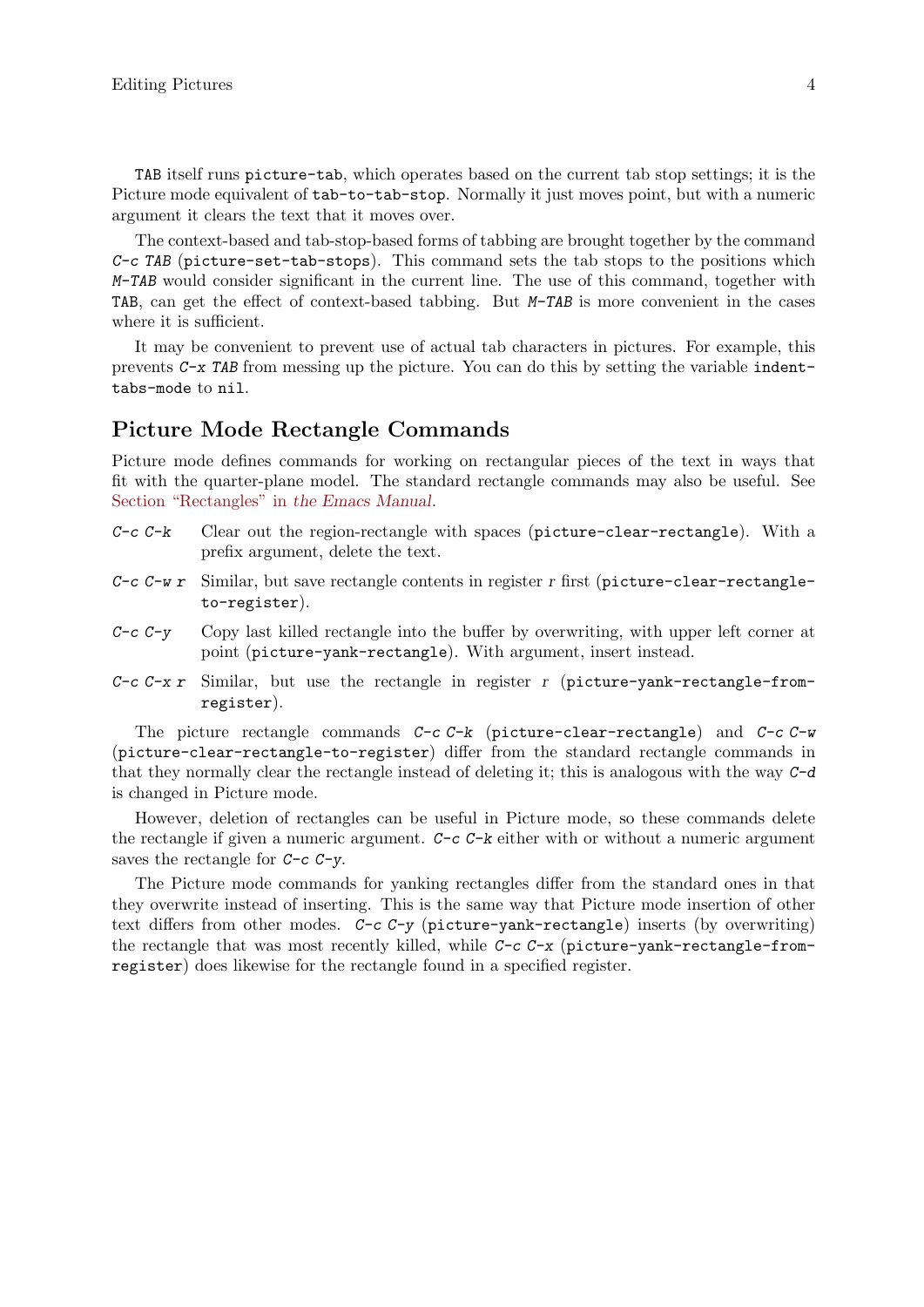`TAB` itself runs `picture-tab`, which operates based on the current tab stop settings; it is the Picture mode equivalent of `tab-to-tab-stop`. Normally it just moves point, but with a numeric argument it clears the text that it moves over.

The context-based and tab-stop-based forms of tabbing are brought together by the command `C-c TAB` (`picture-set-tab-stops`). This command sets the tab stops to the positions which `M-TAB` would consider significant in the current line. The use of this command, together with `TAB`, can get the effect of context-based tabbing. But `M-TAB` is more convenient in the cases where it is sufficient.

It may be convenient to prevent use of actual tab characters in pictures. For example, this prevents `C-x TAB` from messing up the picture. You can do this by setting the variable `indent-tabs-mode` to `nil`.

## Picture Mode Rectangle Commands

Picture mode defines commands for working on rectangular pieces of the text in ways that fit with the quarter-plane model. The standard rectangle commands may also be useful. See Section "Rectangles" in *the Emacs Manual*.

`C-c C-k`
: Clear out the region-rectangle with spaces (`picture-clear-rectangle`). With a prefix argument, delete the text.

`C-c C-w r`
: Similar, but save rectangle contents in register *r* first (`picture-clear-rectangle-to-register`).

`C-c C-y`
: Copy last killed rectangle into the buffer by overwriting, with upper left corner at point (`picture-yank-rectangle`). With argument, insert instead.

`C-c C-x r`
: Similar, but use the rectangle in register *r* (`picture-yank-rectangle-from-register`).

The picture rectangle commands `C-c C-k` (`picture-clear-rectangle`) and `C-c C-w` (`picture-clear-rectangle-to-register`) differ from the standard rectangle commands in that they normally clear the rectangle instead of deleting it; this is analogous with the way `C-d` is changed in Picture mode.

However, deletion of rectangles can be useful in Picture mode, so these commands delete the rectangle if given a numeric argument. `C-c C-k` either with or without a numeric argument saves the rectangle for `C-c C-y`.

The Picture mode commands for yanking rectangles differ from the standard ones in that they overwrite instead of inserting. This is the same way that Picture mode insertion of other text differs from other modes. `C-c C-y` (`picture-yank-rectangle`) inserts (by overwriting) the rectangle that was most recently killed, while `C-c C-x` (`picture-yank-rectangle-from-register`) does likewise for the rectangle found in a specified register.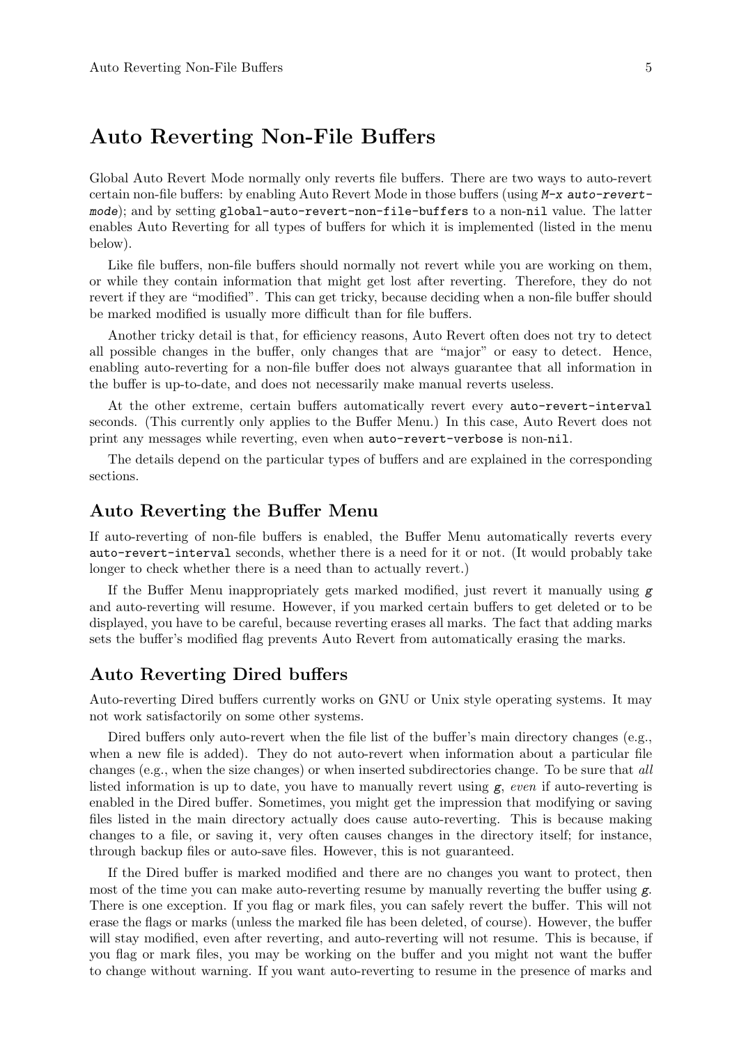# Auto Reverting Non-File Buffers

Global Auto Revert Mode normally only reverts file buffers. There are two ways to auto-revert certain non-file buffers: by enabling Auto Revert Mode in those buffers (using `M-x auto-revert-mode`); and by setting `global-auto-revert-non-file-buffers` to a non-`nil` value. The latter enables Auto Reverting for all types of buffers for which it is implemented (listed in the menu below).

Like file buffers, non-file buffers should normally not revert while you are working on them, or while they contain information that might get lost after reverting. Therefore, they do not revert if they are "modified". This can get tricky, because deciding when a non-file buffer should be marked modified is usually more difficult than for file buffers.

Another tricky detail is that, for efficiency reasons, Auto Revert often does not try to detect all possible changes in the buffer, only changes that are "major" or easy to detect. Hence, enabling auto-reverting for a non-file buffer does not always guarantee that all information in the buffer is up-to-date, and does not necessarily make manual reverts useless.

At the other extreme, certain buffers automatically revert every `auto-revert-interval` seconds. (This currently only applies to the Buffer Menu.) In this case, Auto Revert does not print any messages while reverting, even when `auto-revert-verbose` is non-`nil`.

The details depend on the particular types of buffers and are explained in the corresponding sections.

## Auto Reverting the Buffer Menu

If auto-reverting of non-file buffers is enabled, the Buffer Menu automatically reverts every `auto-revert-interval` seconds, whether there is a need for it or not. (It would probably take longer to check whether there is a need than to actually revert.)

If the Buffer Menu inappropriately gets marked modified, just revert it manually using `g` and auto-reverting will resume. However, if you marked certain buffers to get deleted or to be displayed, you have to be careful, because reverting erases all marks. The fact that adding marks sets the buffer's modified flag prevents Auto Revert from automatically erasing the marks.

## Auto Reverting Dired buffers

Auto-reverting Dired buffers currently works on GNU or Unix style operating systems. It may not work satisfactorily on some other systems.

Dired buffers only auto-revert when the file list of the buffer's main directory changes (e.g., when a new file is added). They do not auto-revert when information about a particular file changes (e.g., when the size changes) or when inserted subdirectories change. To be sure that *all* listed information is up to date, you have to manually revert using `g`, *even* if auto-reverting is enabled in the Dired buffer. Sometimes, you might get the impression that modifying or saving files listed in the main directory actually does cause auto-reverting. This is because making changes to a file, or saving it, very often causes changes in the directory itself; for instance, through backup files or auto-save files. However, this is not guaranteed.

If the Dired buffer is marked modified and there are no changes you want to protect, then most of the time you can make auto-reverting resume by manually reverting the buffer using `g`. There is one exception. If you flag or mark files, you can safely revert the buffer. This will not erase the flags or marks (unless the marked file has been deleted, of course). However, the buffer will stay modified, even after reverting, and auto-reverting will not resume. This is because, if you flag or mark files, you may be working on the buffer and you might not want the buffer to change without warning. If you want auto-reverting to resume in the presence of marks and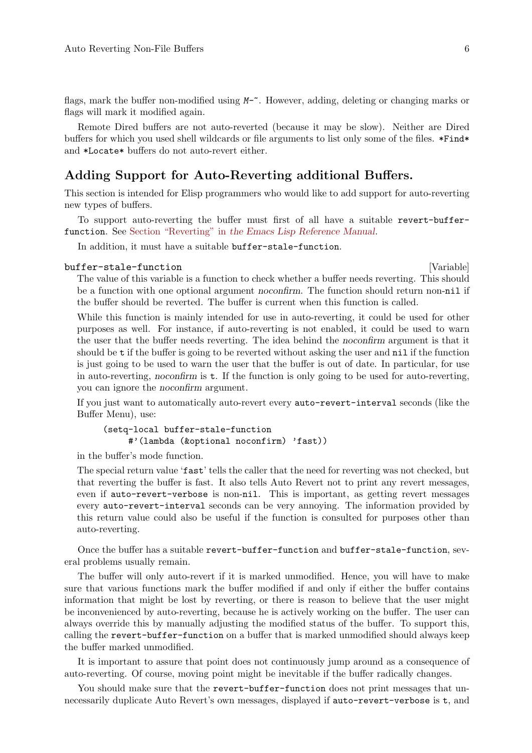flags, mark the buffer non-modified using `M-~`. However, adding, deleting or changing marks or flags will mark it modified again.

Remote Dired buffers are not auto-reverted (because it may be slow). Neither are Dired buffers for which you used shell wildcards or file arguments to list only some of the files. `*Find*` and `*Locate*` buffers do not auto-revert either.

## Adding Support for Auto-Reverting additional Buffers.

This section is intended for Elisp programmers who would like to add support for auto-reverting new types of buffers.

To support auto-reverting the buffer must first of all have a suitable `revert-buffer-function`. See Section "Reverting" in *the Emacs Lisp Reference Manual*.

In addition, it must have a suitable `buffer-stale-function`.

`buffer-stale-function` [Variable]

The value of this variable is a function to check whether a buffer needs reverting. This should be a function with one optional argument *noconfirm*. The function should return non-`nil` if the buffer should be reverted. The buffer is current when this function is called.

While this function is mainly intended for use in auto-reverting, it could be used for other purposes as well. For instance, if auto-reverting is not enabled, it could be used to warn the user that the buffer needs reverting. The idea behind the *noconfirm* argument is that it should be `t` if the buffer is going to be reverted without asking the user and `nil` if the function is just going to be used to warn the user that the buffer is out of date. In particular, for use in auto-reverting, *noconfirm* is `t`. If the function is only going to be used for auto-reverting, you can ignore the *noconfirm* argument.

If you just want to automatically auto-revert every `auto-revert-interval` seconds (like the Buffer Menu), use:

```
(setq-local buffer-stale-function
     #'(lambda (&optional noconfirm) 'fast))
```

in the buffer's mode function.

The special return value '`fast`' tells the caller that the need for reverting was not checked, but that reverting the buffer is fast. It also tells Auto Revert not to print any revert messages, even if `auto-revert-verbose` is non-`nil`. This is important, as getting revert messages every `auto-revert-interval` seconds can be very annoying. The information provided by this return value could also be useful if the function is consulted for purposes other than auto-reverting.

Once the buffer has a suitable `revert-buffer-function` and `buffer-stale-function`, several problems usually remain.

The buffer will only auto-revert if it is marked unmodified. Hence, you will have to make sure that various functions mark the buffer modified if and only if either the buffer contains information that might be lost by reverting, or there is reason to believe that the user might be inconvenienced by auto-reverting, because he is actively working on the buffer. The user can always override this by manually adjusting the modified status of the buffer. To support this, calling the `revert-buffer-function` on a buffer that is marked unmodified should always keep the buffer marked unmodified.

It is important to assure that point does not continuously jump around as a consequence of auto-reverting. Of course, moving point might be inevitable if the buffer radically changes.

You should make sure that the `revert-buffer-function` does not print messages that unnecessarily duplicate Auto Revert's own messages, displayed if `auto-revert-verbose` is `t`, and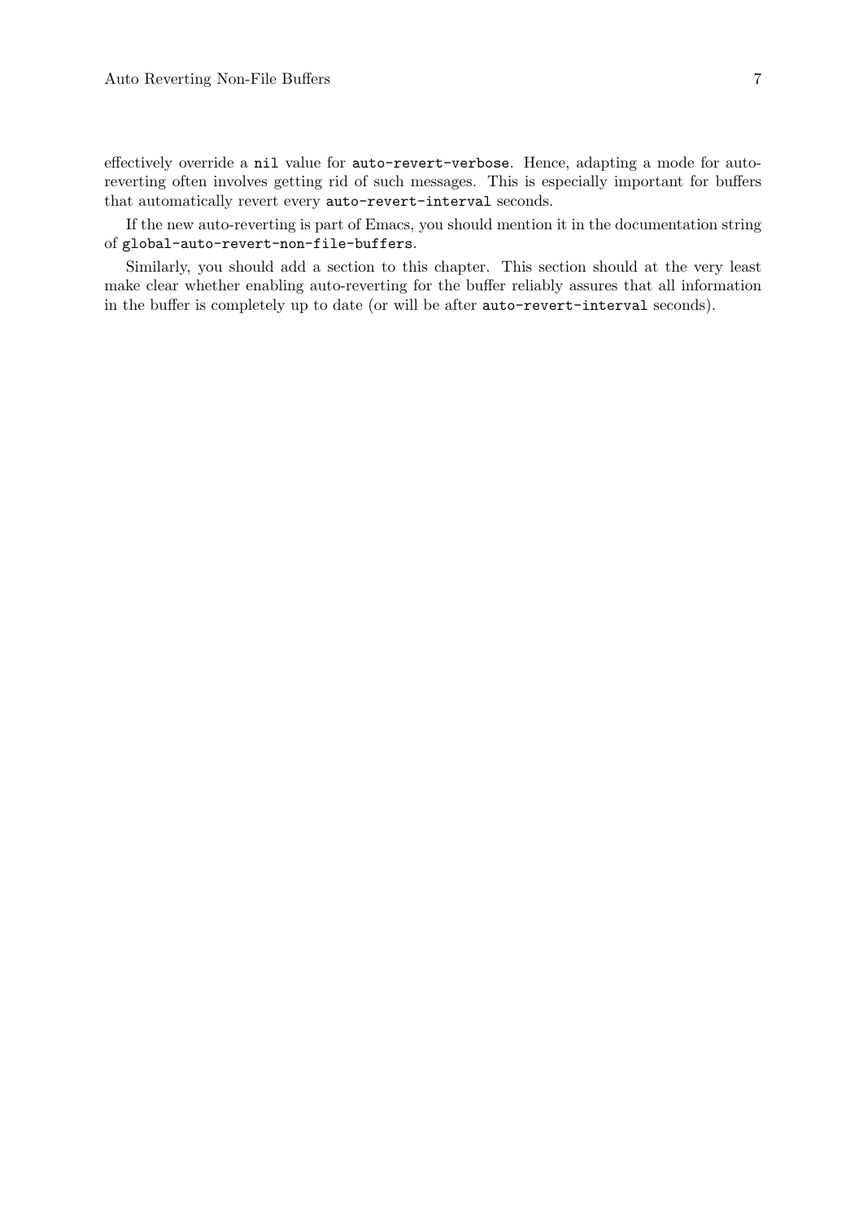effectively override a `nil` value for `auto-revert-verbose`. Hence, adapting a mode for auto-reverting often involves getting rid of such messages. This is especially important for buffers that automatically revert every `auto-revert-interval` seconds.

If the new auto-reverting is part of Emacs, you should mention it in the documentation string of `global-auto-revert-non-file-buffers`.

Similarly, you should add a section to this chapter. This section should at the very least make clear whether enabling auto-reverting for the buffer reliably assures that all information in the buffer is completely up to date (or will be after `auto-revert-interval` seconds).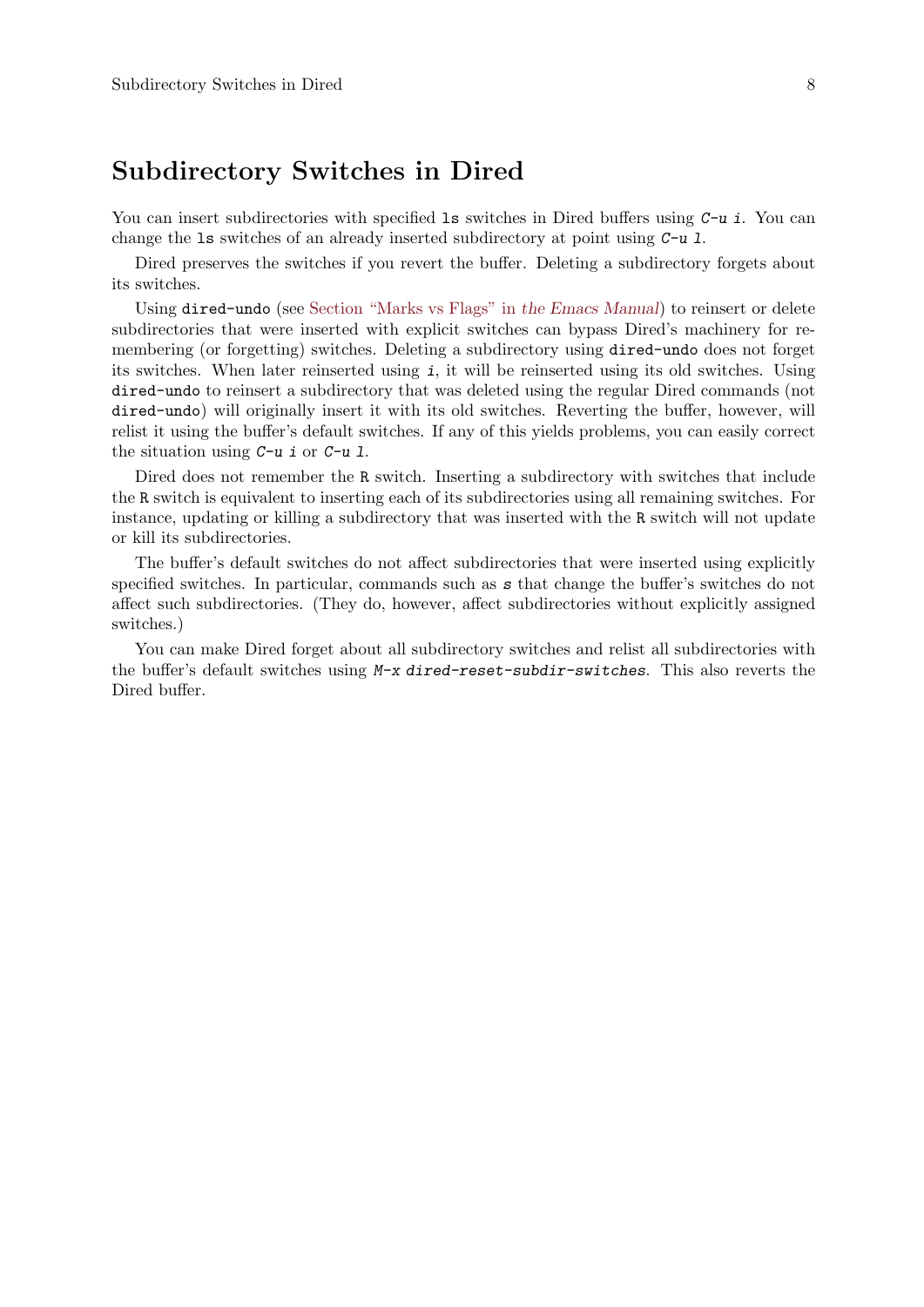# Subdirectory Switches in Dired

You can insert subdirectories with specified `ls` switches in Dired buffers using `C-u i`. You can change the `ls` switches of an already inserted subdirectory at point using `C-u l`.

Dired preserves the switches if you revert the buffer. Deleting a subdirectory forgets about its switches.

Using `dired-undo` (see Section "Marks vs Flags" in *the Emacs Manual*) to reinsert or delete subdirectories that were inserted with explicit switches can bypass Dired's machinery for remembering (or forgetting) switches. Deleting a subdirectory using `dired-undo` does not forget its switches. When later reinserted using `i`, it will be reinserted using its old switches. Using `dired-undo` to reinsert a subdirectory that was deleted using the regular Dired commands (not `dired-undo`) will originally insert it with its old switches. Reverting the buffer, however, will relist it using the buffer's default switches. If any of this yields problems, you can easily correct the situation using `C-u i` or `C-u l`.

Dired does not remember the `R` switch. Inserting a subdirectory with switches that include the `R` switch is equivalent to inserting each of its subdirectories using all remaining switches. For instance, updating or killing a subdirectory that was inserted with the `R` switch will not update or kill its subdirectories.

The buffer's default switches do not affect subdirectories that were inserted using explicitly specified switches. In particular, commands such as `s` that change the buffer's switches do not affect such subdirectories. (They do, however, affect subdirectories without explicitly assigned switches.)

You can make Dired forget about all subdirectory switches and relist all subdirectories with the buffer's default switches using `M-x dired-reset-subdir-switches`. This also reverts the Dired buffer.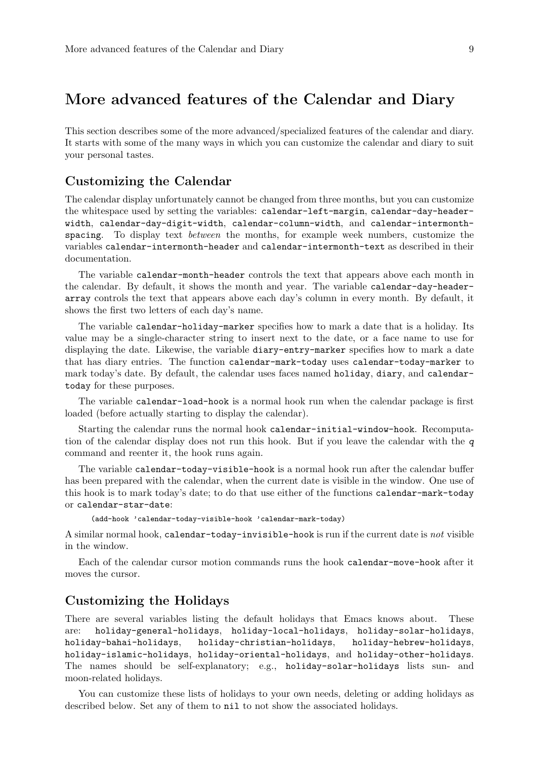# More advanced features of the Calendar and Diary

This section describes some of the more advanced/specialized features of the calendar and diary. It starts with some of the many ways in which you can customize the calendar and diary to suit your personal tastes.

## Customizing the Calendar

The calendar display unfortunately cannot be changed from three months, but you can customize the whitespace used by setting the variables: `calendar-left-margin`, `calendar-day-header-width`, `calendar-day-digit-width`, `calendar-column-width`, and `calendar-intermonth-spacing`. To display text *between* the months, for example week numbers, customize the variables `calendar-intermonth-header` and `calendar-intermonth-text` as described in their documentation.

The variable `calendar-month-header` controls the text that appears above each month in the calendar. By default, it shows the month and year. The variable `calendar-day-header-array` controls the text that appears above each day's column in every month. By default, it shows the first two letters of each day's name.

The variable `calendar-holiday-marker` specifies how to mark a date that is a holiday. Its value may be a single-character string to insert next to the date, or a face name to use for displaying the date. Likewise, the variable `diary-entry-marker` specifies how to mark a date that has diary entries. The function `calendar-mark-today` uses `calendar-today-marker` to mark today's date. By default, the calendar uses faces named `holiday`, `diary`, and `calendar-today` for these purposes.

The variable `calendar-load-hook` is a normal hook run when the calendar package is first loaded (before actually starting to display the calendar).

Starting the calendar runs the normal hook `calendar-initial-window-hook`. Recomputation of the calendar display does not run this hook. But if you leave the calendar with the *q* command and reenter it, the hook runs again.

The variable `calendar-today-visible-hook` is a normal hook run after the calendar buffer has been prepared with the calendar, when the current date is visible in the window. One use of this hook is to mark today's date; to do that use either of the functions `calendar-mark-today` or `calendar-star-date`:

```
(add-hook 'calendar-today-visible-hook 'calendar-mark-today)
```

A similar normal hook, `calendar-today-invisible-hook` is run if the current date is *not* visible in the window.

Each of the calendar cursor motion commands runs the hook `calendar-move-hook` after it moves the cursor.

## Customizing the Holidays

There are several variables listing the default holidays that Emacs knows about. These are: `holiday-general-holidays`, `holiday-local-holidays`, `holiday-solar-holidays`, `holiday-bahai-holidays`, `holiday-christian-holidays`, `holiday-hebrew-holidays`, `holiday-islamic-holidays`, `holiday-oriental-holidays`, and `holiday-other-holidays`. The names should be self-explanatory; e.g., `holiday-solar-holidays` lists sun- and moon-related holidays.

You can customize these lists of holidays to your own needs, deleting or adding holidays as described below. Set any of them to `nil` to not show the associated holidays.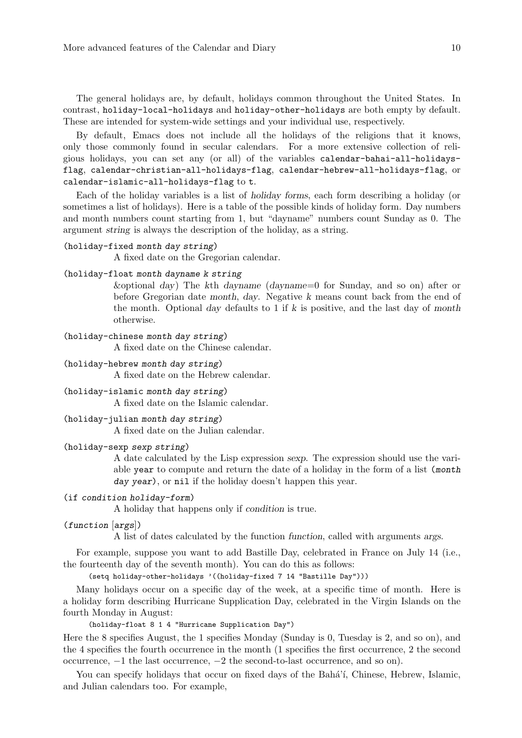The general holidays are, by default, holidays common throughout the United States. In contrast, `holiday-local-holidays` and `holiday-other-holidays` are both empty by default. These are intended for system-wide settings and your individual use, respectively.

By default, Emacs does not include all the holidays of the religions that it knows, only those commonly found in secular calendars. For a more extensive collection of religious holidays, you can set any (or all) of the variables `calendar-bahai-all-holidays-flag`, `calendar-christian-all-holidays-flag`, `calendar-hebrew-all-holidays-flag`, or `calendar-islamic-all-holidays-flag` to `t`.

Each of the holiday variables is a list of *holiday forms*, each form describing a holiday (or sometimes a list of holidays). Here is a table of the possible kinds of holiday form. Day numbers and month numbers count starting from 1, but "dayname" numbers count Sunday as 0. The argument *string* is always the description of the holiday, as a string.

`(holiday-fixed month day string)`
: A fixed date on the Gregorian calendar.

`(holiday-float month dayname k string`
: &optional *day*) The *k*th *dayname* (*dayname*=0 for Sunday, and so on) after or before Gregorian date *month*, *day*. Negative *k* means count back from the end of the month. Optional *day* defaults to 1 if *k* is positive, and the last day of *month* otherwise.

`(holiday-chinese month day string)`
: A fixed date on the Chinese calendar.

`(holiday-hebrew month day string)`
: A fixed date on the Hebrew calendar.

`(holiday-islamic month day string)`
: A fixed date on the Islamic calendar.

`(holiday-julian month day string)`
: A fixed date on the Julian calendar.

`(holiday-sexp sexp string)`
: A date calculated by the Lisp expression *sexp*. The expression should use the variable `year` to compute and return the date of a holiday in the form of a list `(month day year)`, or `nil` if the holiday doesn't happen this year.

`(if condition holiday-form)`
: A holiday that happens only if *condition* is true.

`(function [args])`
: A list of dates calculated by the function *function*, called with arguments *args*.

For example, suppose you want to add Bastille Day, celebrated in France on July 14 (i.e., the fourteenth day of the seventh month). You can do this as follows:

```
(setq holiday-other-holidays '((holiday-fixed 7 14 "Bastille Day")))
```

Many holidays occur on a specific day of the week, at a specific time of month. Here is a holiday form describing Hurricane Supplication Day, celebrated in the Virgin Islands on the fourth Monday in August:

```
(holiday-float 8 1 4 "Hurricane Supplication Day")
```

Here the 8 specifies August, the 1 specifies Monday (Sunday is 0, Tuesday is 2, and so on), and the 4 specifies the fourth occurrence in the month (1 specifies the first occurrence, 2 the second occurrence, −1 the last occurrence, −2 the second-to-last occurrence, and so on).

You can specify holidays that occur on fixed days of the Bahá'í, Chinese, Hebrew, Islamic, and Julian calendars too. For example,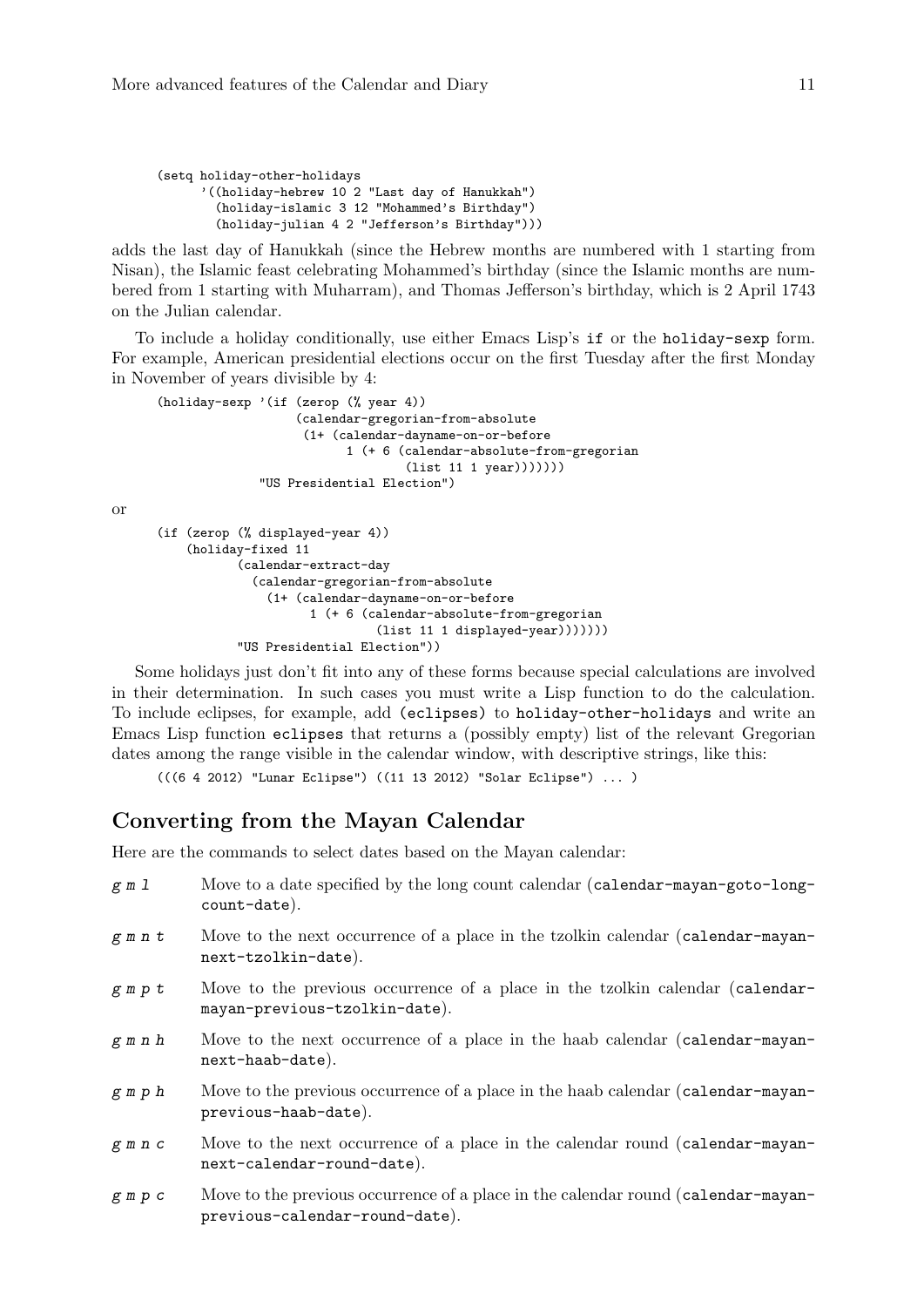```
(setq holiday-other-holidays
      '((holiday-hebrew 10 2 "Last day of Hanukkah")
        (holiday-islamic 3 12 "Mohammed's Birthday")
        (holiday-julian 4 2 "Jefferson's Birthday")))
```

adds the last day of Hanukkah (since the Hebrew months are numbered with 1 starting from Nisan), the Islamic feast celebrating Mohammed's birthday (since the Islamic months are numbered from 1 starting with Muharram), and Thomas Jefferson's birthday, which is 2 April 1743 on the Julian calendar.

To include a holiday conditionally, use either Emacs Lisp's `if` or the `holiday-sexp` form. For example, American presidential elections occur on the first Tuesday after the first Monday in November of years divisible by 4:

```
(holiday-sexp '(if (zerop (% year 4))
                   (calendar-gregorian-from-absolute
                    (1+ (calendar-dayname-on-or-before
                          1 (+ 6 (calendar-absolute-from-gregorian
                                  (list 11 1 year)))))))
              "US Presidential Election")
```

or

```
(if (zerop (% displayed-year 4))
    (holiday-fixed 11
           (calendar-extract-day
             (calendar-gregorian-from-absolute
               (1+ (calendar-dayname-on-or-before
                     1 (+ 6 (calendar-absolute-from-gregorian
                              (list 11 1 displayed-year)))))))
           "US Presidential Election"))
```

Some holidays just don't fit into any of these forms because special calculations are involved in their determination. In such cases you must write a Lisp function to do the calculation. To include eclipses, for example, add `(eclipses)` to `holiday-other-holidays` and write an Emacs Lisp function `eclipses` that returns a (possibly empty) list of the relevant Gregorian dates among the range visible in the calendar window, with descriptive strings, like this:

```
(((6 4 2012) "Lunar Eclipse") ((11 13 2012) "Solar Eclipse") ... )
```

## Converting from the Mayan Calendar

Here are the commands to select dates based on the Mayan calendar:

*g m l*
: Move to a date specified by the long count calendar (`calendar-mayan-goto-long-count-date`).

*g m n t*
: Move to the next occurrence of a place in the tzolkin calendar (`calendar-mayan-next-tzolkin-date`).

*g m p t*
: Move to the previous occurrence of a place in the tzolkin calendar (`calendar-mayan-previous-tzolkin-date`).

*g m n h*
: Move to the next occurrence of a place in the haab calendar (`calendar-mayan-next-haab-date`).

*g m p h*
: Move to the previous occurrence of a place in the haab calendar (`calendar-mayan-previous-haab-date`).

*g m n c*
: Move to the next occurrence of a place in the calendar round (`calendar-mayan-next-calendar-round-date`).

*g m p c*
: Move to the previous occurrence of a place in the calendar round (`calendar-mayan-previous-calendar-round-date`).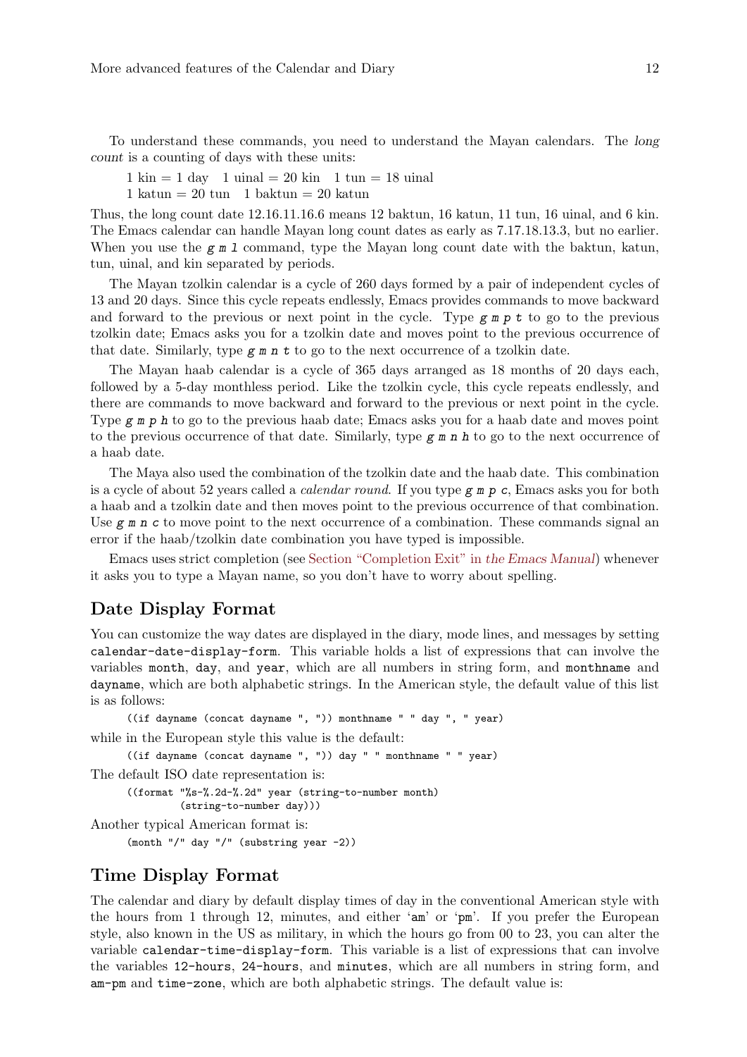To understand these commands, you need to understand the Mayan calendars. The *long count* is a counting of days with these units:

1 kin = 1 day   1 uinal = 20 kin   1 tun = 18 uinal
1 katun = 20 tun   1 baktun = 20 katun

Thus, the long count date 12.16.11.16.6 means 12 baktun, 16 katun, 11 tun, 16 uinal, and 6 kin. The Emacs calendar can handle Mayan long count dates as early as 7.17.18.13.3, but no earlier. When you use the `g m l` command, type the Mayan long count date with the baktun, katun, tun, uinal, and kin separated by periods.

The Mayan tzolkin calendar is a cycle of 260 days formed by a pair of independent cycles of 13 and 20 days. Since this cycle repeats endlessly, Emacs provides commands to move backward and forward to the previous or next point in the cycle. Type `g m p t` to go to the previous tzolkin date; Emacs asks you for a tzolkin date and moves point to the previous occurrence of that date. Similarly, type `g m n t` to go to the next occurrence of a tzolkin date.

The Mayan haab calendar is a cycle of 365 days arranged as 18 months of 20 days each, followed by a 5-day monthless period. Like the tzolkin cycle, this cycle repeats endlessly, and there are commands to move backward and forward to the previous or next point in the cycle. Type `g m p h` to go to the previous haab date; Emacs asks you for a haab date and moves point to the previous occurrence of that date. Similarly, type `g m n h` to go to the next occurrence of a haab date.

The Maya also used the combination of the tzolkin date and the haab date. This combination is a cycle of about 52 years called a *calendar round*. If you type `g m p c`, Emacs asks you for both a haab and a tzolkin date and then moves point to the previous occurrence of that combination. Use `g m n c` to move point to the next occurrence of a combination. These commands signal an error if the haab/tzolkin date combination you have typed is impossible.

Emacs uses strict completion (see Section "Completion Exit" in *the Emacs Manual*) whenever it asks you to type a Mayan name, so you don't have to worry about spelling.

## Date Display Format

You can customize the way dates are displayed in the diary, mode lines, and messages by setting `calendar-date-display-form`. This variable holds a list of expressions that can involve the variables `month`, `day`, and `year`, which are all numbers in string form, and `monthname` and `dayname`, which are both alphabetic strings. In the American style, the default value of this list is as follows:

```
((if dayname (concat dayname ", ")) monthname " " day ", " year)
```

while in the European style this value is the default:

```
((if dayname (concat dayname ", ")) day " " monthname " " year)
```

The default ISO date representation is:

```
((format "%s-%.2d-%.2d" year (string-to-number month)
          (string-to-number day)))
```

Another typical American format is:

```
(month "/" day "/" (substring year -2))
```

## Time Display Format

The calendar and diary by default display times of day in the conventional American style with the hours from 1 through 12, minutes, and either 'am' or 'pm'. If you prefer the European style, also known in the US as military, in which the hours go from 00 to 23, you can alter the variable `calendar-time-display-form`. This variable is a list of expressions that can involve the variables `12-hours`, `24-hours`, and `minutes`, which are all numbers in string form, and `am-pm` and `time-zone`, which are both alphabetic strings. The default value is: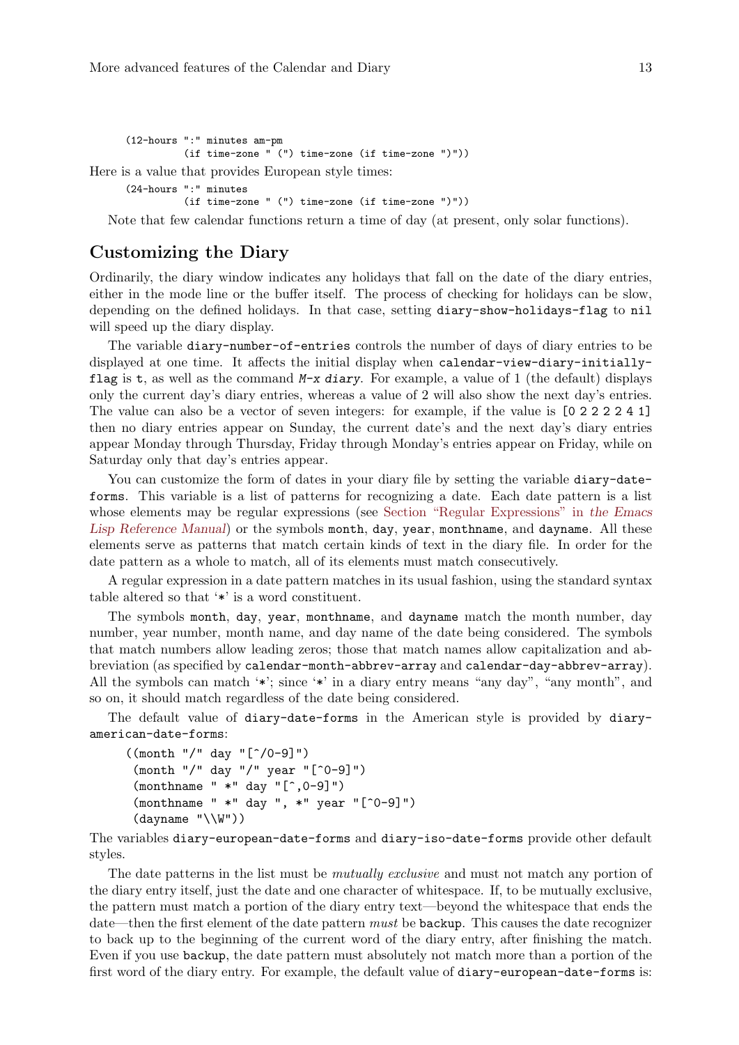```
(12-hours ":" minutes am-pm
          (if time-zone " (") time-zone (if time-zone ")"))
```

Here is a value that provides European style times:

```
(24-hours ":" minutes
          (if time-zone " (") time-zone (if time-zone ")"))
```

Note that few calendar functions return a time of day (at present, only solar functions).

## Customizing the Diary

Ordinarily, the diary window indicates any holidays that fall on the date of the diary entries, either in the mode line or the buffer itself. The process of checking for holidays can be slow, depending on the defined holidays. In that case, setting `diary-show-holidays-flag` to `nil` will speed up the diary display.

The variable `diary-number-of-entries` controls the number of days of diary entries to be displayed at one time. It affects the initial display when `calendar-view-diary-initially-flag` is `t`, as well as the command `M-x diary`. For example, a value of 1 (the default) displays only the current day's diary entries, whereas a value of 2 will also show the next day's entries. The value can also be a vector of seven integers: for example, if the value is `[0 2 2 2 2 4 1]` then no diary entries appear on Sunday, the current date's and the next day's diary entries appear Monday through Thursday, Friday through Monday's entries appear on Friday, while on Saturday only that day's entries appear.

You can customize the form of dates in your diary file by setting the variable `diary-date-forms`. This variable is a list of patterns for recognizing a date. Each date pattern is a list whose elements may be regular expressions (see Section "Regular Expressions" in *the Emacs Lisp Reference Manual*) or the symbols `month`, `day`, `year`, `monthname`, and `dayname`. All these elements serve as patterns that match certain kinds of text in the diary file. In order for the date pattern as a whole to match, all of its elements must match consecutively.

A regular expression in a date pattern matches in its usual fashion, using the standard syntax table altered so that '`*`' is a word constituent.

The symbols `month`, `day`, `year`, `monthname`, and `dayname` match the month number, day number, year number, month name, and day name of the date being considered. The symbols that match numbers allow leading zeros; those that match names allow capitalization and abbreviation (as specified by `calendar-month-abbrev-array` and `calendar-day-abbrev-array`). All the symbols can match '`*`'; since '`*`' in a diary entry means "any day", "any month", and so on, it should match regardless of the date being considered.

The default value of `diary-date-forms` in the American style is provided by `diary-american-date-forms`:

```
((month "/" day "[^/0-9]")
 (month "/" day "/" year "[^0-9]")
 (monthname " *" day "[^,0-9]")
 (monthname " *" day ", *" year "[^0-9]")
 (dayname "\\W"))
```

The variables `diary-european-date-forms` and `diary-iso-date-forms` provide other default styles.

The date patterns in the list must be *mutually exclusive* and must not match any portion of the diary entry itself, just the date and one character of whitespace. If, to be mutually exclusive, the pattern must match a portion of the diary entry text—beyond the whitespace that ends the date—then the first element of the date pattern *must* be `backup`. This causes the date recognizer to back up to the beginning of the current word of the diary entry, after finishing the match. Even if you use `backup`, the date pattern must absolutely not match more than a portion of the first word of the diary entry. For example, the default value of `diary-european-date-forms` is: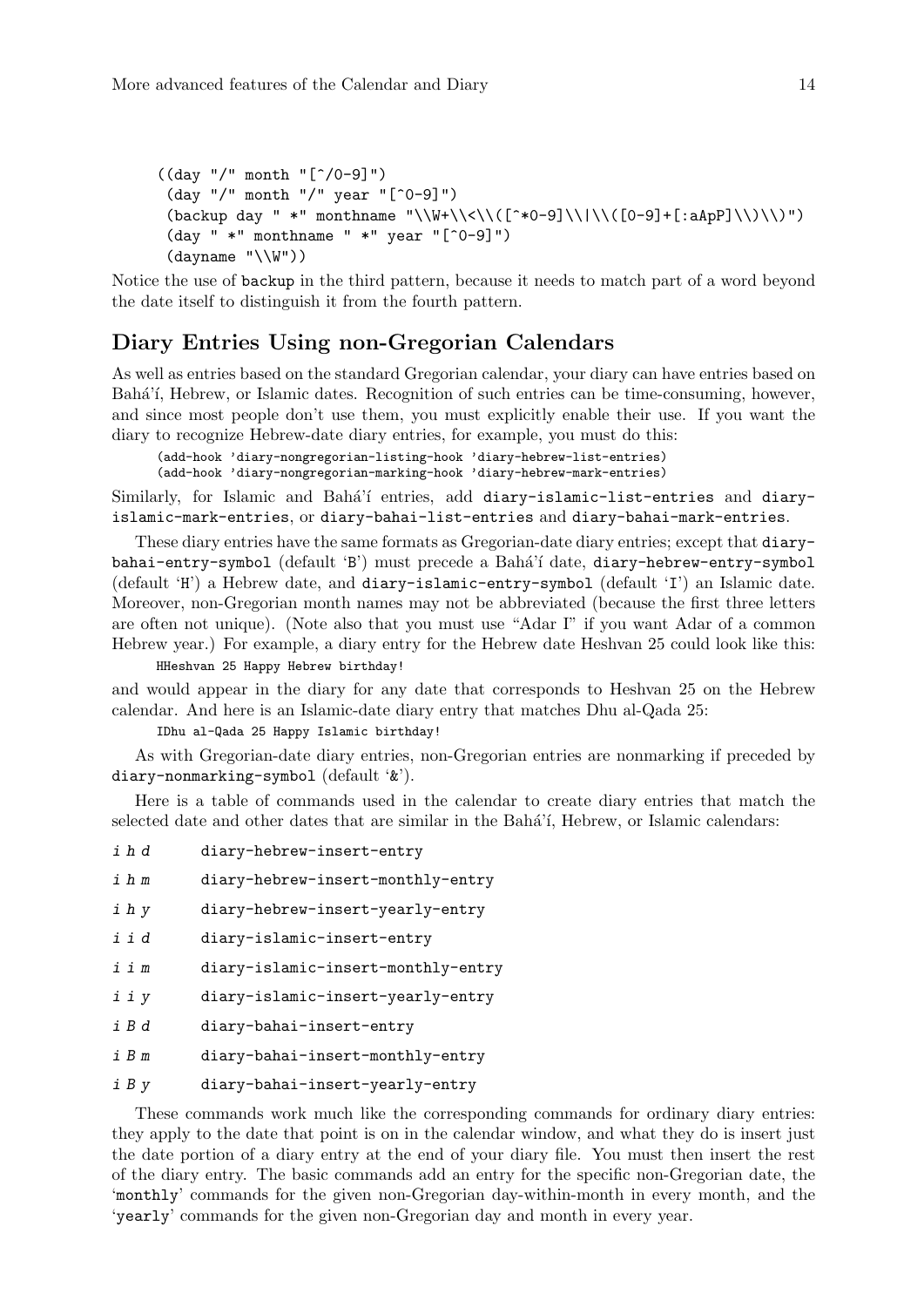```
((day "/" month "[^/0-9]")
 (day "/" month "/" year "[^0-9]")
 (backup day " *" monthname "\\W+\\<\\([^*0-9]\\|\\([0-9]+[:aApP]\\)\\)")
 (day " *" monthname " *" year "[^0-9]")
 (dayname "\\W"))
```

Notice the use of `backup` in the third pattern, because it needs to match part of a word beyond the date itself to distinguish it from the fourth pattern.

## Diary Entries Using non-Gregorian Calendars

As well as entries based on the standard Gregorian calendar, your diary can have entries based on Bahá'í, Hebrew, or Islamic dates. Recognition of such entries can be time-consuming, however, and since most people don't use them, you must explicitly enable their use. If you want the diary to recognize Hebrew-date diary entries, for example, you must do this:

```
(add-hook 'diary-nongregorian-listing-hook 'diary-hebrew-list-entries)
(add-hook 'diary-nongregorian-marking-hook 'diary-hebrew-mark-entries)
```

Similarly, for Islamic and Bahá'í entries, add `diary-islamic-list-entries` and `diary-islamic-mark-entries`, or `diary-bahai-list-entries` and `diary-bahai-mark-entries`.

These diary entries have the same formats as Gregorian-date diary entries; except that `diary-bahai-entry-symbol` (default 'B') must precede a Bahá'í date, `diary-hebrew-entry-symbol` (default 'H') a Hebrew date, and `diary-islamic-entry-symbol` (default 'I') an Islamic date. Moreover, non-Gregorian month names may not be abbreviated (because the first three letters are often not unique). (Note also that you must use "Adar I" if you want Adar of a common Hebrew year.) For example, a diary entry for the Hebrew date Heshvan 25 could look like this:

```
HHeshvan 25 Happy Hebrew birthday!
```

and would appear in the diary for any date that corresponds to Heshvan 25 on the Hebrew calendar. And here is an Islamic-date diary entry that matches Dhu al-Qada 25:

```
IDhu al-Qada 25 Happy Islamic birthday!
```

As with Gregorian-date diary entries, non-Gregorian entries are nonmarking if preceded by `diary-nonmarking-symbol` (default '&').

Here is a table of commands used in the calendar to create diary entries that match the selected date and other dates that are similar in the Bahá'í, Hebrew, or Islamic calendars:

*i h d* `diary-hebrew-insert-entry`

*i h m* `diary-hebrew-insert-monthly-entry`

*i h y* `diary-hebrew-insert-yearly-entry`

*i i d* `diary-islamic-insert-entry`

*i i m* `diary-islamic-insert-monthly-entry`

*i i y* `diary-islamic-insert-yearly-entry`

*i B d* `diary-bahai-insert-entry`

*i B m* `diary-bahai-insert-monthly-entry`

*i B y* `diary-bahai-insert-yearly-entry`

These commands work much like the corresponding commands for ordinary diary entries: they apply to the date that point is on in the calendar window, and what they do is insert just the date portion of a diary entry at the end of your diary file. You must then insert the rest of the diary entry. The basic commands add an entry for the specific non-Gregorian date, the '`monthly`' commands for the given non-Gregorian day-within-month in every month, and the '`yearly`' commands for the given non-Gregorian day and month in every year.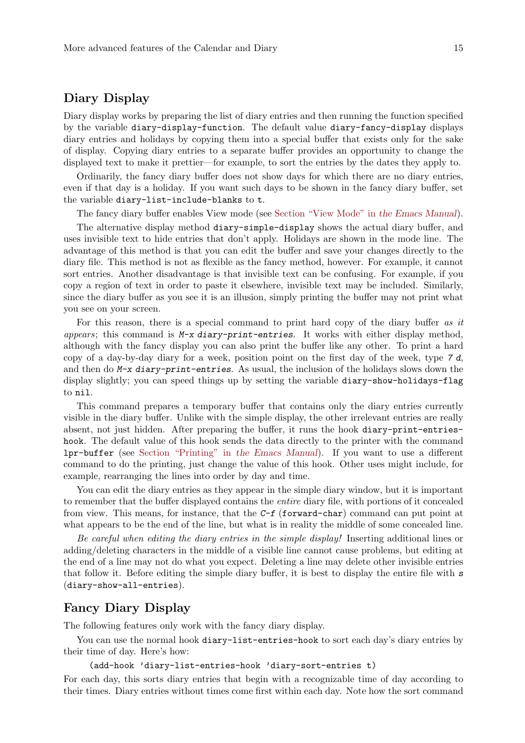## Diary Display

Diary display works by preparing the list of diary entries and then running the function specified by the variable `diary-display-function`. The default value `diary-fancy-display` displays diary entries and holidays by copying them into a special buffer that exists only for the sake of display. Copying diary entries to a separate buffer provides an opportunity to change the displayed text to make it prettier—for example, to sort the entries by the dates they apply to.

Ordinarily, the fancy diary buffer does not show days for which there are no diary entries, even if that day is a holiday. If you want such days to be shown in the fancy diary buffer, set the variable `diary-list-include-blanks` to `t`.

The fancy diary buffer enables View mode (see Section "View Mode" in *the Emacs Manual*).

The alternative display method `diary-simple-display` shows the actual diary buffer, and uses invisible text to hide entries that don't apply. Holidays are shown in the mode line. The advantage of this method is that you can edit the buffer and save your changes directly to the diary file. This method is not as flexible as the fancy method, however. For example, it cannot sort entries. Another disadvantage is that invisible text can be confusing. For example, if you copy a region of text in order to paste it elsewhere, invisible text may be included. Similarly, since the diary buffer as you see it is an illusion, simply printing the buffer may not print what you see on your screen.

For this reason, there is a special command to print hard copy of the diary buffer *as it appears*; this command is `M-x diary-print-entries`. It works with either display method, although with the fancy display you can also print the buffer like any other. To print a hard copy of a day-by-day diary for a week, position point on the first day of the week, type `7 d`, and then do `M-x diary-print-entries`. As usual, the inclusion of the holidays slows down the display slightly; you can speed things up by setting the variable `diary-show-holidays-flag` to `nil`.

This command prepares a temporary buffer that contains only the diary entries currently visible in the diary buffer. Unlike with the simple display, the other irrelevant entries are really absent, not just hidden. After preparing the buffer, it runs the hook `diary-print-entries-hook`. The default value of this hook sends the data directly to the printer with the command `lpr-buffer` (see Section "Printing" in *the Emacs Manual*). If you want to use a different command to do the printing, just change the value of this hook. Other uses might include, for example, rearranging the lines into order by day and time.

You can edit the diary entries as they appear in the simple diary window, but it is important to remember that the buffer displayed contains the *entire* diary file, with portions of it concealed from view. This means, for instance, that the `C-f` (`forward-char`) command can put point at what appears to be the end of the line, but what is in reality the middle of some concealed line.

*Be careful when editing the diary entries in the simple display!* Inserting additional lines or adding/deleting characters in the middle of a visible line cannot cause problems, but editing at the end of a line may not do what you expect. Deleting a line may delete other invisible entries that follow it. Before editing the simple diary buffer, it is best to display the entire file with `s` (`diary-show-all-entries`).

## Fancy Diary Display

The following features only work with the fancy diary display.

You can use the normal hook `diary-list-entries-hook` to sort each day's diary entries by their time of day. Here's how:

```
(add-hook 'diary-list-entries-hook 'diary-sort-entries t)
```

For each day, this sorts diary entries that begin with a recognizable time of day according to their times. Diary entries without times come first within each day. Note how the sort command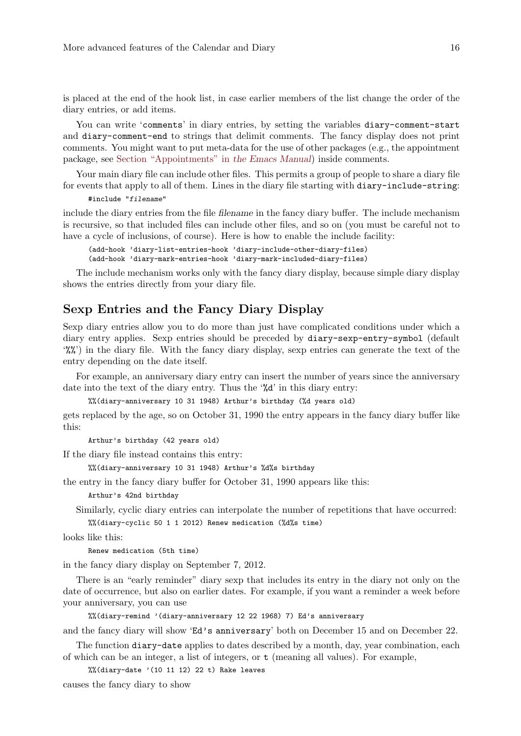is placed at the end of the hook list, in case earlier members of the list change the order of the diary entries, or add items.

You can write '`comments`' in diary entries, by setting the variables `diary-comment-start` and `diary-comment-end` to strings that delimit comments. The fancy display does not print comments. You might want to put meta-data for the use of other packages (e.g., the appointment package, see Section "Appointments" in *the Emacs Manual*) inside comments.

Your main diary file can include other files. This permits a group of people to share a diary file for events that apply to all of them. Lines in the diary file starting with `diary-include-string`:

```
#include "filename"
```

include the diary entries from the file *filename* in the fancy diary buffer. The include mechanism is recursive, so that included files can include other files, and so on (you must be careful not to have a cycle of inclusions, of course). Here is how to enable the include facility:

```
(add-hook 'diary-list-entries-hook 'diary-include-other-diary-files)
(add-hook 'diary-mark-entries-hook 'diary-mark-included-diary-files)
```

The include mechanism works only with the fancy diary display, because simple diary display shows the entries directly from your diary file.

## Sexp Entries and the Fancy Diary Display

Sexp diary entries allow you to do more than just have complicated conditions under which a diary entry applies. Sexp entries should be preceded by `diary-sexp-entry-symbol` (default '`%%`') in the diary file. With the fancy diary display, sexp entries can generate the text of the entry depending on the date itself.

For example, an anniversary diary entry can insert the number of years since the anniversary date into the text of the diary entry. Thus the '`%d`' in this diary entry:

```
%%(diary-anniversary 10 31 1948) Arthur's birthday (%d years old)
```

gets replaced by the age, so on October 31, 1990 the entry appears in the fancy diary buffer like this:

```
Arthur's birthday (42 years old)
```

If the diary file instead contains this entry:

```
%%(diary-anniversary 10 31 1948) Arthur's %d%s birthday
```

the entry in the fancy diary buffer for October 31, 1990 appears like this:

```
Arthur's 42nd birthday
```

Similarly, cyclic diary entries can interpolate the number of repetitions that have occurred:

```
%%(diary-cyclic 50 1 1 2012) Renew medication (%d%s time)
```

looks like this:

```
Renew medication (5th time)
```

in the fancy diary display on September 7, 2012.

There is an "early reminder" diary sexp that includes its entry in the diary not only on the date of occurrence, but also on earlier dates. For example, if you want a reminder a week before your anniversary, you can use

```
%%(diary-remind '(diary-anniversary 12 22 1968) 7) Ed's anniversary
```

and the fancy diary will show '`Ed's anniversary`' both on December 15 and on December 22.

The function `diary-date` applies to dates described by a month, day, year combination, each of which can be an integer, a list of integers, or `t` (meaning all values). For example,

```
%%(diary-date '(10 11 12) 22 t) Rake leaves
```

causes the fancy diary to show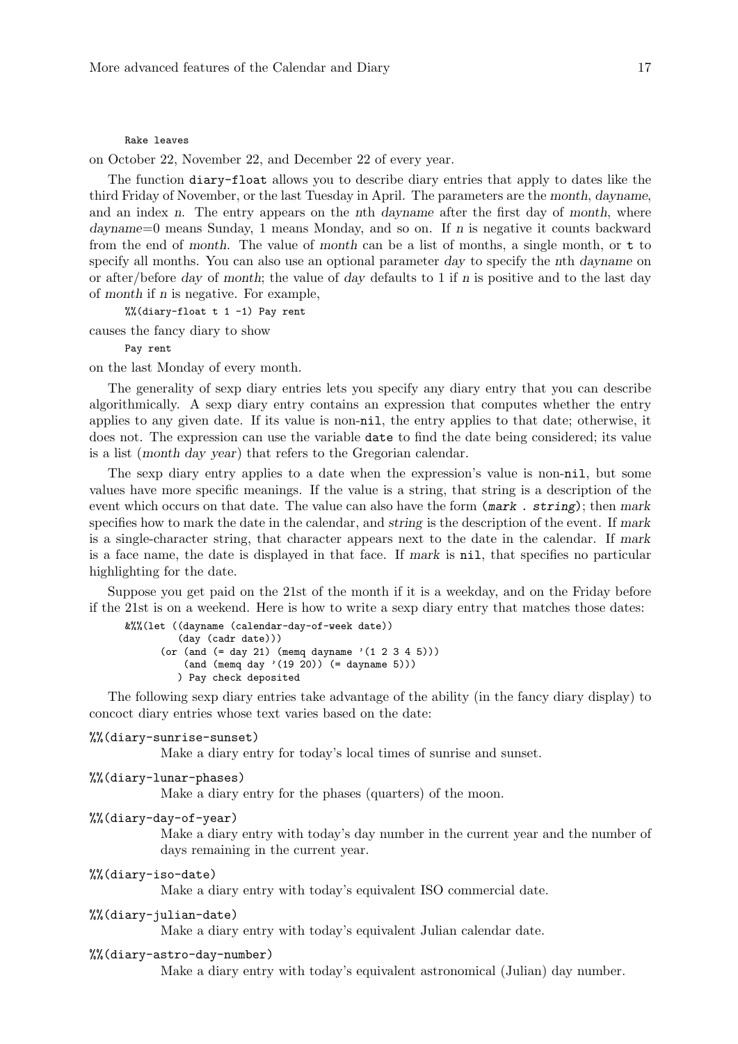```
Rake leaves
```

on October 22, November 22, and December 22 of every year.

The function `diary-float` allows you to describe diary entries that apply to dates like the third Friday of November, or the last Tuesday in April. The parameters are the *month*, *dayname*, and an index *n*. The entry appears on the *n*th *dayname* after the first day of *month*, where *dayname*=0 means Sunday, 1 means Monday, and so on. If *n* is negative it counts backward from the end of *month*. The value of *month* can be a list of months, a single month, or `t` to specify all months. You can also use an optional parameter *day* to specify the *n*th *dayname* on or after/before *day* of *month*; the value of *day* defaults to 1 if *n* is positive and to the last day of *month* if *n* is negative. For example,

```
%%(diary-float t 1 -1) Pay rent
```

causes the fancy diary to show

```
Pay rent
```

on the last Monday of every month.

The generality of sexp diary entries lets you specify any diary entry that you can describe algorithmically. A sexp diary entry contains an expression that computes whether the entry applies to any given date. If its value is non-`nil`, the entry applies to that date; otherwise, it does not. The expression can use the variable `date` to find the date being considered; its value is a list (*month day year*) that refers to the Gregorian calendar.

The sexp diary entry applies to a date when the expression's value is non-`nil`, but some values have more specific meanings. If the value is a string, that string is a description of the event which occurs on that date. The value can also have the form `(mark . string)`; then *mark* specifies how to mark the date in the calendar, and *string* is the description of the event. If *mark* is a single-character string, that character appears next to the date in the calendar. If *mark* is a face name, the date is displayed in that face. If *mark* is `nil`, that specifies no particular highlighting for the date.

Suppose you get paid on the 21st of the month if it is a weekday, and on the Friday before if the 21st is on a weekend. Here is how to write a sexp diary entry that matches those dates:

```
&%%(let ((dayname (calendar-day-of-week date))
         (day (cadr date)))
      (or (and (= day 21) (memq dayname '(1 2 3 4 5)))
          (and (memq day '(19 20)) (= dayname 5)))
         ) Pay check deposited
```

The following sexp diary entries take advantage of the ability (in the fancy diary display) to concoct diary entries whose text varies based on the date:

`%%(diary-sunrise-sunset)`
: Make a diary entry for today's local times of sunrise and sunset.

`%%(diary-lunar-phases)`
: Make a diary entry for the phases (quarters) of the moon.

`%%(diary-day-of-year)`
: Make a diary entry with today's day number in the current year and the number of days remaining in the current year.

`%%(diary-iso-date)`
: Make a diary entry with today's equivalent ISO commercial date.

`%%(diary-julian-date)`
: Make a diary entry with today's equivalent Julian calendar date.

`%%(diary-astro-day-number)`
: Make a diary entry with today's equivalent astronomical (Julian) day number.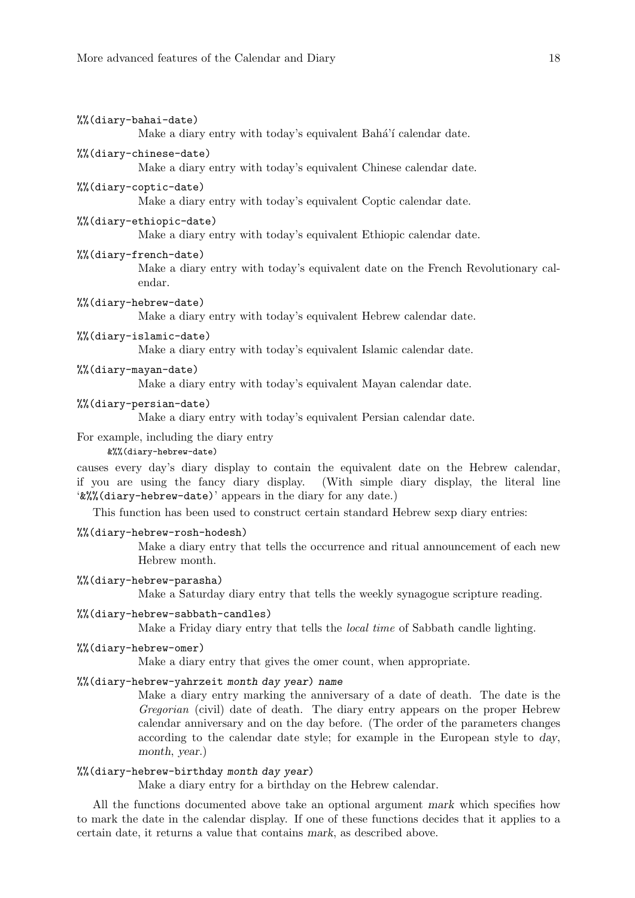`%%(diary-bahai-date)`
: Make a diary entry with today's equivalent Bahá'í calendar date.

`%%(diary-chinese-date)`
: Make a diary entry with today's equivalent Chinese calendar date.

`%%(diary-coptic-date)`
: Make a diary entry with today's equivalent Coptic calendar date.

`%%(diary-ethiopic-date)`
: Make a diary entry with today's equivalent Ethiopic calendar date.

`%%(diary-french-date)`
: Make a diary entry with today's equivalent date on the French Revolutionary calendar.

`%%(diary-hebrew-date)`
: Make a diary entry with today's equivalent Hebrew calendar date.

`%%(diary-islamic-date)`
: Make a diary entry with today's equivalent Islamic calendar date.

`%%(diary-mayan-date)`
: Make a diary entry with today's equivalent Mayan calendar date.

`%%(diary-persian-date)`
: Make a diary entry with today's equivalent Persian calendar date.

For example, including the diary entry

```
&%%(diary-hebrew-date)
```

causes every day's diary display to contain the equivalent date on the Hebrew calendar, if you are using the fancy diary display. (With simple diary display, the literal line '`&%%(diary-hebrew-date)`' appears in the diary for any date.)

This function has been used to construct certain standard Hebrew sexp diary entries:

`%%(diary-hebrew-rosh-hodesh)`
: Make a diary entry that tells the occurrence and ritual announcement of each new Hebrew month.

`%%(diary-hebrew-parasha)`
: Make a Saturday diary entry that tells the weekly synagogue scripture reading.

`%%(diary-hebrew-sabbath-candles)`
: Make a Friday diary entry that tells the *local time* of Sabbath candle lighting.

`%%(diary-hebrew-omer)`
: Make a diary entry that gives the omer count, when appropriate.

`%%(diary-hebrew-yahrzeit` *`month day year`*`)` *`name`*
: Make a diary entry marking the anniversary of a date of death. The date is the *Gregorian* (civil) date of death. The diary entry appears on the proper Hebrew calendar anniversary and on the day before. (The order of the parameters changes according to the calendar date style; for example in the European style to *day*, *month*, *year*.)

`%%(diary-hebrew-birthday` *`month day year`*`)`
: Make a diary entry for a birthday on the Hebrew calendar.

All the functions documented above take an optional argument *mark* which specifies how to mark the date in the calendar display. If one of these functions decides that it applies to a certain date, it returns a value that contains *mark*, as described above.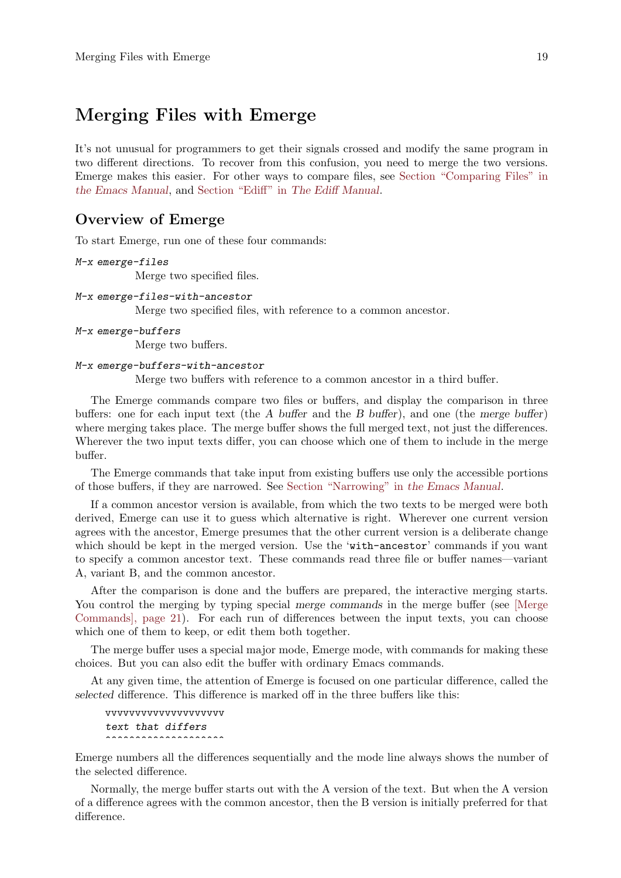# Merging Files with Emerge

It's not unusual for programmers to get their signals crossed and modify the same program in two different directions. To recover from this confusion, you need to merge the two versions. Emerge makes this easier. For other ways to compare files, see Section "Comparing Files" in *the Emacs Manual*, and Section "Ediff" in *The Ediff Manual*.

## Overview of Emerge

To start Emerge, run one of these four commands:

*M-x emerge-files*
: Merge two specified files.

*M-x emerge-files-with-ancestor*
: Merge two specified files, with reference to a common ancestor.

*M-x emerge-buffers*
: Merge two buffers.

*M-x emerge-buffers-with-ancestor*
: Merge two buffers with reference to a common ancestor in a third buffer.

The Emerge commands compare two files or buffers, and display the comparison in three buffers: one for each input text (the *A buffer* and the *B buffer*), and one (the *merge buffer*) where merging takes place. The merge buffer shows the full merged text, not just the differences. Wherever the two input texts differ, you can choose which one of them to include in the merge buffer.

The Emerge commands that take input from existing buffers use only the accessible portions of those buffers, if they are narrowed. See Section "Narrowing" in *the Emacs Manual*.

If a common ancestor version is available, from which the two texts to be merged were both derived, Emerge can use it to guess which alternative is right. Wherever one current version agrees with the ancestor, Emerge presumes that the other current version is a deliberate change which should be kept in the merged version. Use the '`with-ancestor`' commands if you want to specify a common ancestor text. These commands read three file or buffer names—variant A, variant B, and the common ancestor.

After the comparison is done and the buffers are prepared, the interactive merging starts. You control the merging by typing special *merge commands* in the merge buffer (see [Merge Commands], page 21). For each run of differences between the input texts, you can choose which one of them to keep, or edit them both together.

The merge buffer uses a special major mode, Emerge mode, with commands for making these choices. But you can also edit the buffer with ordinary Emacs commands.

At any given time, the attention of Emerge is focused on one particular difference, called the *selected* difference. This difference is marked off in the three buffers like this:

```
vvvvvvvvvvvvvvvvvvvv
text that differs
^^^^^^^^^^^^^^^^^^^^
```

Emerge numbers all the differences sequentially and the mode line always shows the number of the selected difference.

Normally, the merge buffer starts out with the A version of the text. But when the A version of a difference agrees with the common ancestor, then the B version is initially preferred for that difference.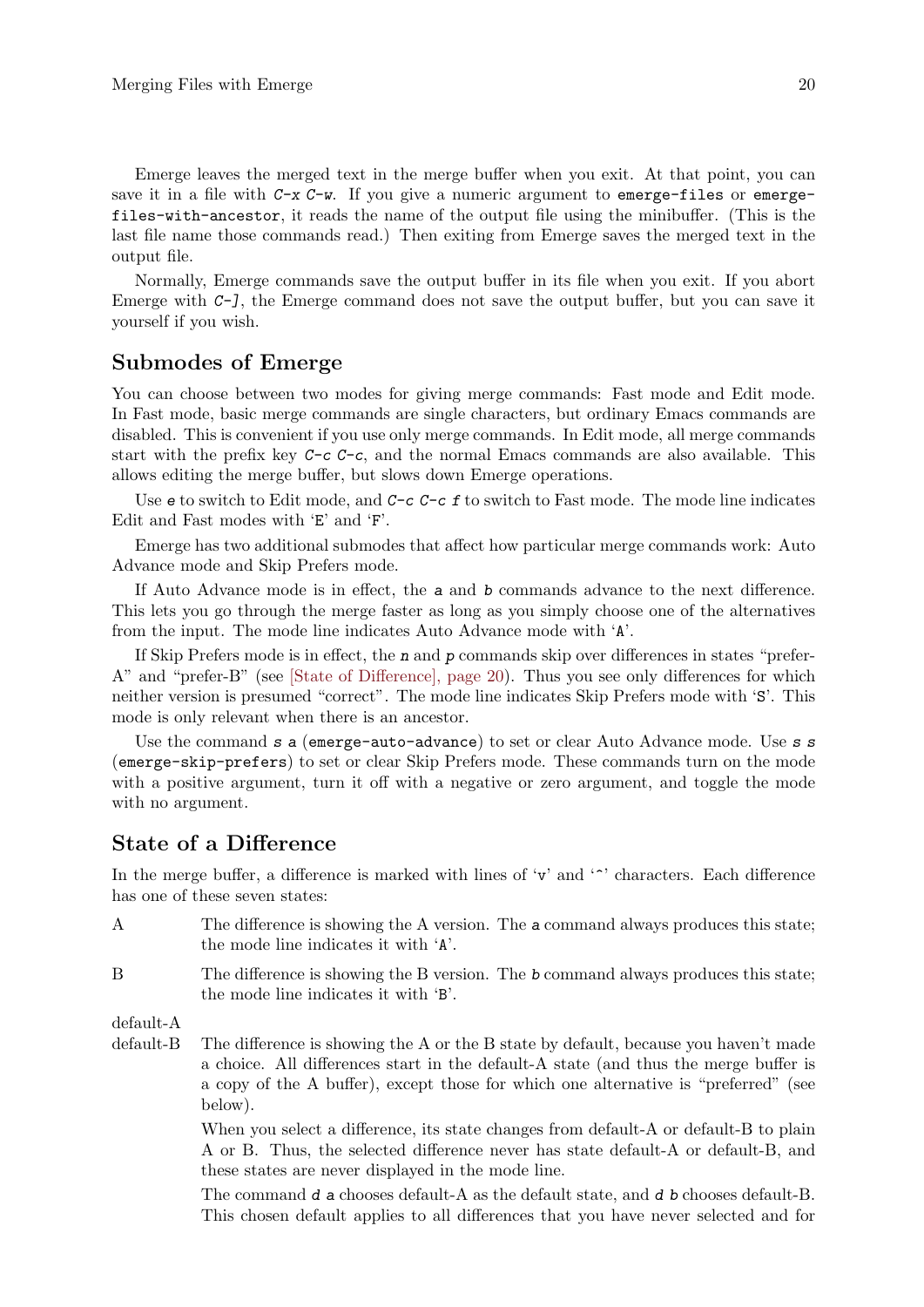Emerge leaves the merged text in the merge buffer when you exit. At that point, you can save it in a file with `C-x C-w`. If you give a numeric argument to `emerge-files` or `emerge-files-with-ancestor`, it reads the name of the output file using the minibuffer. (This is the last file name those commands read.) Then exiting from Emerge saves the merged text in the output file.

Normally, Emerge commands save the output buffer in its file when you exit. If you abort Emerge with `C-]`, the Emerge command does not save the output buffer, but you can save it yourself if you wish.

## Submodes of Emerge

You can choose between two modes for giving merge commands: Fast mode and Edit mode. In Fast mode, basic merge commands are single characters, but ordinary Emacs commands are disabled. This is convenient if you use only merge commands. In Edit mode, all merge commands start with the prefix key `C-c C-c`, and the normal Emacs commands are also available. This allows editing the merge buffer, but slows down Emerge operations.

Use `e` to switch to Edit mode, and `C-c C-c f` to switch to Fast mode. The mode line indicates Edit and Fast modes with '`E`' and '`F`'.

Emerge has two additional submodes that affect how particular merge commands work: Auto Advance mode and Skip Prefers mode.

If Auto Advance mode is in effect, the `a` and `b` commands advance to the next difference. This lets you go through the merge faster as long as you simply choose one of the alternatives from the input. The mode line indicates Auto Advance mode with '`A`'.

If Skip Prefers mode is in effect, the `n` and `p` commands skip over differences in states "prefer-A" and "prefer-B" (see [State of Difference], page 20). Thus you see only differences for which neither version is presumed "correct". The mode line indicates Skip Prefers mode with '`S`'. This mode is only relevant when there is an ancestor.

Use the command `s a` (`emerge-auto-advance`) to set or clear Auto Advance mode. Use `s s` (`emerge-skip-prefers`) to set or clear Skip Prefers mode. These commands turn on the mode with a positive argument, turn it off with a negative or zero argument, and toggle the mode with no argument.

## State of a Difference

In the merge buffer, a difference is marked with lines of '`v`' and '`^`' characters. Each difference has one of these seven states:

A
: The difference is showing the A version. The `a` command always produces this state; the mode line indicates it with '`A`'.

B
: The difference is showing the B version. The `b` command always produces this state; the mode line indicates it with '`B`'.

default-A
default-B
: The difference is showing the A or the B state by default, because you haven't made a choice. All differences start in the default-A state (and thus the merge buffer is a copy of the A buffer), except those for which one alternative is "preferred" (see below).

  When you select a difference, its state changes from default-A or default-B to plain A or B. Thus, the selected difference never has state default-A or default-B, and these states are never displayed in the mode line.

  The command `d a` chooses default-A as the default state, and `d b` chooses default-B. This chosen default applies to all differences that you have never selected and for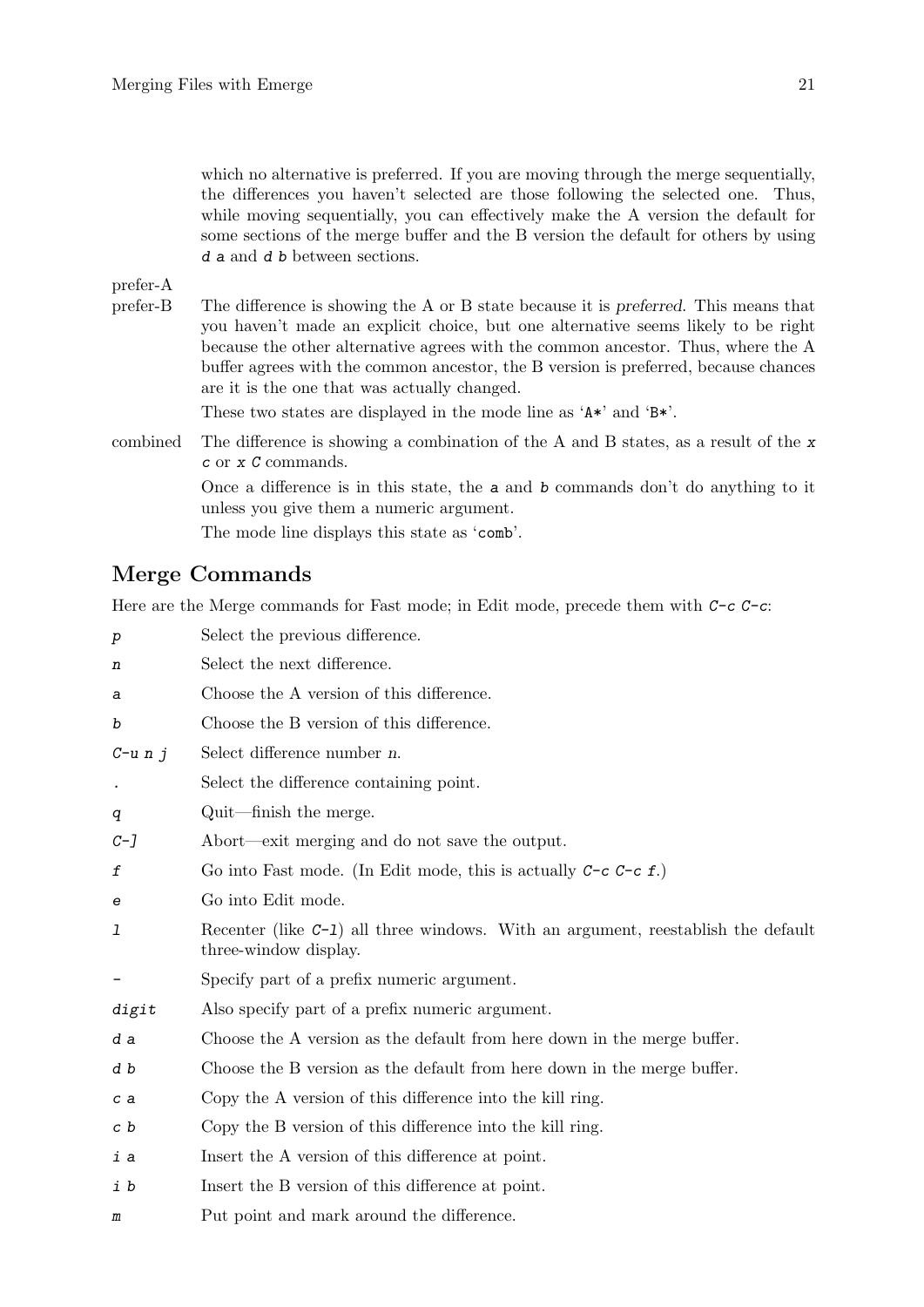which no alternative is preferred. If you are moving through the merge sequentially, the differences you haven't selected are those following the selected one. Thus, while moving sequentially, you can effectively make the A version the default for some sections of the merge buffer and the B version the default for others by using `d a` and `d b` between sections.

prefer-A
prefer-B
: The difference is showing the A or B state because it is *preferred*. This means that you haven't made an explicit choice, but one alternative seems likely to be right because the other alternative agrees with the common ancestor. Thus, where the A buffer agrees with the common ancestor, the B version is preferred, because chances are it is the one that was actually changed.

  These two states are displayed in the mode line as '`A*`' and '`B*`'.

combined
: The difference is showing a combination of the A and B states, as a result of the `x c` or `x C` commands.

  Once a difference is in this state, the `a` and `b` commands don't do anything to it unless you give them a numeric argument.

  The mode line displays this state as '`comb`'.

## Merge Commands

Here are the Merge commands for Fast mode; in Edit mode, precede them with `C-c C-c`:

- `p` Select the previous difference.
- `n` Select the next difference.
- `a` Choose the A version of this difference.
- `b` Choose the B version of this difference.
- `C-u n j` Select difference number *n*.
- `.` Select the difference containing point.
- `q` Quit—finish the merge.
- `C-]` Abort—exit merging and do not save the output.
- `f` Go into Fast mode. (In Edit mode, this is actually `C-c C-c f`.)
- `e` Go into Edit mode.
- `l` Recenter (like `C-l`) all three windows. With an argument, reestablish the default three-window display.
- `-` Specify part of a prefix numeric argument.
- `digit` Also specify part of a prefix numeric argument.
- `d a` Choose the A version as the default from here down in the merge buffer.
- `d b` Choose the B version as the default from here down in the merge buffer.
- `c a` Copy the A version of this difference into the kill ring.
- `c b` Copy the B version of this difference into the kill ring.
- `i a` Insert the A version of this difference at point.
- `i b` Insert the B version of this difference at point.
- `m` Put point and mark around the difference.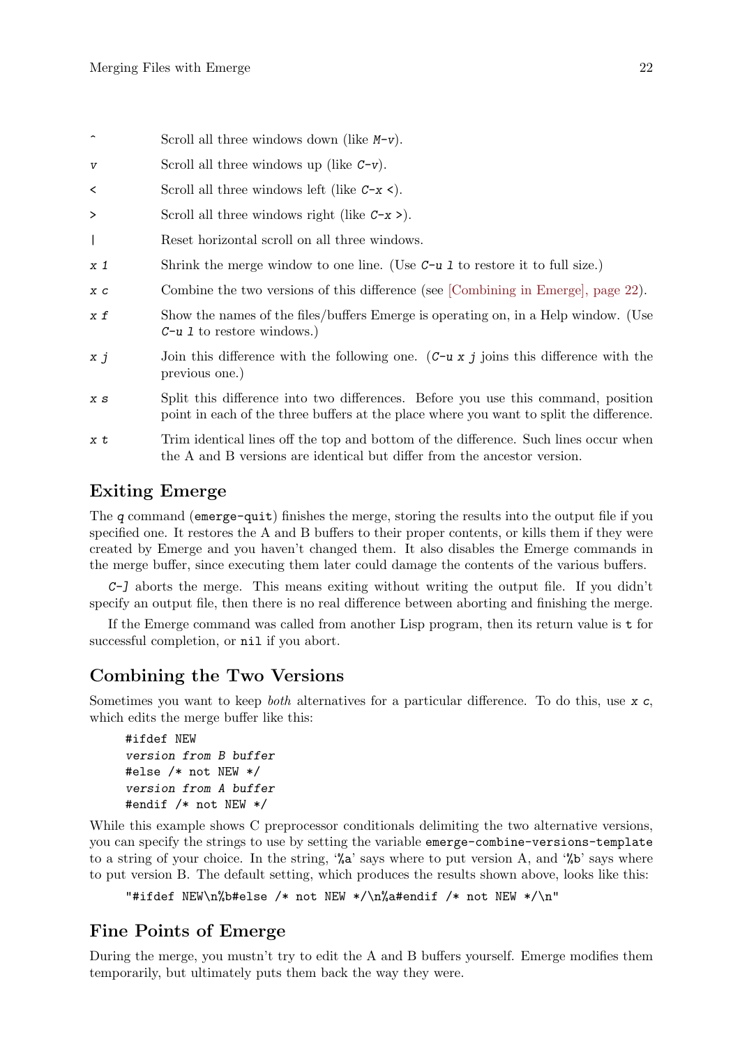`^` Scroll all three windows down (like *M-v*).

`v` Scroll all three windows up (like *C-v*).

`<` Scroll all three windows left (like *C-x <*).

`>` Scroll all three windows right (like *C-x >*).

`|` Reset horizontal scroll on all three windows.

*x 1* Shrink the merge window to one line. (Use *C-u l* to restore it to full size.)

*x c* Combine the two versions of this difference (see [Combining in Emerge], page 22).

*x f* Show the names of the files/buffers Emerge is operating on, in a Help window. (Use *C-u l* to restore windows.)

*x j* Join this difference with the following one. (*C-u x j* joins this difference with the previous one.)

*x s* Split this difference into two differences. Before you use this command, position point in each of the three buffers at the place where you want to split the difference.

*x t* Trim identical lines off the top and bottom of the difference. Such lines occur when the A and B versions are identical but differ from the ancestor version.

## Exiting Emerge

The *q* command (`emerge-quit`) finishes the merge, storing the results into the output file if you specified one. It restores the A and B buffers to their proper contents, or kills them if they were created by Emerge and you haven't changed them. It also disables the Emerge commands in the merge buffer, since executing them later could damage the contents of the various buffers.

*C-]* aborts the merge. This means exiting without writing the output file. If you didn't specify an output file, then there is no real difference between aborting and finishing the merge.

If the Emerge command was called from another Lisp program, then its return value is `t` for successful completion, or `nil` if you abort.

## Combining the Two Versions

Sometimes you want to keep *both* alternatives for a particular difference. To do this, use *x c*, which edits the merge buffer like this:

```
#ifdef NEW
version from B buffer
#else /* not NEW */
version from A buffer
#endif /* not NEW */
```

While this example shows C preprocessor conditionals delimiting the two alternative versions, you can specify the strings to use by setting the variable `emerge-combine-versions-template` to a string of your choice. In the string, '`%a`' says where to put version A, and '`%b`' says where to put version B. The default setting, which produces the results shown above, looks like this:

```
"#ifdef NEW\n%b#else /* not NEW */\n%a#endif /* not NEW */\n"
```

## Fine Points of Emerge

During the merge, you mustn't try to edit the A and B buffers yourself. Emerge modifies them temporarily, but ultimately puts them back the way they were.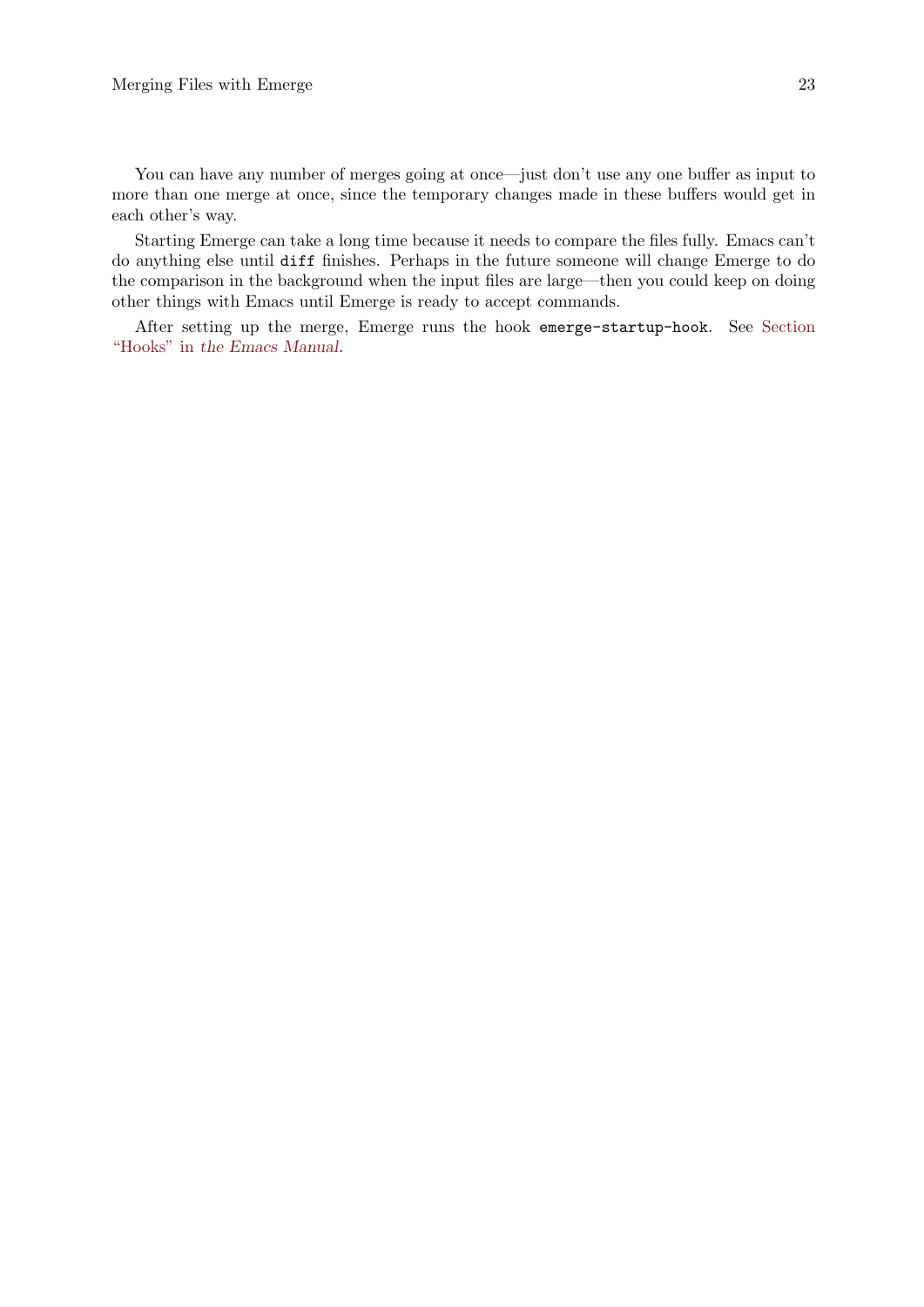You can have any number of merges going at once—just don't use any one buffer as input to more than one merge at once, since the temporary changes made in these buffers would get in each other's way.

Starting Emerge can take a long time because it needs to compare the files fully. Emacs can't do anything else until `diff` finishes. Perhaps in the future someone will change Emerge to do the comparison in the background when the input files are large—then you could keep on doing other things with Emacs until Emerge is ready to accept commands.

After setting up the merge, Emerge runs the hook `emerge-startup-hook`. See Section "Hooks" in *the Emacs Manual*.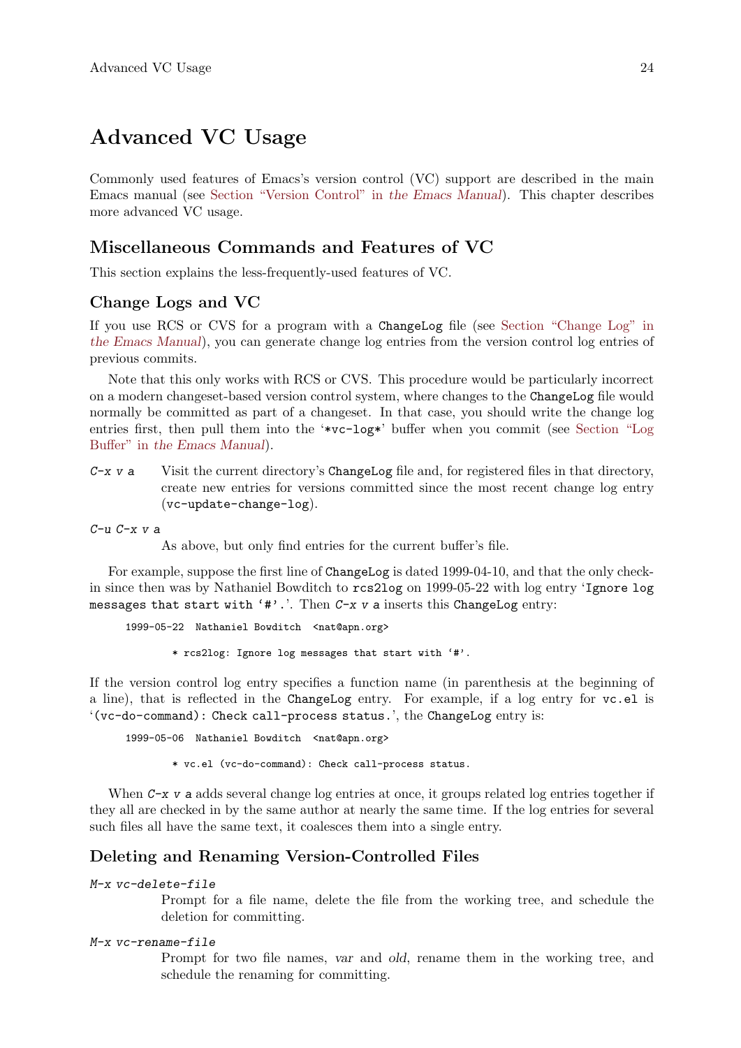# Advanced VC Usage

Commonly used features of Emacs's version control (VC) support are described in the main Emacs manual (see Section "Version Control" in *the Emacs Manual*). This chapter describes more advanced VC usage.

## Miscellaneous Commands and Features of VC

This section explains the less-frequently-used features of VC.

### Change Logs and VC

If you use RCS or CVS for a program with a `ChangeLog` file (see Section "Change Log" in *the Emacs Manual*), you can generate change log entries from the version control log entries of previous commits.

Note that this only works with RCS or CVS. This procedure would be particularly incorrect on a modern changeset-based version control system, where changes to the `ChangeLog` file would normally be committed as part of a changeset. In that case, you should write the change log entries first, then pull them into the '`*vc-log*`' buffer when you commit (see Section "Log Buffer" in *the Emacs Manual*).

*C-x v a*
: Visit the current directory's `ChangeLog` file and, for registered files in that directory, create new entries for versions committed since the most recent change log entry (`vc-update-change-log`).

*C-u C-x v a*
: As above, but only find entries for the current buffer's file.

For example, suppose the first line of `ChangeLog` is dated 1999-04-10, and that the only check-in since then was by Nathaniel Bowditch to `rcs2log` on 1999-05-22 with log entry '`Ignore log messages that start with '#'.`'. Then *C-x v a* inserts this `ChangeLog` entry:

```
1999-05-22  Nathaniel Bowditch  <nat@apn.org>

        * rcs2log: Ignore log messages that start with '#'.
```

If the version control log entry specifies a function name (in parenthesis at the beginning of a line), that is reflected in the `ChangeLog` entry. For example, if a log entry for `vc.el` is '`(vc-do-command): Check call-process status.`', the `ChangeLog` entry is:

```
1999-05-06  Nathaniel Bowditch  <nat@apn.org>

        * vc.el (vc-do-command): Check call-process status.
```

When *C-x v a* adds several change log entries at once, it groups related log entries together if they all are checked in by the same author at nearly the same time. If the log entries for several such files all have the same text, it coalesces them into a single entry.

### Deleting and Renaming Version-Controlled Files

*M-x vc-delete-file*
: Prompt for a file name, delete the file from the working tree, and schedule the deletion for committing.

*M-x vc-rename-file*
: Prompt for two file names, *var* and *old*, rename them in the working tree, and schedule the renaming for committing.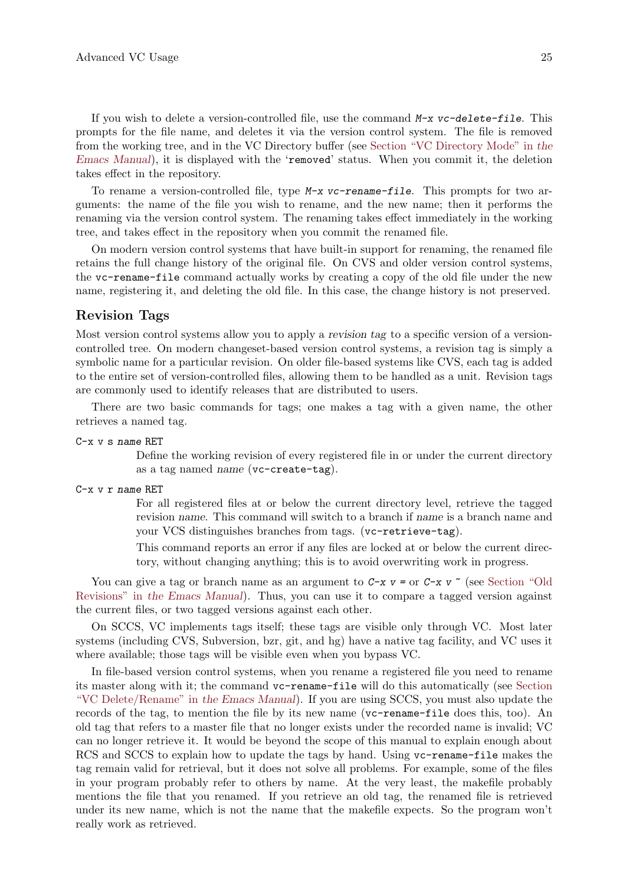If you wish to delete a version-controlled file, use the command `M-x vc-delete-file`. This prompts for the file name, and deletes it via the version control system. The file is removed from the working tree, and in the VC Directory buffer (see Section "VC Directory Mode" in *the Emacs Manual*), it is displayed with the '`removed`' status. When you commit it, the deletion takes effect in the repository.

To rename a version-controlled file, type `M-x vc-rename-file`. This prompts for two arguments: the name of the file you wish to rename, and the new name; then it performs the renaming via the version control system. The renaming takes effect immediately in the working tree, and takes effect in the repository when you commit the renamed file.

On modern version control systems that have built-in support for renaming, the renamed file retains the full change history of the original file. On CVS and older version control systems, the `vc-rename-file` command actually works by creating a copy of the old file under the new name, registering it, and deleting the old file. In this case, the change history is not preserved.

## Revision Tags

Most version control systems allow you to apply a *revision tag* to a specific version of a version-controlled tree. On modern changeset-based version control systems, a revision tag is simply a symbolic name for a particular revision. On older file-based systems like CVS, each tag is added to the entire set of version-controlled files, allowing them to be handled as a unit. Revision tags are commonly used to identify releases that are distributed to users.

There are two basic commands for tags; one makes a tag with a given name, the other retrieves a named tag.

`C-x v s` *name* `RET`
: Define the working revision of every registered file in or under the current directory as a tag named *name* (`vc-create-tag`).

`C-x v r` *name* `RET`
: For all registered files at or below the current directory level, retrieve the tagged revision *name*. This command will switch to a branch if *name* is a branch name and your VCS distinguishes branches from tags. (`vc-retrieve-tag`).

  This command reports an error if any files are locked at or below the current directory, without changing anything; this is to avoid overwriting work in progress.

You can give a tag or branch name as an argument to `C-x v =` or `C-x v ~` (see Section "Old Revisions" in *the Emacs Manual*). Thus, you can use it to compare a tagged version against the current files, or two tagged versions against each other.

On SCCS, VC implements tags itself; these tags are visible only through VC. Most later systems (including CVS, Subversion, bzr, git, and hg) have a native tag facility, and VC uses it where available; those tags will be visible even when you bypass VC.

In file-based version control systems, when you rename a registered file you need to rename its master along with it; the command `vc-rename-file` will do this automatically (see Section "VC Delete/Rename" in *the Emacs Manual*). If you are using SCCS, you must also update the records of the tag, to mention the file by its new name (`vc-rename-file` does this, too). An old tag that refers to a master file that no longer exists under the recorded name is invalid; VC can no longer retrieve it. It would be beyond the scope of this manual to explain enough about RCS and SCCS to explain how to update the tags by hand. Using `vc-rename-file` makes the tag remain valid for retrieval, but it does not solve all problems. For example, some of the files in your program probably refer to others by name. At the very least, the makefile probably mentions the file that you renamed. If you retrieve an old tag, the renamed file is retrieved under its new name, which is not the name that the makefile expects. So the program won't really work as retrieved.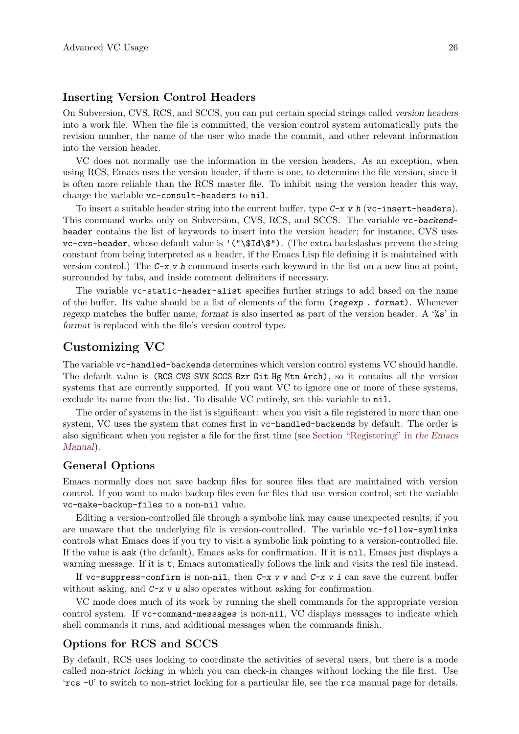### Inserting Version Control Headers

On Subversion, CVS, RCS, and SCCS, you can put certain special strings called *version headers* into a work file. When the file is committed, the version control system automatically puts the revision number, the name of the user who made the commit, and other relevant information into the version header.

VC does not normally use the information in the version headers. As an exception, when using RCS, Emacs uses the version header, if there is one, to determine the file version, since it is often more reliable than the RCS master file. To inhibit using the version header this way, change the variable `vc-consult-headers` to `nil`.

To insert a suitable header string into the current buffer, type `C-x v h` (`vc-insert-headers`). This command works only on Subversion, CVS, RCS, and SCCS. The variable `vc-backend-header` contains the list of keywords to insert into the version header; for instance, CVS uses `vc-cvs-header`, whose default value is `'("\$Id\$")`. (The extra backslashes prevent the string constant from being interpreted as a header, if the Emacs Lisp file defining it is maintained with version control.) The `C-x v h` command inserts each keyword in the list on a new line at point, surrounded by tabs, and inside comment delimiters if necessary.

The variable `vc-static-header-alist` specifies further strings to add based on the name of the buffer. Its value should be a list of elements of the form `(regexp . format)`. Whenever *regexp* matches the buffer name, *format* is also inserted as part of the version header. A '`%s`' in *format* is replaced with the file's version control type.

## Customizing VC

The variable `vc-handled-backends` determines which version control systems VC should handle. The default value is `(RCS CVS SVN SCCS Bzr Git Hg Mtn Arch)`, so it contains all the version systems that are currently supported. If you want VC to ignore one or more of these systems, exclude its name from the list. To disable VC entirely, set this variable to `nil`.

The order of systems in the list is significant: when you visit a file registered in more than one system, VC uses the system that comes first in `vc-handled-backends` by default. The order is also significant when you register a file for the first time (see Section "Registering" in *the Emacs Manual*).

### General Options

Emacs normally does not save backup files for source files that are maintained with version control. If you want to make backup files even for files that use version control, set the variable `vc-make-backup-files` to a non-`nil` value.

Editing a version-controlled file through a symbolic link may cause unexpected results, if you are unaware that the underlying file is version-controlled. The variable `vc-follow-symlinks` controls what Emacs does if you try to visit a symbolic link pointing to a version-controlled file. If the value is `ask` (the default), Emacs asks for confirmation. If it is `nil`, Emacs just displays a warning message. If it is `t`, Emacs automatically follows the link and visits the real file instead.

If `vc-suppress-confirm` is non-`nil`, then `C-x v v` and `C-x v i` can save the current buffer without asking, and `C-x v u` also operates without asking for confirmation.

VC mode does much of its work by running the shell commands for the appropriate version control system. If `vc-command-messages` is non-`nil`, VC displays messages to indicate which shell commands it runs, and additional messages when the commands finish.

### Options for RCS and SCCS

By default, RCS uses locking to coordinate the activities of several users, but there is a mode called *non-strict locking* in which you can check-in changes without locking the file first. Use '`rcs -U`' to switch to non-strict locking for a particular file, see the `rcs` manual page for details.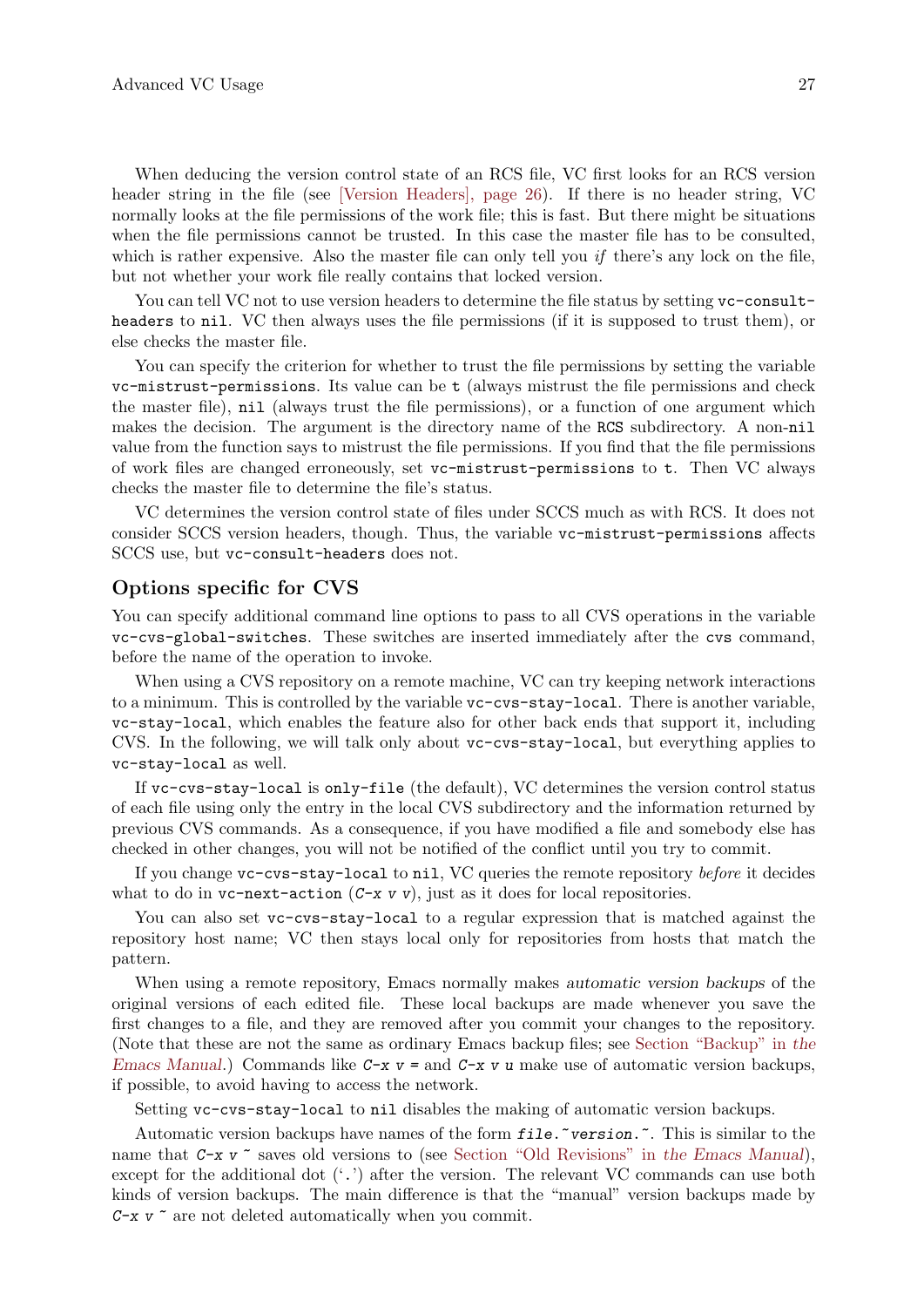When deducing the version control state of an RCS file, VC first looks for an RCS version header string in the file (see [Version Headers], page 26). If there is no header string, VC normally looks at the file permissions of the work file; this is fast. But there might be situations when the file permissions cannot be trusted. In this case the master file has to be consulted, which is rather expensive. Also the master file can only tell you *if* there's any lock on the file, but not whether your work file really contains that locked version.

You can tell VC not to use version headers to determine the file status by setting `vc-consult-headers` to `nil`. VC then always uses the file permissions (if it is supposed to trust them), or else checks the master file.

You can specify the criterion for whether to trust the file permissions by setting the variable `vc-mistrust-permissions`. Its value can be `t` (always mistrust the file permissions and check the master file), `nil` (always trust the file permissions), or a function of one argument which makes the decision. The argument is the directory name of the `RCS` subdirectory. A non-`nil` value from the function says to mistrust the file permissions. If you find that the file permissions of work files are changed erroneously, set `vc-mistrust-permissions` to `t`. Then VC always checks the master file to determine the file's status.

VC determines the version control state of files under SCCS much as with RCS. It does not consider SCCS version headers, though. Thus, the variable `vc-mistrust-permissions` affects SCCS use, but `vc-consult-headers` does not.

### Options specific for CVS

You can specify additional command line options to pass to all CVS operations in the variable `vc-cvs-global-switches`. These switches are inserted immediately after the `cvs` command, before the name of the operation to invoke.

When using a CVS repository on a remote machine, VC can try keeping network interactions to a minimum. This is controlled by the variable `vc-cvs-stay-local`. There is another variable, `vc-stay-local`, which enables the feature also for other back ends that support it, including CVS. In the following, we will talk only about `vc-cvs-stay-local`, but everything applies to `vc-stay-local` as well.

If `vc-cvs-stay-local` is `only-file` (the default), VC determines the version control status of each file using only the entry in the local CVS subdirectory and the information returned by previous CVS commands. As a consequence, if you have modified a file and somebody else has checked in other changes, you will not be notified of the conflict until you try to commit.

If you change `vc-cvs-stay-local` to `nil`, VC queries the remote repository *before* it decides what to do in `vc-next-action` (`C-x v v`), just as it does for local repositories.

You can also set `vc-cvs-stay-local` to a regular expression that is matched against the repository host name; VC then stays local only for repositories from hosts that match the pattern.

When using a remote repository, Emacs normally makes *automatic version backups* of the original versions of each edited file. These local backups are made whenever you save the first changes to a file, and they are removed after you commit your changes to the repository. (Note that these are not the same as ordinary Emacs backup files; see Section "Backup" in *the Emacs Manual*.) Commands like `C-x v =` and `C-x v u` make use of automatic version backups, if possible, to avoid having to access the network.

Setting `vc-cvs-stay-local` to `nil` disables the making of automatic version backups.

Automatic version backups have names of the form `file.~version.~`. This is similar to the name that `C-x v ~` saves old versions to (see Section "Old Revisions" in *the Emacs Manual*), except for the additional dot (`.`) after the version. The relevant VC commands can use both kinds of version backups. The main difference is that the "manual" version backups made by `C-x v ~` are not deleted automatically when you commit.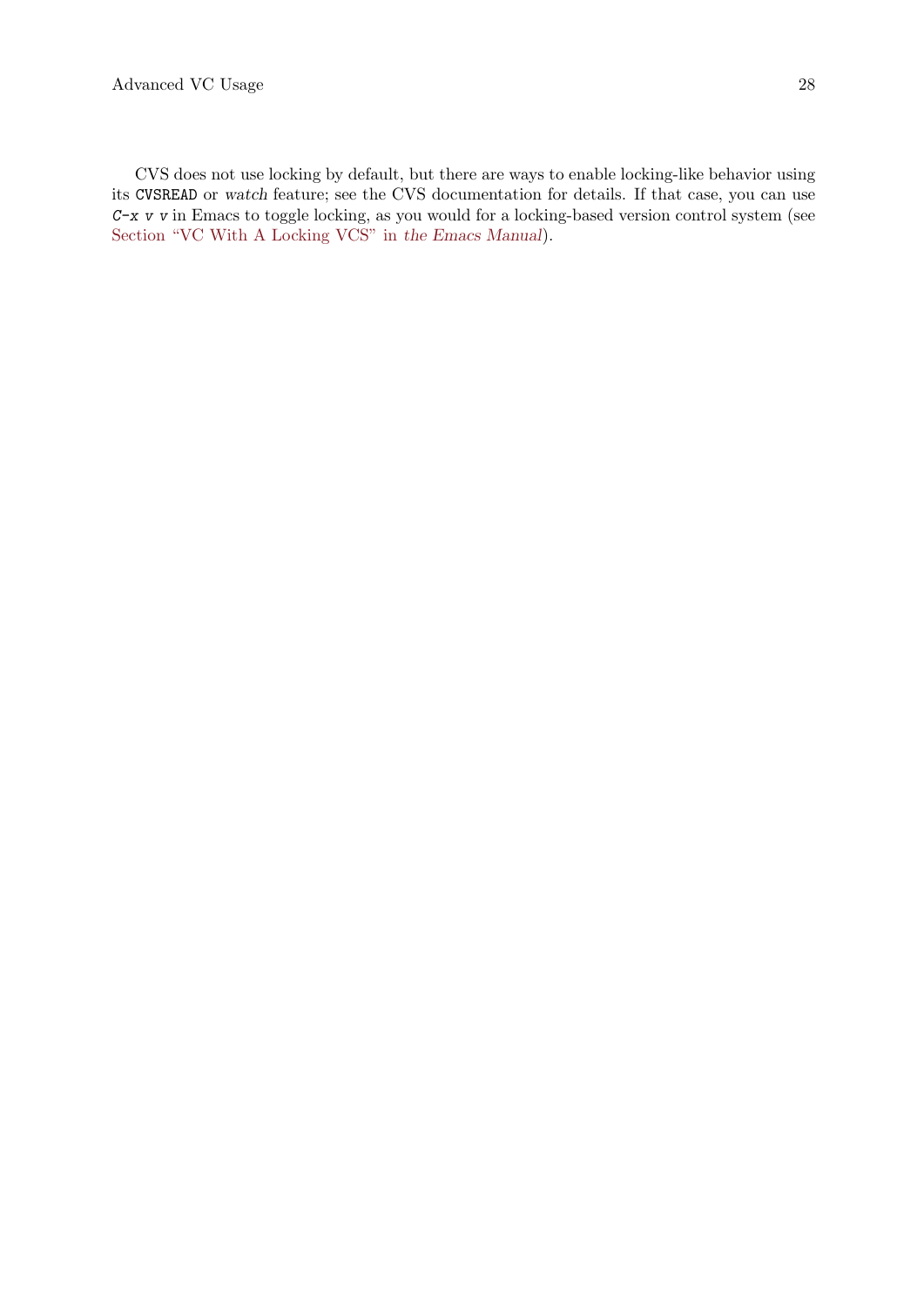CVS does not use locking by default, but there are ways to enable locking-like behavior using its `CVSREAD` or *watch* feature; see the CVS documentation for details. If that case, you can use `C-x v v` in Emacs to toggle locking, as you would for a locking-based version control system (see Section "VC With A Locking VCS" in *the Emacs Manual*).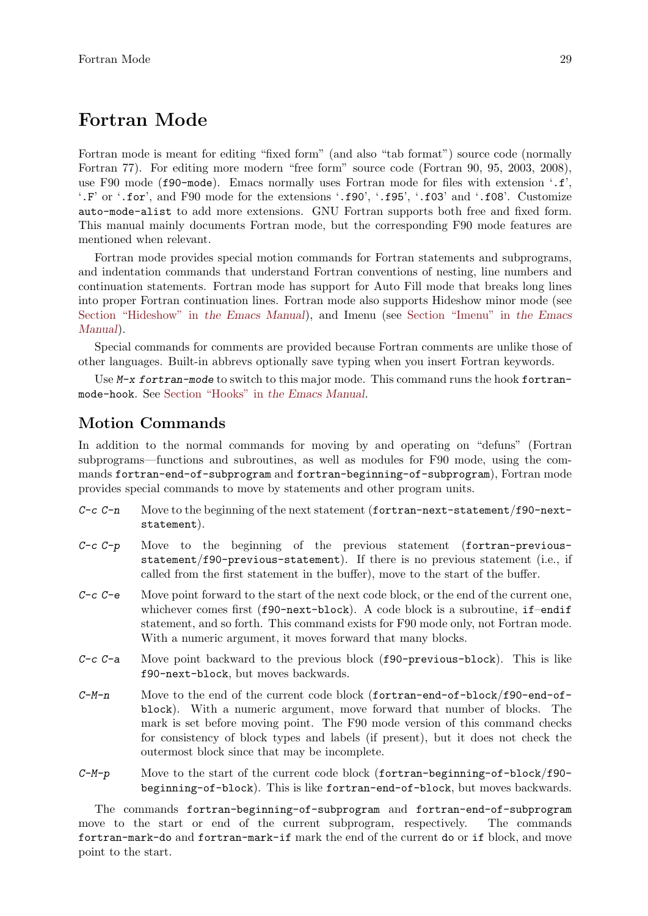# Fortran Mode

Fortran mode is meant for editing "fixed form" (and also "tab format") source code (normally Fortran 77). For editing more modern "free form" source code (Fortran 90, 95, 2003, 2008), use F90 mode (`f90-mode`). Emacs normally uses Fortran mode for files with extension '`.f`', '`.F`' or '`.for`', and F90 mode for the extensions '`.f90`', '`.f95`', '`.f03`' and '`.f08`'. Customize `auto-mode-alist` to add more extensions. GNU Fortran supports both free and fixed form. This manual mainly documents Fortran mode, but the corresponding F90 mode features are mentioned when relevant.

Fortran mode provides special motion commands for Fortran statements and subprograms, and indentation commands that understand Fortran conventions of nesting, line numbers and continuation statements. Fortran mode has support for Auto Fill mode that breaks long lines into proper Fortran continuation lines. Fortran mode also supports Hideshow minor mode (see Section "Hideshow" in *the Emacs Manual*), and Imenu (see Section "Imenu" in *the Emacs Manual*).

Special commands for comments are provided because Fortran comments are unlike those of other languages. Built-in abbrevs optionally save typing when you insert Fortran keywords.

Use *M-x fortran-mode* to switch to this major mode. This command runs the hook `fortran-mode-hook`. See Section "Hooks" in *the Emacs Manual*.

## Motion Commands

In addition to the normal commands for moving by and operating on "defuns" (Fortran subprograms—functions and subroutines, as well as modules for F90 mode, using the commands `fortran-end-of-subprogram` and `fortran-beginning-of-subprogram`), Fortran mode provides special commands to move by statements and other program units.

*C-c C-n*
: Move to the beginning of the next statement (`fortran-next-statement`/`f90-next-statement`).

*C-c C-p*
: Move to the beginning of the previous statement (`fortran-previous-statement`/`f90-previous-statement`). If there is no previous statement (i.e., if called from the first statement in the buffer), move to the start of the buffer.

*C-c C-e*
: Move point forward to the start of the next code block, or the end of the current one, whichever comes first (`f90-next-block`). A code block is a subroutine, `if`–`endif` statement, and so forth. This command exists for F90 mode only, not Fortran mode. With a numeric argument, it moves forward that many blocks.

*C-c C-a*
: Move point backward to the previous block (`f90-previous-block`). This is like `f90-next-block`, but moves backwards.

*C-M-n*
: Move to the end of the current code block (`fortran-end-of-block`/`f90-end-of-block`). With a numeric argument, move forward that number of blocks. The mark is set before moving point. The F90 mode version of this command checks for consistency of block types and labels (if present), but it does not check the outermost block since that may be incomplete.

*C-M-p*
: Move to the start of the current code block (`fortran-beginning-of-block`/`f90-beginning-of-block`). This is like `fortran-end-of-block`, but moves backwards.

The commands `fortran-beginning-of-subprogram` and `fortran-end-of-subprogram` move to the start or end of the current subprogram, respectively. The commands `fortran-mark-do` and `fortran-mark-if` mark the end of the current `do` or `if` block, and move point to the start.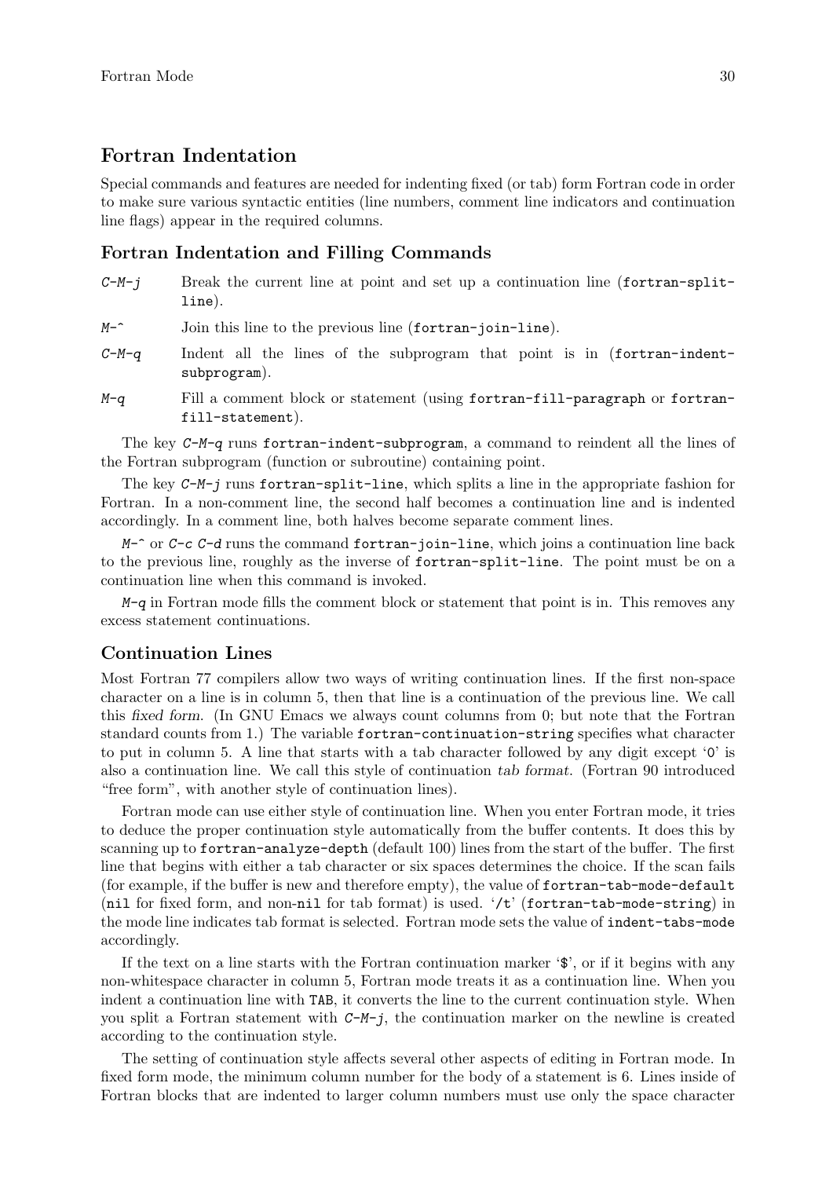## Fortran Indentation

Special commands and features are needed for indenting fixed (or tab) form Fortran code in order to make sure various syntactic entities (line numbers, comment line indicators and continuation line flags) appear in the required columns.

### Fortran Indentation and Filling Commands

*C-M-j* Break the current line at point and set up a continuation line (`fortran-split-line`).

*M-^* Join this line to the previous line (`fortran-join-line`).

*C-M-q* Indent all the lines of the subprogram that point is in (`fortran-indent-subprogram`).

*M-q* Fill a comment block or statement (using `fortran-fill-paragraph` or `fortran-fill-statement`).

The key *C-M-q* runs `fortran-indent-subprogram`, a command to reindent all the lines of the Fortran subprogram (function or subroutine) containing point.

The key *C-M-j* runs `fortran-split-line`, which splits a line in the appropriate fashion for Fortran. In a non-comment line, the second half becomes a continuation line and is indented accordingly. In a comment line, both halves become separate comment lines.

*M-^* or *C-c C-d* runs the command `fortran-join-line`, which joins a continuation line back to the previous line, roughly as the inverse of `fortran-split-line`. The point must be on a continuation line when this command is invoked.

*M-q* in Fortran mode fills the comment block or statement that point is in. This removes any excess statement continuations.

### Continuation Lines

Most Fortran 77 compilers allow two ways of writing continuation lines. If the first non-space character on a line is in column 5, then that line is a continuation of the previous line. We call this *fixed form*. (In GNU Emacs we always count columns from 0; but note that the Fortran standard counts from 1.) The variable `fortran-continuation-string` specifies what character to put in column 5. A line that starts with a tab character followed by any digit except '0' is also a continuation line. We call this style of continuation *tab format*. (Fortran 90 introduced "free form", with another style of continuation lines).

Fortran mode can use either style of continuation line. When you enter Fortran mode, it tries to deduce the proper continuation style automatically from the buffer contents. It does this by scanning up to `fortran-analyze-depth` (default 100) lines from the start of the buffer. The first line that begins with either a tab character or six spaces determines the choice. If the scan fails (for example, if the buffer is new and therefore empty), the value of `fortran-tab-mode-default` (`nil` for fixed form, and non-`nil` for tab format) is used. '`/t`' (`fortran-tab-mode-string`) in the mode line indicates tab format is selected. Fortran mode sets the value of `indent-tabs-mode` accordingly.

If the text on a line starts with the Fortran continuation marker '`$`', or if it begins with any non-whitespace character in column 5, Fortran mode treats it as a continuation line. When you indent a continuation line with `TAB`, it converts the line to the current continuation style. When you split a Fortran statement with *C-M-j*, the continuation marker on the newline is created according to the continuation style.

The setting of continuation style affects several other aspects of editing in Fortran mode. In fixed form mode, the minimum column number for the body of a statement is 6. Lines inside of Fortran blocks that are indented to larger column numbers must use only the space character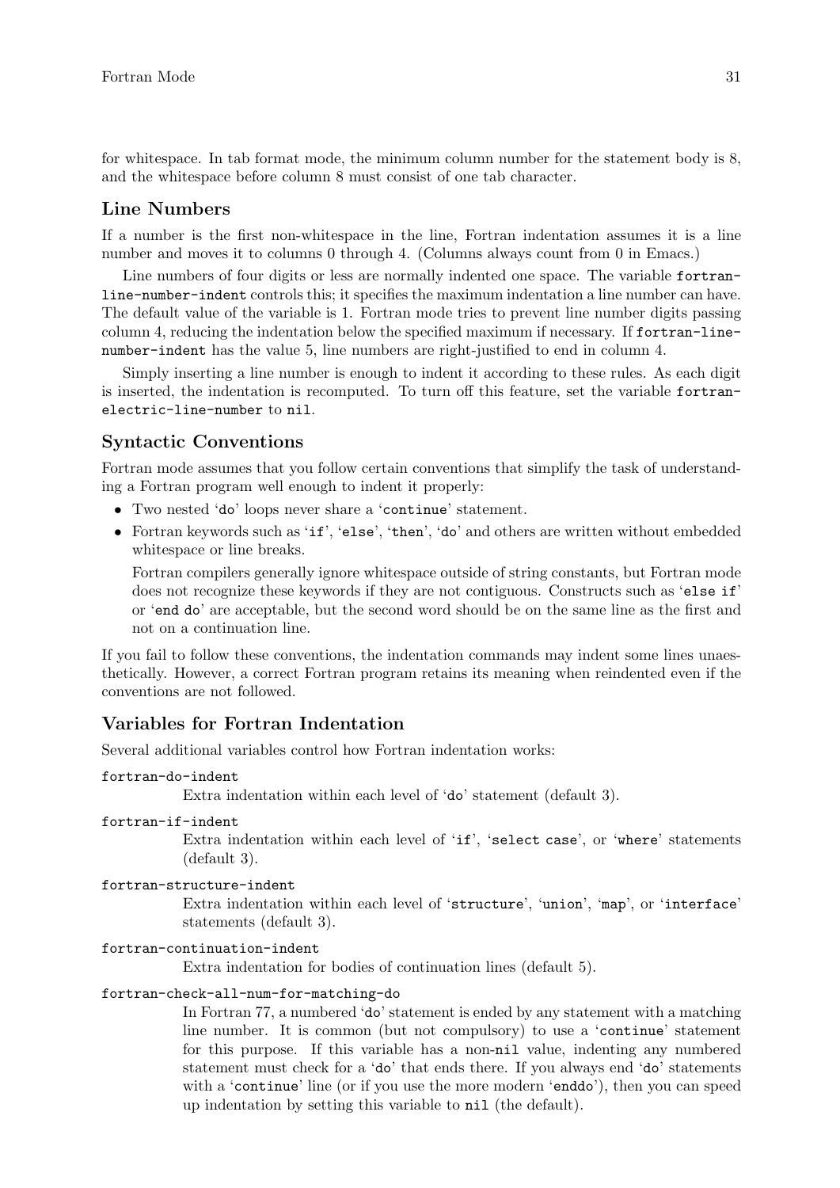for whitespace. In tab format mode, the minimum column number for the statement body is 8, and the whitespace before column 8 must consist of one tab character.

### Line Numbers

If a number is the first non-whitespace in the line, Fortran indentation assumes it is a line number and moves it to columns 0 through 4. (Columns always count from 0 in Emacs.)

Line numbers of four digits or less are normally indented one space. The variable `fortran-line-number-indent` controls this; it specifies the maximum indentation a line number can have. The default value of the variable is 1. Fortran mode tries to prevent line number digits passing column 4, reducing the indentation below the specified maximum if necessary. If `fortran-line-number-indent` has the value 5, line numbers are right-justified to end in column 4.

Simply inserting a line number is enough to indent it according to these rules. As each digit is inserted, the indentation is recomputed. To turn off this feature, set the variable `fortran-electric-line-number` to `nil`.

### Syntactic Conventions

Fortran mode assumes that you follow certain conventions that simplify the task of understanding a Fortran program well enough to indent it properly:

- Two nested '`do`' loops never share a '`continue`' statement.
- Fortran keywords such as '`if`', '`else`', '`then`', '`do`' and others are written without embedded whitespace or line breaks.

  Fortran compilers generally ignore whitespace outside of string constants, but Fortran mode does not recognize these keywords if they are not contiguous. Constructs such as '`else if`' or '`end do`' are acceptable, but the second word should be on the same line as the first and not on a continuation line.

If you fail to follow these conventions, the indentation commands may indent some lines unaesthetically. However, a correct Fortran program retains its meaning when reindented even if the conventions are not followed.

### Variables for Fortran Indentation

Several additional variables control how Fortran indentation works:

`fortran-do-indent`
: Extra indentation within each level of '`do`' statement (default 3).

`fortran-if-indent`
: Extra indentation within each level of '`if`', '`select case`', or '`where`' statements (default 3).

`fortran-structure-indent`
: Extra indentation within each level of '`structure`', '`union`', '`map`', or '`interface`' statements (default 3).

`fortran-continuation-indent`
: Extra indentation for bodies of continuation lines (default 5).

`fortran-check-all-num-for-matching-do`
: In Fortran 77, a numbered '`do`' statement is ended by any statement with a matching line number. It is common (but not compulsory) to use a '`continue`' statement for this purpose. If this variable has a non-`nil` value, indenting any numbered statement must check for a '`do`' that ends there. If you always end '`do`' statements with a '`continue`' line (or if you use the more modern '`enddo`'), then you can speed up indentation by setting this variable to `nil` (the default).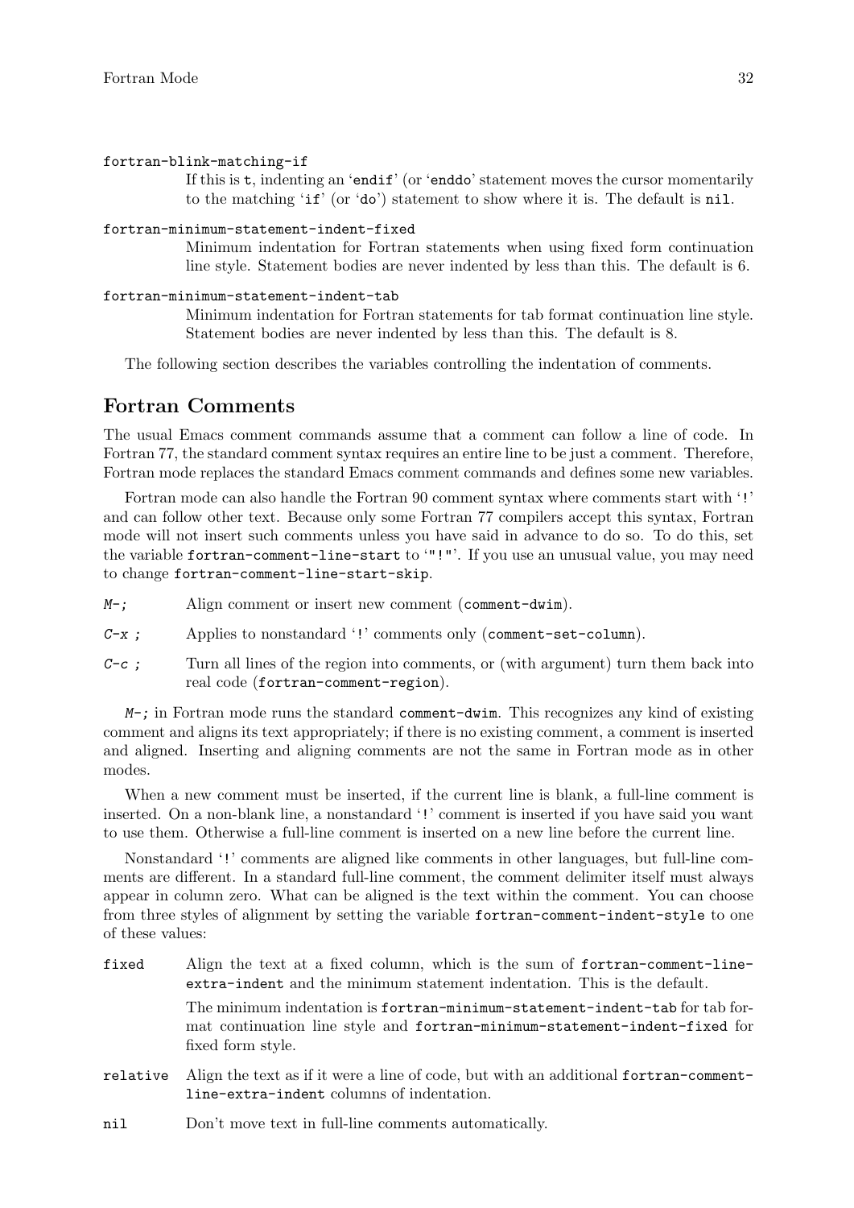`fortran-blink-matching-if`
: If this is `t`, indenting an '`endif`' (or '`enddo`' statement moves the cursor momentarily to the matching '`if`' (or '`do`') statement to show where it is. The default is `nil`.

`fortran-minimum-statement-indent-fixed`
: Minimum indentation for Fortran statements when using fixed form continuation line style. Statement bodies are never indented by less than this. The default is 6.

`fortran-minimum-statement-indent-tab`
: Minimum indentation for Fortran statements for tab format continuation line style. Statement bodies are never indented by less than this. The default is 8.

The following section describes the variables controlling the indentation of comments.

## Fortran Comments

The usual Emacs comment commands assume that a comment can follow a line of code. In Fortran 77, the standard comment syntax requires an entire line to be just a comment. Therefore, Fortran mode replaces the standard Emacs comment commands and defines some new variables.

Fortran mode can also handle the Fortran 90 comment syntax where comments start with '`!`' and can follow other text. Because only some Fortran 77 compilers accept this syntax, Fortran mode will not insert such comments unless you have said in advance to do so. To do this, set the variable `fortran-comment-line-start` to '`"!"`'. If you use an unusual value, you may need to change `fortran-comment-line-start-skip`.

*M-;*
: Align comment or insert new comment (`comment-dwim`).

*C-x ;*
: Applies to nonstandard '`!`' comments only (`comment-set-column`).

*C-c ;*
: Turn all lines of the region into comments, or (with argument) turn them back into real code (`fortran-comment-region`).

*M-;* in Fortran mode runs the standard `comment-dwim`. This recognizes any kind of existing comment and aligns its text appropriately; if there is no existing comment, a comment is inserted and aligned. Inserting and aligning comments are not the same in Fortran mode as in other modes.

When a new comment must be inserted, if the current line is blank, a full-line comment is inserted. On a non-blank line, a nonstandard '`!`' comment is inserted if you have said you want to use them. Otherwise a full-line comment is inserted on a new line before the current line.

Nonstandard '`!`' comments are aligned like comments in other languages, but full-line comments are different. In a standard full-line comment, the comment delimiter itself must always appear in column zero. What can be aligned is the text within the comment. You can choose from three styles of alignment by setting the variable `fortran-comment-indent-style` to one of these values:

`fixed`
: Align the text at a fixed column, which is the sum of `fortran-comment-line-extra-indent` and the minimum statement indentation. This is the default.

  The minimum indentation is `fortran-minimum-statement-indent-tab` for tab format continuation line style and `fortran-minimum-statement-indent-fixed` for fixed form style.

`relative`
: Align the text as if it were a line of code, but with an additional `fortran-comment-line-extra-indent` columns of indentation.

`nil`
: Don't move text in full-line comments automatically.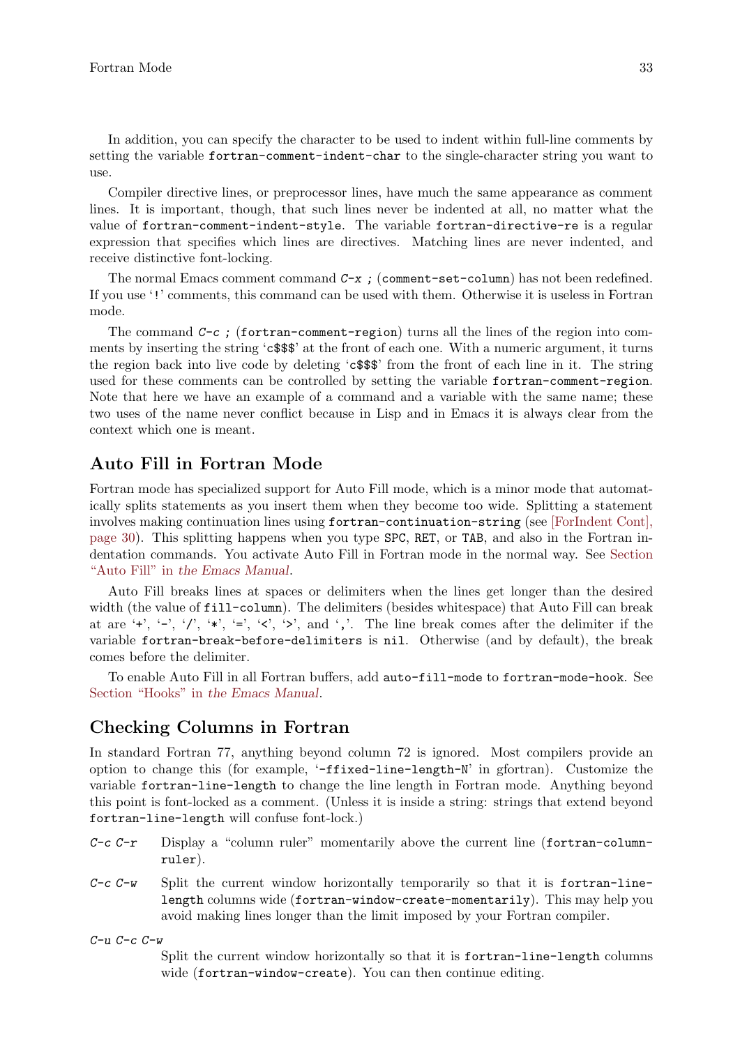In addition, you can specify the character to be used to indent within full-line comments by setting the variable `fortran-comment-indent-char` to the single-character string you want to use.

Compiler directive lines, or preprocessor lines, have much the same appearance as comment lines. It is important, though, that such lines never be indented at all, no matter what the value of `fortran-comment-indent-style`. The variable `fortran-directive-re` is a regular expression that specifies which lines are directives. Matching lines are never indented, and receive distinctive font-locking.

The normal Emacs comment command *C-x ;* (`comment-set-column`) has not been redefined. If you use '`!`' comments, this command can be used with them. Otherwise it is useless in Fortran mode.

The command *C-c ;* (`fortran-comment-region`) turns all the lines of the region into comments by inserting the string '`c$$$`' at the front of each one. With a numeric argument, it turns the region back into live code by deleting '`c$$$`' from the front of each line in it. The string used for these comments can be controlled by setting the variable `fortran-comment-region`. Note that here we have an example of a command and a variable with the same name; these two uses of the name never conflict because in Lisp and in Emacs it is always clear from the context which one is meant.

## Auto Fill in Fortran Mode

Fortran mode has specialized support for Auto Fill mode, which is a minor mode that automatically splits statements as you insert them when they become too wide. Splitting a statement involves making continuation lines using `fortran-continuation-string` (see [ForIndent Cont], page 30). This splitting happens when you type `SPC`, `RET`, or `TAB`, and also in the Fortran indentation commands. You activate Auto Fill in Fortran mode in the normal way. See Section "Auto Fill" in *the Emacs Manual*.

Auto Fill breaks lines at spaces or delimiters when the lines get longer than the desired width (the value of `fill-column`). The delimiters (besides whitespace) that Auto Fill can break at are '`+`', '`-`', '`/`', '`*`', '`=`', '`<`', '`>`', and '`,`'. The line break comes after the delimiter if the variable `fortran-break-before-delimiters` is `nil`. Otherwise (and by default), the break comes before the delimiter.

To enable Auto Fill in all Fortran buffers, add `auto-fill-mode` to `fortran-mode-hook`. See Section "Hooks" in *the Emacs Manual*.

## Checking Columns in Fortran

In standard Fortran 77, anything beyond column 72 is ignored. Most compilers provide an option to change this (for example, '`-ffixed-line-length-N`' in gfortran). Customize the variable `fortran-line-length` to change the line length in Fortran mode. Anything beyond this point is font-locked as a comment. (Unless it is inside a string: strings that extend beyond `fortran-line-length` will confuse font-lock.)

*C-c C-r*
: Display a "column ruler" momentarily above the current line (`fortran-column-ruler`).

*C-c C-w*
: Split the current window horizontally temporarily so that it is `fortran-line-length` columns wide (`fortran-window-create-momentarily`). This may help you avoid making lines longer than the limit imposed by your Fortran compiler.

*C-u C-c C-w*
: Split the current window horizontally so that it is `fortran-line-length` columns wide (`fortran-window-create`). You can then continue editing.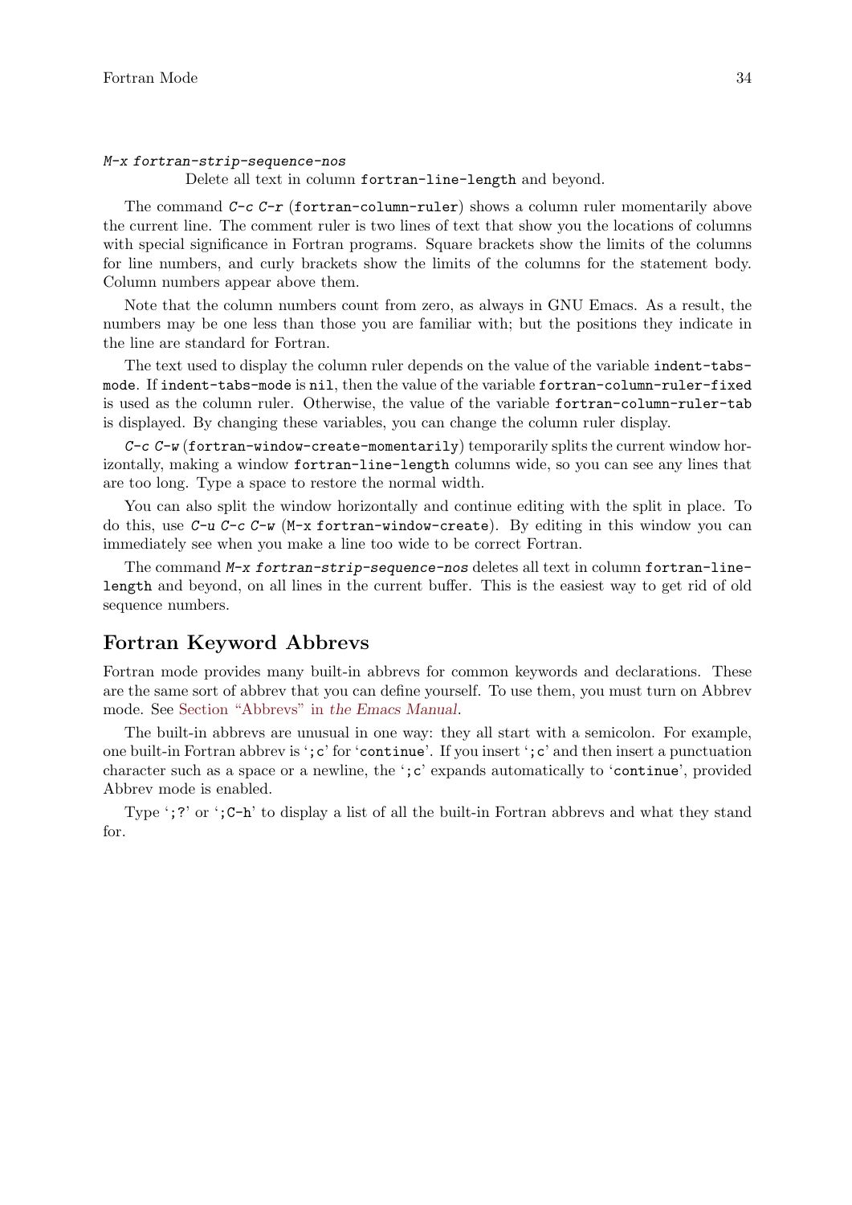*M-x fortran-strip-sequence-nos*
    Delete all text in column `fortran-line-length` and beyond.

The command *C-c C-r* (`fortran-column-ruler`) shows a column ruler momentarily above the current line. The comment ruler is two lines of text that show you the locations of columns with special significance in Fortran programs. Square brackets show the limits of the columns for line numbers, and curly brackets show the limits of the columns for the statement body. Column numbers appear above them.

Note that the column numbers count from zero, as always in GNU Emacs. As a result, the numbers may be one less than those you are familiar with; but the positions they indicate in the line are standard for Fortran.

The text used to display the column ruler depends on the value of the variable `indent-tabs-mode`. If `indent-tabs-mode` is `nil`, then the value of the variable `fortran-column-ruler-fixed` is used as the column ruler. Otherwise, the value of the variable `fortran-column-ruler-tab` is displayed. By changing these variables, you can change the column ruler display.

*C-c C-w* (`fortran-window-create-momentarily`) temporarily splits the current window horizontally, making a window `fortran-line-length` columns wide, so you can see any lines that are too long. Type a space to restore the normal width.

You can also split the window horizontally and continue editing with the split in place. To do this, use *C-u C-c C-w* (`M-x fortran-window-create`). By editing in this window you can immediately see when you make a line too wide to be correct Fortran.

The command *M-x fortran-strip-sequence-nos* deletes all text in column `fortran-line-length` and beyond, on all lines in the current buffer. This is the easiest way to get rid of old sequence numbers.

## Fortran Keyword Abbrevs

Fortran mode provides many built-in abbrevs for common keywords and declarations. These are the same sort of abbrev that you can define yourself. To use them, you must turn on Abbrev mode. See Section "Abbrevs" in *the Emacs Manual*.

The built-in abbrevs are unusual in one way: they all start with a semicolon. For example, one built-in Fortran abbrev is '`;c`' for '`continue`'. If you insert '`;c`' and then insert a punctuation character such as a space or a newline, the '`;c`' expands automatically to '`continue`', provided Abbrev mode is enabled.

Type '`;?`' or '`;C-h`' to display a list of all the built-in Fortran abbrevs and what they stand for.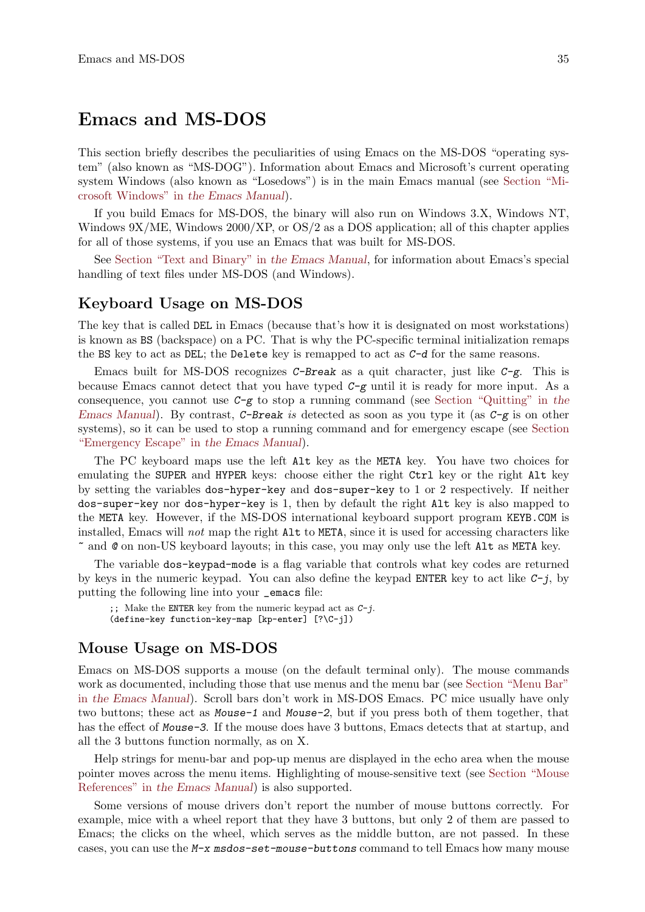# Emacs and MS-DOS

This section briefly describes the peculiarities of using Emacs on the MS-DOS "operating system" (also known as "MS-DOG"). Information about Emacs and Microsoft's current operating system Windows (also known as "Losedows") is in the main Emacs manual (see Section "Microsoft Windows" in *the Emacs Manual*).

If you build Emacs for MS-DOS, the binary will also run on Windows 3.X, Windows NT, Windows 9X/ME, Windows 2000/XP, or OS/2 as a DOS application; all of this chapter applies for all of those systems, if you use an Emacs that was built for MS-DOS.

See Section "Text and Binary" in *the Emacs Manual*, for information about Emacs's special handling of text files under MS-DOS (and Windows).

## Keyboard Usage on MS-DOS

The key that is called `DEL` in Emacs (because that's how it is designated on most workstations) is known as `BS` (backspace) on a PC. That is why the PC-specific terminal initialization remaps the `BS` key to act as `DEL`; the `Delete` key is remapped to act as `C-d` for the same reasons.

Emacs built for MS-DOS recognizes `C-Break` as a quit character, just like `C-g`. This is because Emacs cannot detect that you have typed `C-g` until it is ready for more input. As a consequence, you cannot use `C-g` to stop a running command (see Section "Quitting" in *the Emacs Manual*). By contrast, `C-Break` *is* detected as soon as you type it (as `C-g` is on other systems), so it can be used to stop a running command and for emergency escape (see Section "Emergency Escape" in *the Emacs Manual*).

The PC keyboard maps use the left `Alt` key as the `META` key. You have two choices for emulating the `SUPER` and `HYPER` keys: choose either the right `Ctrl` key or the right `Alt` key by setting the variables `dos-hyper-key` and `dos-super-key` to 1 or 2 respectively. If neither `dos-super-key` nor `dos-hyper-key` is 1, then by default the right `Alt` key is also mapped to the `META` key. However, if the MS-DOS international keyboard support program `KEYB.COM` is installed, Emacs will *not* map the right `Alt` to `META`, since it is used for accessing characters like `~` and `@` on non-US keyboard layouts; in this case, you may only use the left `Alt` as `META` key.

The variable `dos-keypad-mode` is a flag variable that controls what key codes are returned by keys in the numeric keypad. You can also define the keypad `ENTER` key to act like `C-j`, by putting the following line into your `_emacs` file:

```
;; Make the ENTER key from the numeric keypad act as C-j.
(define-key function-key-map [kp-enter] [?\C-j])
```

## Mouse Usage on MS-DOS

Emacs on MS-DOS supports a mouse (on the default terminal only). The mouse commands work as documented, including those that use menus and the menu bar (see Section "Menu Bar" in *the Emacs Manual*). Scroll bars don't work in MS-DOS Emacs. PC mice usually have only two buttons; these act as `Mouse-1` and `Mouse-2`, but if you press both of them together, that has the effect of `Mouse-3`. If the mouse does have 3 buttons, Emacs detects that at startup, and all the 3 buttons function normally, as on X.

Help strings for menu-bar and pop-up menus are displayed in the echo area when the mouse pointer moves across the menu items. Highlighting of mouse-sensitive text (see Section "Mouse References" in *the Emacs Manual*) is also supported.

Some versions of mouse drivers don't report the number of mouse buttons correctly. For example, mice with a wheel report that they have 3 buttons, but only 2 of them are passed to Emacs; the clicks on the wheel, which serves as the middle button, are not passed. In these cases, you can use the `M-x msdos-set-mouse-buttons` command to tell Emacs how many mouse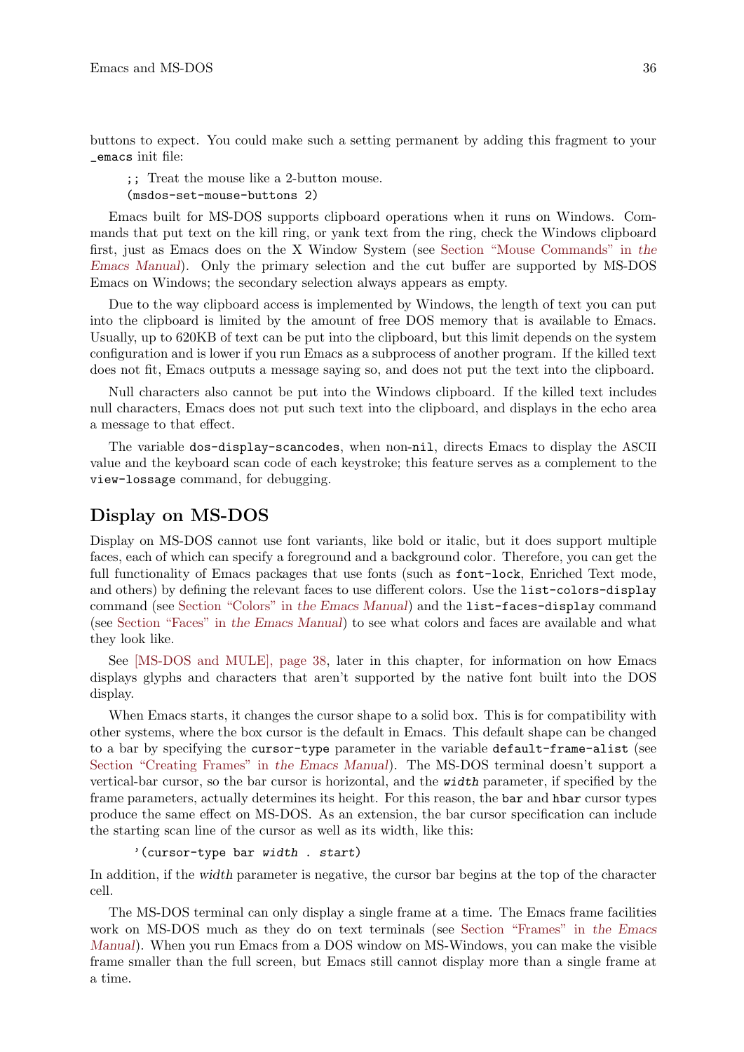buttons to expect. You could make such a setting permanent by adding this fragment to your `_emacs` init file:

```
;; Treat the mouse like a 2-button mouse.
(msdos-set-mouse-buttons 2)
```

Emacs built for MS-DOS supports clipboard operations when it runs on Windows. Commands that put text on the kill ring, or yank text from the ring, check the Windows clipboard first, just as Emacs does on the X Window System (see Section "Mouse Commands" in *the Emacs Manual*). Only the primary selection and the cut buffer are supported by MS-DOS Emacs on Windows; the secondary selection always appears as empty.

Due to the way clipboard access is implemented by Windows, the length of text you can put into the clipboard is limited by the amount of free DOS memory that is available to Emacs. Usually, up to 620KB of text can be put into the clipboard, but this limit depends on the system configuration and is lower if you run Emacs as a subprocess of another program. If the killed text does not fit, Emacs outputs a message saying so, and does not put the text into the clipboard.

Null characters also cannot be put into the Windows clipboard. If the killed text includes null characters, Emacs does not put such text into the clipboard, and displays in the echo area a message to that effect.

The variable `dos-display-scancodes`, when non-`nil`, directs Emacs to display the ASCII value and the keyboard scan code of each keystroke; this feature serves as a complement to the `view-lossage` command, for debugging.

## Display on MS-DOS

Display on MS-DOS cannot use font variants, like bold or italic, but it does support multiple faces, each of which can specify a foreground and a background color. Therefore, you can get the full functionality of Emacs packages that use fonts (such as `font-lock`, Enriched Text mode, and others) by defining the relevant faces to use different colors. Use the `list-colors-display` command (see Section "Colors" in *the Emacs Manual*) and the `list-faces-display` command (see Section "Faces" in *the Emacs Manual*) to see what colors and faces are available and what they look like.

See [MS-DOS and MULE], page 38, later in this chapter, for information on how Emacs displays glyphs and characters that aren't supported by the native font built into the DOS display.

When Emacs starts, it changes the cursor shape to a solid box. This is for compatibility with other systems, where the box cursor is the default in Emacs. This default shape can be changed to a bar by specifying the `cursor-type` parameter in the variable `default-frame-alist` (see Section "Creating Frames" in *the Emacs Manual*). The MS-DOS terminal doesn't support a vertical-bar cursor, so the bar cursor is horizontal, and the *`width`* parameter, if specified by the frame parameters, actually determines its height. For this reason, the `bar` and `hbar` cursor types produce the same effect on MS-DOS. As an extension, the bar cursor specification can include the starting scan line of the cursor as well as its width, like this:

```
'(cursor-type bar width . start)
```

In addition, if the *width* parameter is negative, the cursor bar begins at the top of the character cell.

The MS-DOS terminal can only display a single frame at a time. The Emacs frame facilities work on MS-DOS much as they do on text terminals (see Section "Frames" in *the Emacs Manual*). When you run Emacs from a DOS window on MS-Windows, you can make the visible frame smaller than the full screen, but Emacs still cannot display more than a single frame at a time.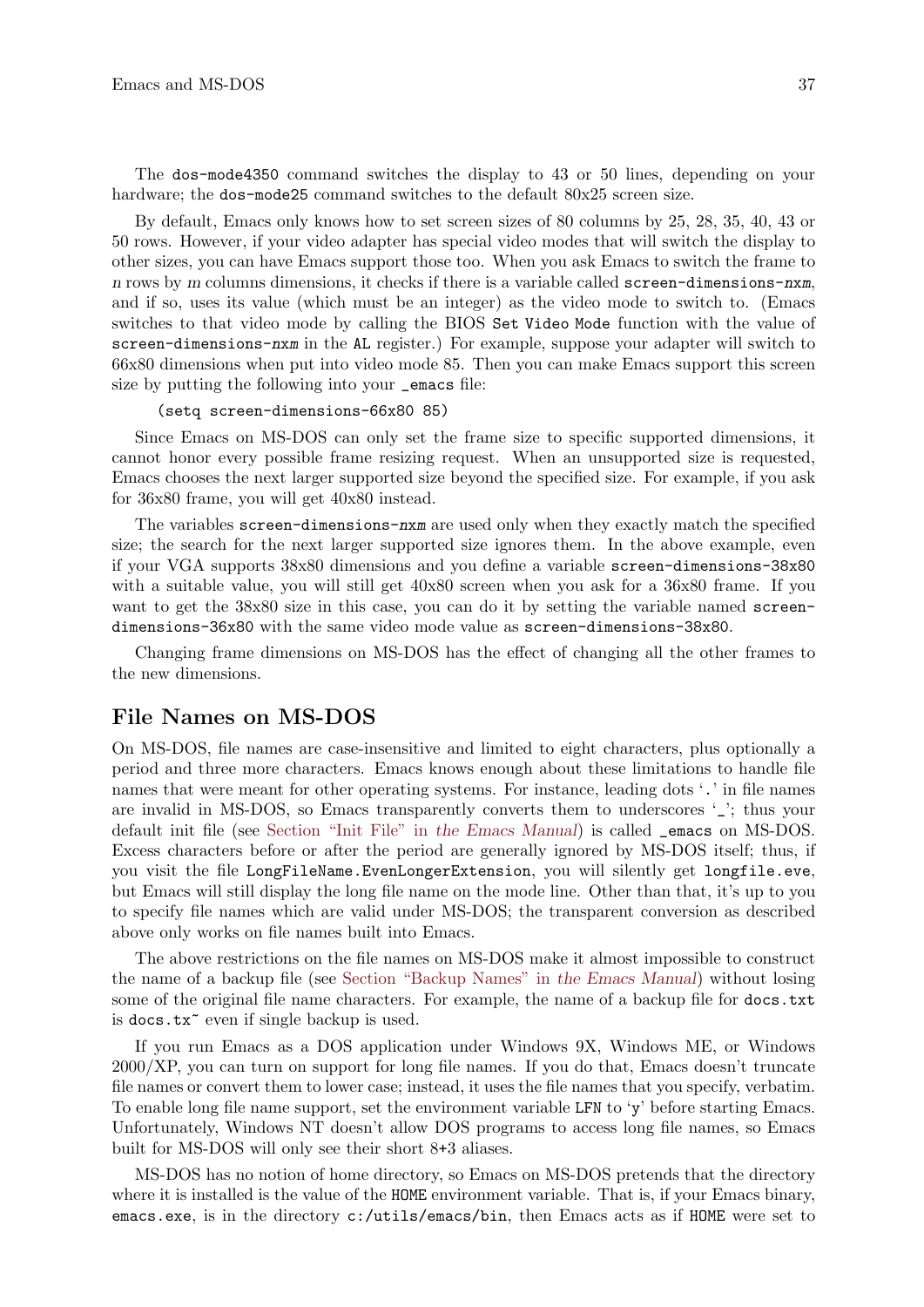The `dos-mode4350` command switches the display to 43 or 50 lines, depending on your hardware; the `dos-mode25` command switches to the default 80x25 screen size.

By default, Emacs only knows how to set screen sizes of 80 columns by 25, 28, 35, 40, 43 or 50 rows. However, if your video adapter has special video modes that will switch the display to other sizes, you can have Emacs support those too. When you ask Emacs to switch the frame to *n* rows by *m* columns dimensions, it checks if there is a variable called `screen-dimensions-nxm`, and if so, uses its value (which must be an integer) as the video mode to switch to. (Emacs switches to that video mode by calling the BIOS `Set Video Mode` function with the value of `screen-dimensions-nxm` in the `AL` register.) For example, suppose your adapter will switch to 66x80 dimensions when put into video mode 85. Then you can make Emacs support this screen size by putting the following into your `_emacs` file:

```
(setq screen-dimensions-66x80 85)
```

Since Emacs on MS-DOS can only set the frame size to specific supported dimensions, it cannot honor every possible frame resizing request. When an unsupported size is requested, Emacs chooses the next larger supported size beyond the specified size. For example, if you ask for 36x80 frame, you will get 40x80 instead.

The variables `screen-dimensions-nxm` are used only when they exactly match the specified size; the search for the next larger supported size ignores them. In the above example, even if your VGA supports 38x80 dimensions and you define a variable `screen-dimensions-38x80` with a suitable value, you will still get 40x80 screen when you ask for a 36x80 frame. If you want to get the 38x80 size in this case, you can do it by setting the variable named `screen-dimensions-36x80` with the same video mode value as `screen-dimensions-38x80`.

Changing frame dimensions on MS-DOS has the effect of changing all the other frames to the new dimensions.

## File Names on MS-DOS

On MS-DOS, file names are case-insensitive and limited to eight characters, plus optionally a period and three more characters. Emacs knows enough about these limitations to handle file names that were meant for other operating systems. For instance, leading dots '`.`' in file names are invalid in MS-DOS, so Emacs transparently converts them to underscores '`_`'; thus your default init file (see Section "Init File" in *the Emacs Manual*) is called `_emacs` on MS-DOS. Excess characters before or after the period are generally ignored by MS-DOS itself; thus, if you visit the file `LongFileName.EvenLongerExtension`, you will silently get `longfile.eve`, but Emacs will still display the long file name on the mode line. Other than that, it's up to you to specify file names which are valid under MS-DOS; the transparent conversion as described above only works on file names built into Emacs.

The above restrictions on the file names on MS-DOS make it almost impossible to construct the name of a backup file (see Section "Backup Names" in *the Emacs Manual*) without losing some of the original file name characters. For example, the name of a backup file for `docs.txt` is `docs.tx~` even if single backup is used.

If you run Emacs as a DOS application under Windows 9X, Windows ME, or Windows 2000/XP, you can turn on support for long file names. If you do that, Emacs doesn't truncate file names or convert them to lower case; instead, it uses the file names that you specify, verbatim. To enable long file name support, set the environment variable `LFN` to '`y`' before starting Emacs. Unfortunately, Windows NT doesn't allow DOS programs to access long file names, so Emacs built for MS-DOS will only see their short 8+3 aliases.

MS-DOS has no notion of home directory, so Emacs on MS-DOS pretends that the directory where it is installed is the value of the `HOME` environment variable. That is, if your Emacs binary, `emacs.exe`, is in the directory `c:/utils/emacs/bin`, then Emacs acts as if `HOME` were set to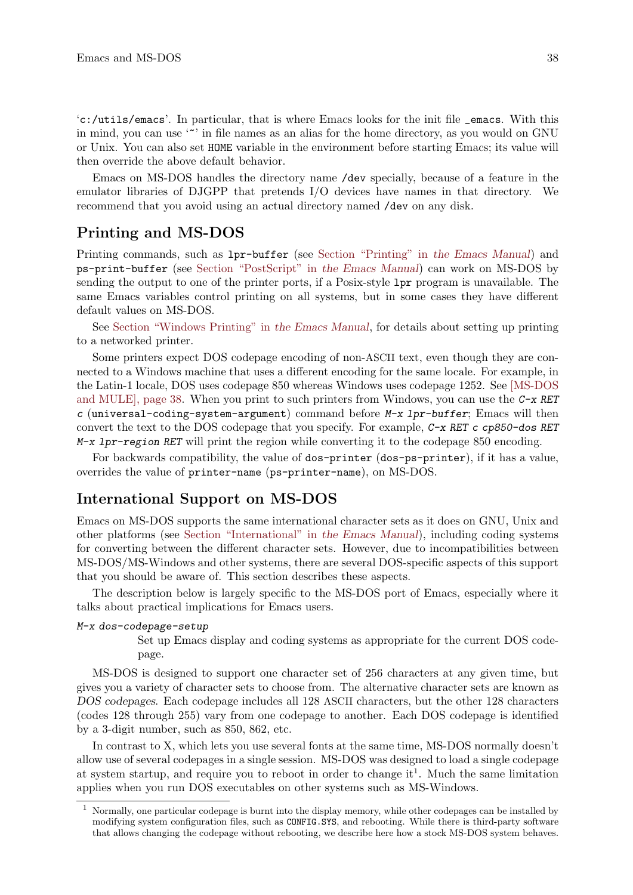'c:/utils/emacs'. In particular, that is where Emacs looks for the init file `_emacs`. With this in mind, you can use '~' in file names as an alias for the home directory, as you would on GNU or Unix. You can also set `HOME` variable in the environment before starting Emacs; its value will then override the above default behavior.

Emacs on MS-DOS handles the directory name `/dev` specially, because of a feature in the emulator libraries of DJGPP that pretends I/O devices have names in that directory. We recommend that you avoid using an actual directory named `/dev` on any disk.

## Printing and MS-DOS

Printing commands, such as `lpr-buffer` (see Section "Printing" in *the Emacs Manual*) and `ps-print-buffer` (see Section "PostScript" in *the Emacs Manual*) can work on MS-DOS by sending the output to one of the printer ports, if a Posix-style `lpr` program is unavailable. The same Emacs variables control printing on all systems, but in some cases they have different default values on MS-DOS.

See Section "Windows Printing" in *the Emacs Manual*, for details about setting up printing to a networked printer.

Some printers expect DOS codepage encoding of non-ASCII text, even though they are connected to a Windows machine that uses a different encoding for the same locale. For example, in the Latin-1 locale, DOS uses codepage 850 whereas Windows uses codepage 1252. See [MS-DOS and MULE], page 38. When you print to such printers from Windows, you can use the *C-x RET c* (`universal-coding-system-argument`) command before *M-x lpr-buffer*; Emacs will then convert the text to the DOS codepage that you specify. For example, *C-x RET c cp850-dos RET M-x lpr-region RET* will print the region while converting it to the codepage 850 encoding.

For backwards compatibility, the value of `dos-printer` (`dos-ps-printer`), if it has a value, overrides the value of `printer-name` (`ps-printer-name`), on MS-DOS.

## International Support on MS-DOS

Emacs on MS-DOS supports the same international character sets as it does on GNU, Unix and other platforms (see Section "International" in *the Emacs Manual*), including coding systems for converting between the different character sets. However, due to incompatibilities between MS-DOS/MS-Windows and other systems, there are several DOS-specific aspects of this support that you should be aware of. This section describes these aspects.

The description below is largely specific to the MS-DOS port of Emacs, especially where it talks about practical implications for Emacs users.

*M-x dos-codepage-setup*
: Set up Emacs display and coding systems as appropriate for the current DOS codepage.

MS-DOS is designed to support one character set of 256 characters at any given time, but gives you a variety of character sets to choose from. The alternative character sets are known as *DOS codepages*. Each codepage includes all 128 ASCII characters, but the other 128 characters (codes 128 through 255) vary from one codepage to another. Each DOS codepage is identified by a 3-digit number, such as 850, 862, etc.

In contrast to X, which lets you use several fonts at the same time, MS-DOS normally doesn't allow use of several codepages in a single session. MS-DOS was designed to load a single codepage at system startup, and require you to reboot in order to change it[1]. Much the same limitation applies when you run DOS executables on other systems such as MS-Windows.

[1] Normally, one particular codepage is burnt into the display memory, while other codepages can be installed by modifying system configuration files, such as `CONFIG.SYS`, and rebooting. While there is third-party software that allows changing the codepage without rebooting, we describe here how a stock MS-DOS system behaves.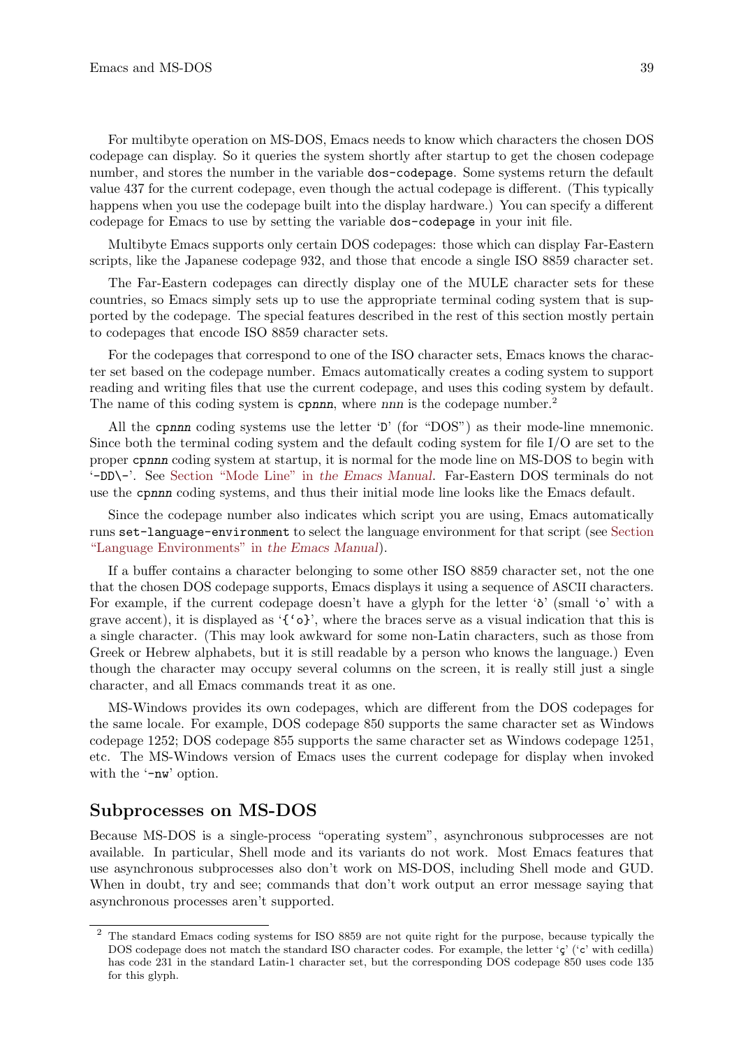For multibyte operation on MS-DOS, Emacs needs to know which characters the chosen DOS codepage can display. So it queries the system shortly after startup to get the chosen codepage number, and stores the number in the variable `dos-codepage`. Some systems return the default value 437 for the current codepage, even though the actual codepage is different. (This typically happens when you use the codepage built into the display hardware.) You can specify a different codepage for Emacs to use by setting the variable `dos-codepage` in your init file.

Multibyte Emacs supports only certain DOS codepages: those which can display Far-Eastern scripts, like the Japanese codepage 932, and those that encode a single ISO 8859 character set.

The Far-Eastern codepages can directly display one of the MULE character sets for these countries, so Emacs simply sets up to use the appropriate terminal coding system that is supported by the codepage. The special features described in the rest of this section mostly pertain to codepages that encode ISO 8859 character sets.

For the codepages that correspond to one of the ISO character sets, Emacs knows the character set based on the codepage number. Emacs automatically creates a coding system to support reading and writing files that use the current codepage, and uses this coding system by default. The name of this coding system is `cpnnn`, where *nnn* is the codepage number.[2]

All the `cpnnn` coding systems use the letter '`D`' (for "DOS") as their mode-line mnemonic. Since both the terminal coding system and the default coding system for file I/O are set to the proper `cpnnn` coding system at startup, it is normal for the mode line on MS-DOS to begin with '`-DD\-`'. See Section "Mode Line" in *the Emacs Manual*. Far-Eastern DOS terminals do not use the `cpnnn` coding systems, and thus their initial mode line looks like the Emacs default.

Since the codepage number also indicates which script you are using, Emacs automatically runs `set-language-environment` to select the language environment for that script (see Section "Language Environments" in *the Emacs Manual*).

If a buffer contains a character belonging to some other ISO 8859 character set, not the one that the chosen DOS codepage supports, Emacs displays it using a sequence of ASCII characters. For example, if the current codepage doesn't have a glyph for the letter 'ò' (small 'o' with a grave accent), it is displayed as '`{`o}`', where the braces serve as a visual indication that this is a single character. (This may look awkward for some non-Latin characters, such as those from Greek or Hebrew alphabets, but it is still readable by a person who knows the language.) Even though the character may occupy several columns on the screen, it is really still just a single character, and all Emacs commands treat it as one.

MS-Windows provides its own codepages, which are different from the DOS codepages for the same locale. For example, DOS codepage 850 supports the same character set as Windows codepage 1252; DOS codepage 855 supports the same character set as Windows codepage 1251, etc. The MS-Windows version of Emacs uses the current codepage for display when invoked with the '`-nw`' option.

## Subprocesses on MS-DOS

Because MS-DOS is a single-process "operating system", asynchronous subprocesses are not available. In particular, Shell mode and its variants do not work. Most Emacs features that use asynchronous subprocesses also don't work on MS-DOS, including Shell mode and GUD. When in doubt, try and see; commands that don't work output an error message saying that asynchronous processes aren't supported.

---

[2] The standard Emacs coding systems for ISO 8859 are not quite right for the purpose, because typically the DOS codepage does not match the standard ISO character codes. For example, the letter 'ç' ('c' with cedilla) has code 231 in the standard Latin-1 character set, but the corresponding DOS codepage 850 uses code 135 for this glyph.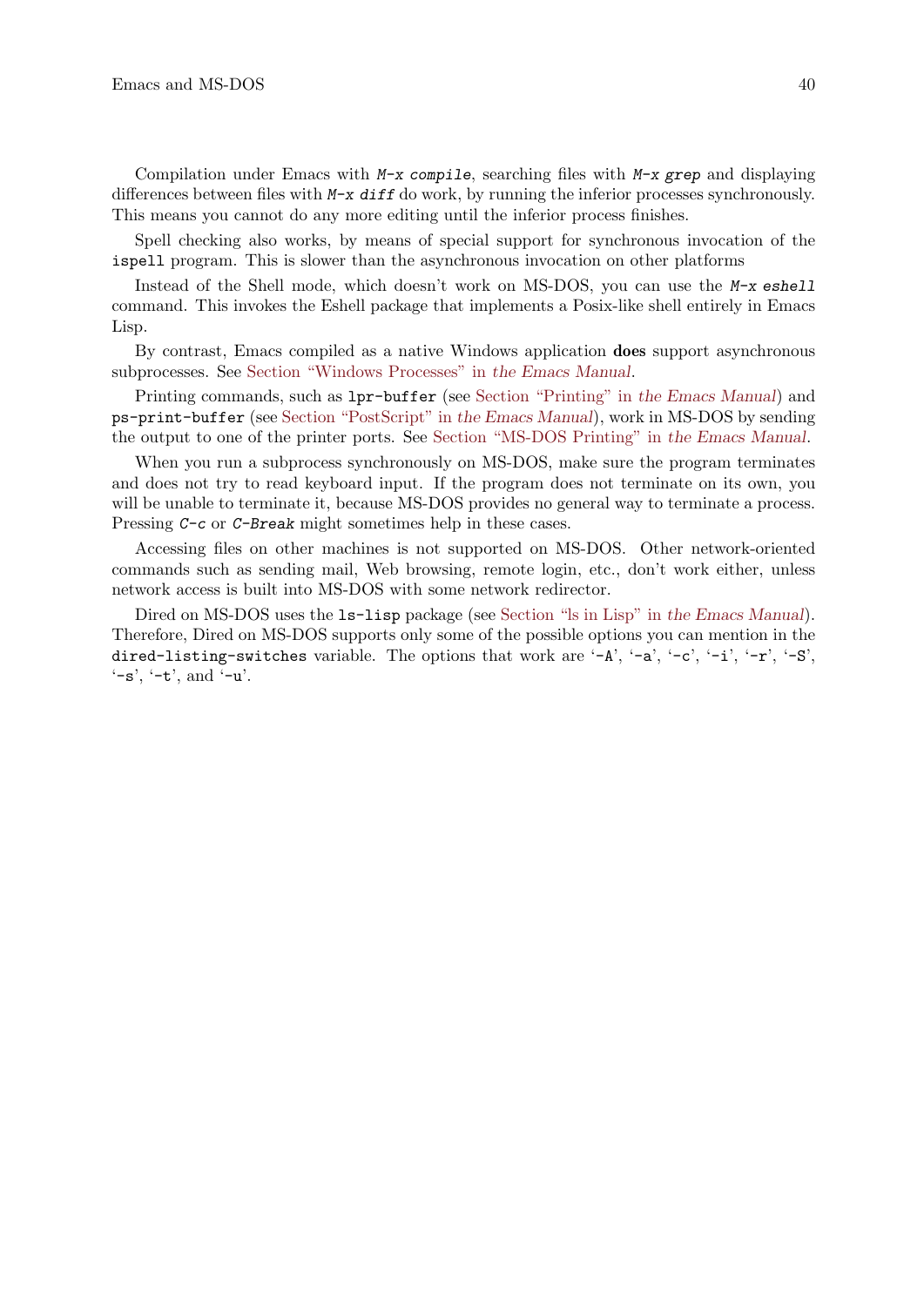Compilation under Emacs with `M-x compile`, searching files with `M-x grep` and displaying differences between files with `M-x diff` do work, by running the inferior processes synchronously. This means you cannot do any more editing until the inferior process finishes.

Spell checking also works, by means of special support for synchronous invocation of the `ispell` program. This is slower than the asynchronous invocation on other platforms

Instead of the Shell mode, which doesn't work on MS-DOS, you can use the `M-x eshell` command. This invokes the Eshell package that implements a Posix-like shell entirely in Emacs Lisp.

By contrast, Emacs compiled as a native Windows application **does** support asynchronous subprocesses. See Section "Windows Processes" in *the Emacs Manual*.

Printing commands, such as `lpr-buffer` (see Section "Printing" in *the Emacs Manual*) and `ps-print-buffer` (see Section "PostScript" in *the Emacs Manual*), work in MS-DOS by sending the output to one of the printer ports. See Section "MS-DOS Printing" in *the Emacs Manual*.

When you run a subprocess synchronously on MS-DOS, make sure the program terminates and does not try to read keyboard input. If the program does not terminate on its own, you will be unable to terminate it, because MS-DOS provides no general way to terminate a process. Pressing `C-c` or `C-Break` might sometimes help in these cases.

Accessing files on other machines is not supported on MS-DOS. Other network-oriented commands such as sending mail, Web browsing, remote login, etc., don't work either, unless network access is built into MS-DOS with some network redirector.

Dired on MS-DOS uses the `ls-lisp` package (see Section "ls in Lisp" in *the Emacs Manual*). Therefore, Dired on MS-DOS supports only some of the possible options you can mention in the `dired-listing-switches` variable. The options that work are '`-A`', '`-a`', '`-c`', '`-i`', '`-r`', '`-S`', '`-s`', '`-t`', and '`-u`'.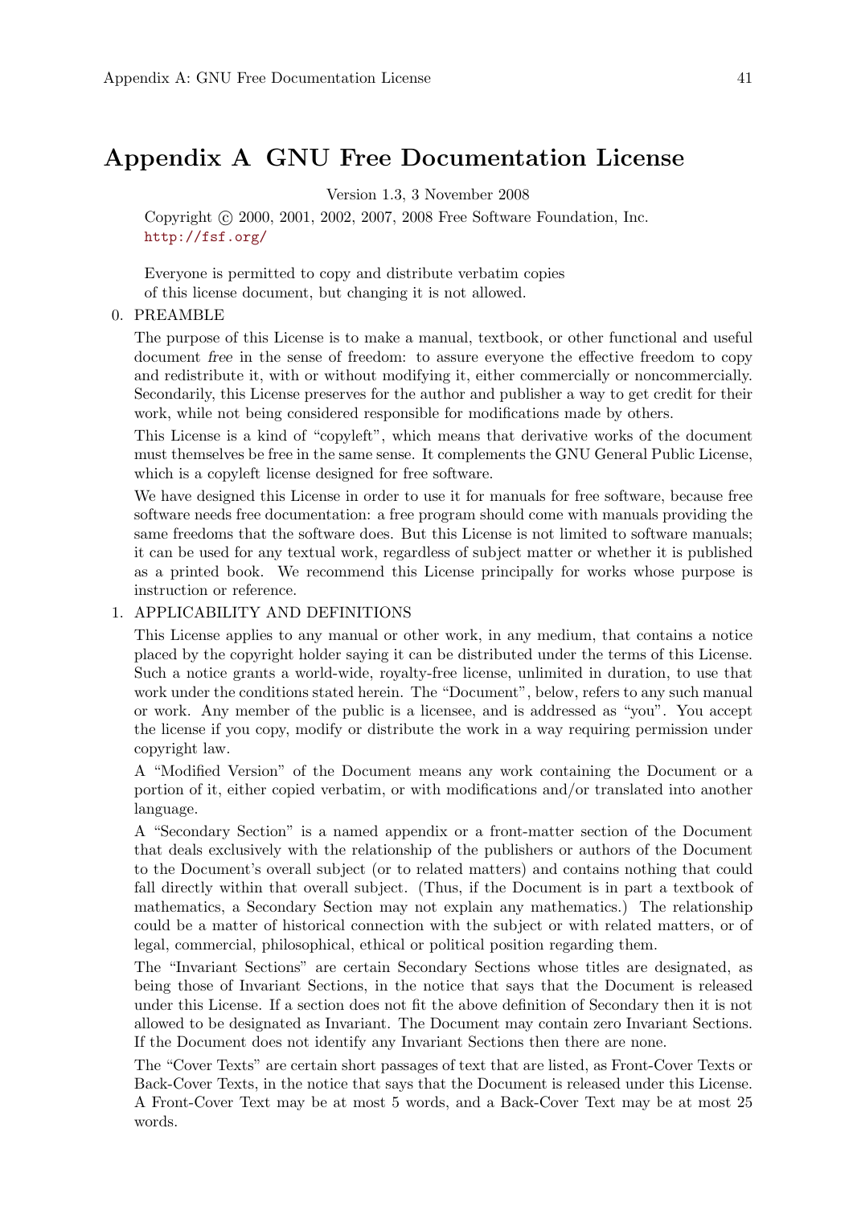# Appendix A GNU Free Documentation License

Version 1.3, 3 November 2008

Copyright © 2000, 2001, 2002, 2007, 2008 Free Software Foundation, Inc.
http://fsf.org/

Everyone is permitted to copy and distribute verbatim copies
of this license document, but changing it is not allowed.

0. PREAMBLE

   The purpose of this License is to make a manual, textbook, or other functional and useful document *free* in the sense of freedom: to assure everyone the effective freedom to copy and redistribute it, with or without modifying it, either commercially or noncommercially. Secondarily, this License preserves for the author and publisher a way to get credit for their work, while not being considered responsible for modifications made by others.

   This License is a kind of "copyleft", which means that derivative works of the document must themselves be free in the same sense. It complements the GNU General Public License, which is a copyleft license designed for free software.

   We have designed this License in order to use it for manuals for free software, because free software needs free documentation: a free program should come with manuals providing the same freedoms that the software does. But this License is not limited to software manuals; it can be used for any textual work, regardless of subject matter or whether it is published as a printed book. We recommend this License principally for works whose purpose is instruction or reference.

1. APPLICABILITY AND DEFINITIONS

   This License applies to any manual or other work, in any medium, that contains a notice placed by the copyright holder saying it can be distributed under the terms of this License. Such a notice grants a world-wide, royalty-free license, unlimited in duration, to use that work under the conditions stated herein. The "Document", below, refers to any such manual or work. Any member of the public is a licensee, and is addressed as "you". You accept the license if you copy, modify or distribute the work in a way requiring permission under copyright law.

   A "Modified Version" of the Document means any work containing the Document or a portion of it, either copied verbatim, or with modifications and/or translated into another language.

   A "Secondary Section" is a named appendix or a front-matter section of the Document that deals exclusively with the relationship of the publishers or authors of the Document to the Document's overall subject (or to related matters) and contains nothing that could fall directly within that overall subject. (Thus, if the Document is in part a textbook of mathematics, a Secondary Section may not explain any mathematics.) The relationship could be a matter of historical connection with the subject or with related matters, or of legal, commercial, philosophical, ethical or political position regarding them.

   The "Invariant Sections" are certain Secondary Sections whose titles are designated, as being those of Invariant Sections, in the notice that says that the Document is released under this License. If a section does not fit the above definition of Secondary then it is not allowed to be designated as Invariant. The Document may contain zero Invariant Sections. If the Document does not identify any Invariant Sections then there are none.

   The "Cover Texts" are certain short passages of text that are listed, as Front-Cover Texts or Back-Cover Texts, in the notice that says that the Document is released under this License. A Front-Cover Text may be at most 5 words, and a Back-Cover Text may be at most 25 words.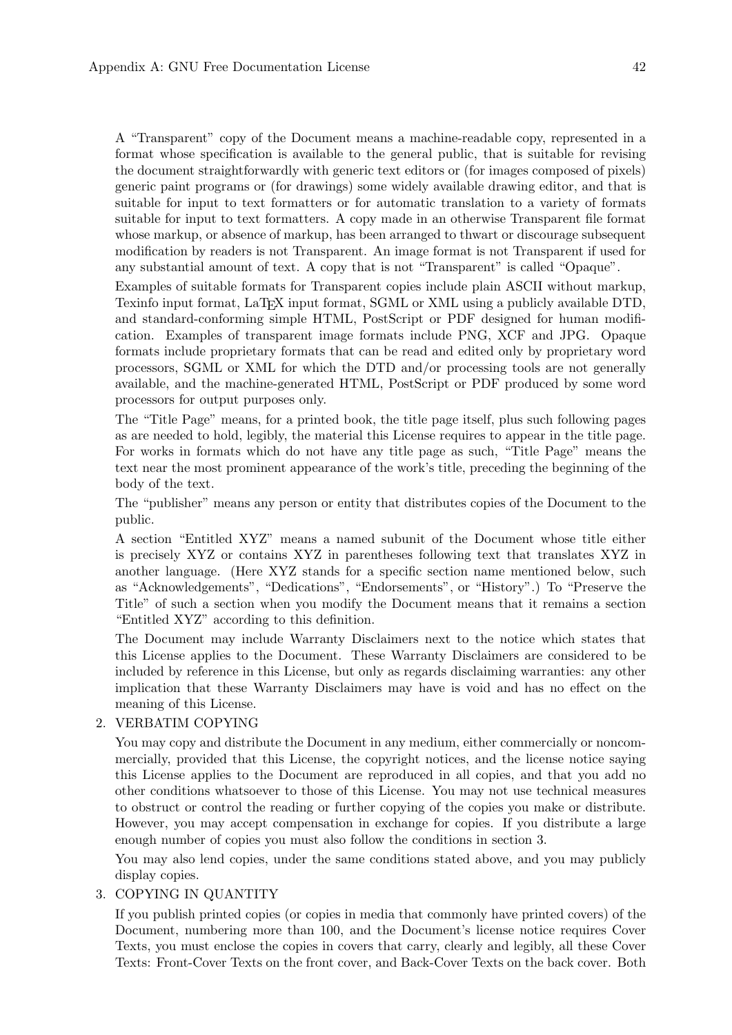A "Transparent" copy of the Document means a machine-readable copy, represented in a format whose specification is available to the general public, that is suitable for revising the document straightforwardly with generic text editors or (for images composed of pixels) generic paint programs or (for drawings) some widely available drawing editor, and that is suitable for input to text formatters or for automatic translation to a variety of formats suitable for input to text formatters. A copy made in an otherwise Transparent file format whose markup, or absence of markup, has been arranged to thwart or discourage subsequent modification by readers is not Transparent. An image format is not Transparent if used for any substantial amount of text. A copy that is not "Transparent" is called "Opaque".

Examples of suitable formats for Transparent copies include plain ASCII without markup, Texinfo input format, LaTeX input format, SGML or XML using a publicly available DTD, and standard-conforming simple HTML, PostScript or PDF designed for human modification. Examples of transparent image formats include PNG, XCF and JPG. Opaque formats include proprietary formats that can be read and edited only by proprietary word processors, SGML or XML for which the DTD and/or processing tools are not generally available, and the machine-generated HTML, PostScript or PDF produced by some word processors for output purposes only.

The "Title Page" means, for a printed book, the title page itself, plus such following pages as are needed to hold, legibly, the material this License requires to appear in the title page. For works in formats which do not have any title page as such, "Title Page" means the text near the most prominent appearance of the work's title, preceding the beginning of the body of the text.

The "publisher" means any person or entity that distributes copies of the Document to the public.

A section "Entitled XYZ" means a named subunit of the Document whose title either is precisely XYZ or contains XYZ in parentheses following text that translates XYZ in another language. (Here XYZ stands for a specific section name mentioned below, such as "Acknowledgements", "Dedications", "Endorsements", or "History".) To "Preserve the Title" of such a section when you modify the Document means that it remains a section "Entitled XYZ" according to this definition.

The Document may include Warranty Disclaimers next to the notice which states that this License applies to the Document. These Warranty Disclaimers are considered to be included by reference in this License, but only as regards disclaiming warranties: any other implication that these Warranty Disclaimers may have is void and has no effect on the meaning of this License.

2. VERBATIM COPYING

   You may copy and distribute the Document in any medium, either commercially or noncommercially, provided that this License, the copyright notices, and the license notice saying this License applies to the Document are reproduced in all copies, and that you add no other conditions whatsoever to those of this License. You may not use technical measures to obstruct or control the reading or further copying of the copies you make or distribute. However, you may accept compensation in exchange for copies. If you distribute a large enough number of copies you must also follow the conditions in section 3.

   You may also lend copies, under the same conditions stated above, and you may publicly display copies.

3. COPYING IN QUANTITY

   If you publish printed copies (or copies in media that commonly have printed covers) of the Document, numbering more than 100, and the Document's license notice requires Cover Texts, you must enclose the copies in covers that carry, clearly and legibly, all these Cover Texts: Front-Cover Texts on the front cover, and Back-Cover Texts on the back cover. Both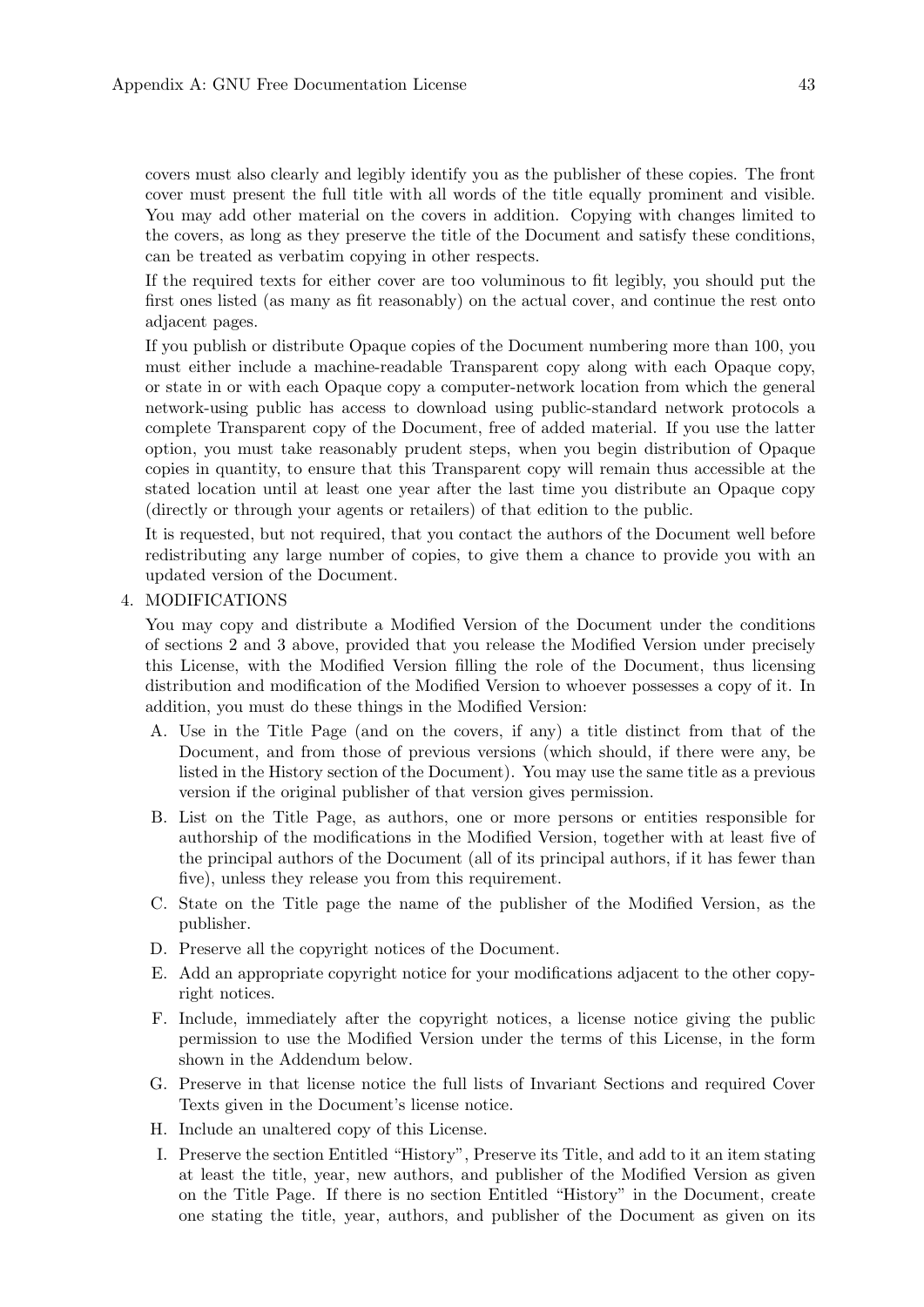covers must also clearly and legibly identify you as the publisher of these copies. The front cover must present the full title with all words of the title equally prominent and visible. You may add other material on the covers in addition. Copying with changes limited to the covers, as long as they preserve the title of the Document and satisfy these conditions, can be treated as verbatim copying in other respects.

If the required texts for either cover are too voluminous to fit legibly, you should put the first ones listed (as many as fit reasonably) on the actual cover, and continue the rest onto adjacent pages.

If you publish or distribute Opaque copies of the Document numbering more than 100, you must either include a machine-readable Transparent copy along with each Opaque copy, or state in or with each Opaque copy a computer-network location from which the general network-using public has access to download using public-standard network protocols a complete Transparent copy of the Document, free of added material. If you use the latter option, you must take reasonably prudent steps, when you begin distribution of Opaque copies in quantity, to ensure that this Transparent copy will remain thus accessible at the stated location until at least one year after the last time you distribute an Opaque copy (directly or through your agents or retailers) of that edition to the public.

It is requested, but not required, that you contact the authors of the Document well before redistributing any large number of copies, to give them a chance to provide you with an updated version of the Document.

4. MODIFICATIONS

   You may copy and distribute a Modified Version of the Document under the conditions of sections 2 and 3 above, provided that you release the Modified Version under precisely this License, with the Modified Version filling the role of the Document, thus licensing distribution and modification of the Modified Version to whoever possesses a copy of it. In addition, you must do these things in the Modified Version:

   A. Use in the Title Page (and on the covers, if any) a title distinct from that of the Document, and from those of previous versions (which should, if there were any, be listed in the History section of the Document). You may use the same title as a previous version if the original publisher of that version gives permission.

   B. List on the Title Page, as authors, one or more persons or entities responsible for authorship of the modifications in the Modified Version, together with at least five of the principal authors of the Document (all of its principal authors, if it has fewer than five), unless they release you from this requirement.

   C. State on the Title page the name of the publisher of the Modified Version, as the publisher.

   D. Preserve all the copyright notices of the Document.

   E. Add an appropriate copyright notice for your modifications adjacent to the other copyright notices.

   F. Include, immediately after the copyright notices, a license notice giving the public permission to use the Modified Version under the terms of this License, in the form shown in the Addendum below.

   G. Preserve in that license notice the full lists of Invariant Sections and required Cover Texts given in the Document's license notice.

   H. Include an unaltered copy of this License.

   I. Preserve the section Entitled "History", Preserve its Title, and add to it an item stating at least the title, year, new authors, and publisher of the Modified Version as given on the Title Page. If there is no section Entitled "History" in the Document, create one stating the title, year, authors, and publisher of the Document as given on its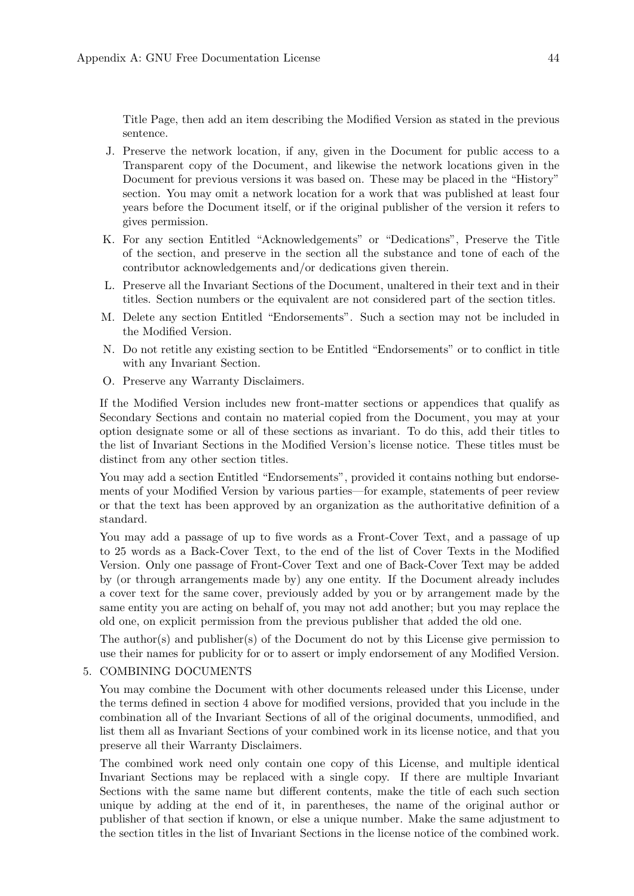Title Page, then add an item describing the Modified Version as stated in the previous sentence.

J. Preserve the network location, if any, given in the Document for public access to a Transparent copy of the Document, and likewise the network locations given in the Document for previous versions it was based on. These may be placed in the "History" section. You may omit a network location for a work that was published at least four years before the Document itself, or if the original publisher of the version it refers to gives permission.

K. For any section Entitled "Acknowledgements" or "Dedications", Preserve the Title of the section, and preserve in the section all the substance and tone of each of the contributor acknowledgements and/or dedications given therein.

L. Preserve all the Invariant Sections of the Document, unaltered in their text and in their titles. Section numbers or the equivalent are not considered part of the section titles.

M. Delete any section Entitled "Endorsements". Such a section may not be included in the Modified Version.

N. Do not retitle any existing section to be Entitled "Endorsements" or to conflict in title with any Invariant Section.

O. Preserve any Warranty Disclaimers.

If the Modified Version includes new front-matter sections or appendices that qualify as Secondary Sections and contain no material copied from the Document, you may at your option designate some or all of these sections as invariant. To do this, add their titles to the list of Invariant Sections in the Modified Version's license notice. These titles must be distinct from any other section titles.

You may add a section Entitled "Endorsements", provided it contains nothing but endorsements of your Modified Version by various parties—for example, statements of peer review or that the text has been approved by an organization as the authoritative definition of a standard.

You may add a passage of up to five words as a Front-Cover Text, and a passage of up to 25 words as a Back-Cover Text, to the end of the list of Cover Texts in the Modified Version. Only one passage of Front-Cover Text and one of Back-Cover Text may be added by (or through arrangements made by) any one entity. If the Document already includes a cover text for the same cover, previously added by you or by arrangement made by the same entity you are acting on behalf of, you may not add another; but you may replace the old one, on explicit permission from the previous publisher that added the old one.

The author(s) and publisher(s) of the Document do not by this License give permission to use their names for publicity for or to assert or imply endorsement of any Modified Version.

5. COMBINING DOCUMENTS

You may combine the Document with other documents released under this License, under the terms defined in section 4 above for modified versions, provided that you include in the combination all of the Invariant Sections of all of the original documents, unmodified, and list them all as Invariant Sections of your combined work in its license notice, and that you preserve all their Warranty Disclaimers.

The combined work need only contain one copy of this License, and multiple identical Invariant Sections may be replaced with a single copy. If there are multiple Invariant Sections with the same name but different contents, make the title of each such section unique by adding at the end of it, in parentheses, the name of the original author or publisher of that section if known, or else a unique number. Make the same adjustment to the section titles in the list of Invariant Sections in the license notice of the combined work.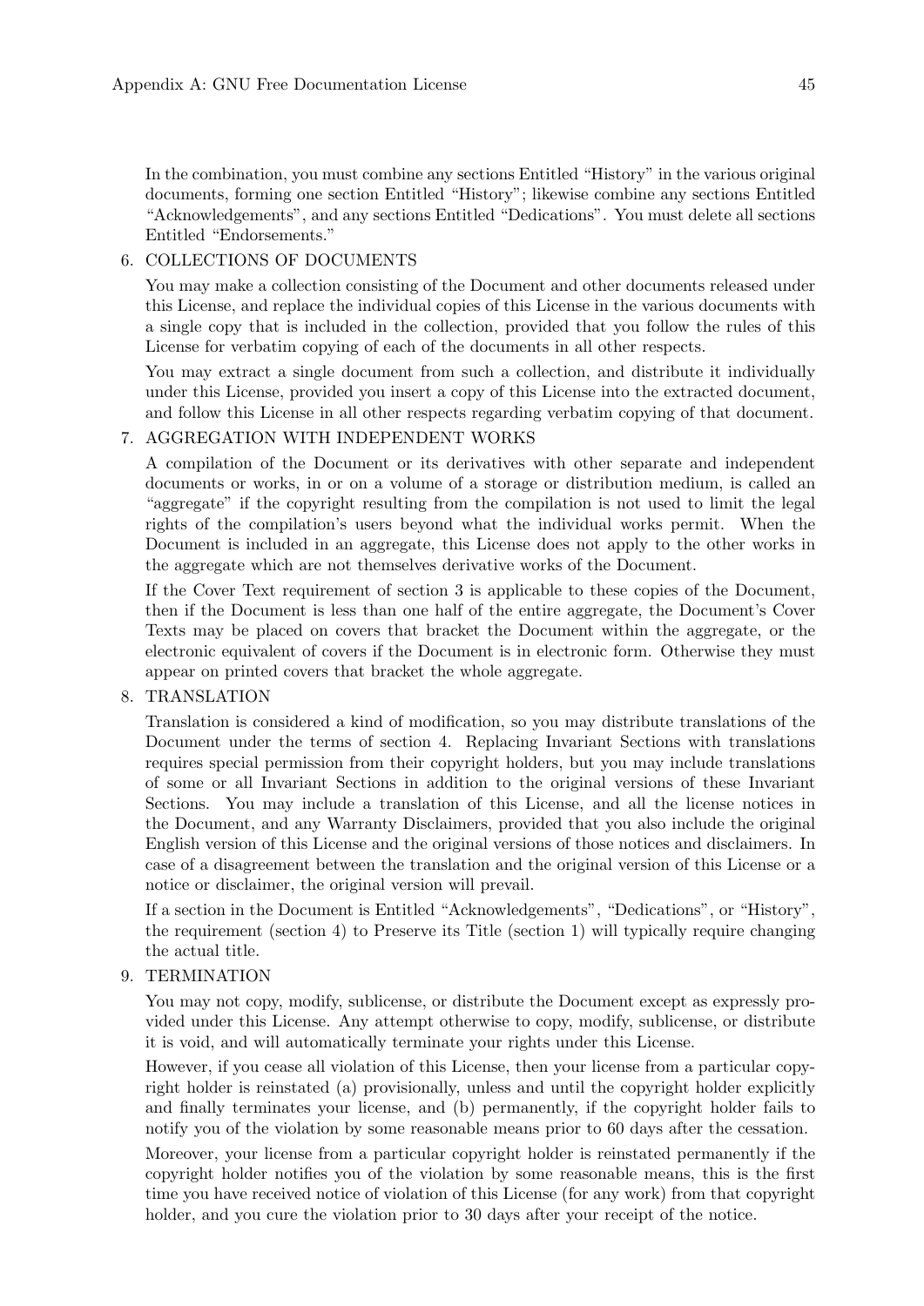In the combination, you must combine any sections Entitled "History" in the various original documents, forming one section Entitled "History"; likewise combine any sections Entitled "Acknowledgements", and any sections Entitled "Dedications". You must delete all sections Entitled "Endorsements."

6. COLLECTIONS OF DOCUMENTS

   You may make a collection consisting of the Document and other documents released under this License, and replace the individual copies of this License in the various documents with a single copy that is included in the collection, provided that you follow the rules of this License for verbatim copying of each of the documents in all other respects.

   You may extract a single document from such a collection, and distribute it individually under this License, provided you insert a copy of this License into the extracted document, and follow this License in all other respects regarding verbatim copying of that document.

7. AGGREGATION WITH INDEPENDENT WORKS

   A compilation of the Document or its derivatives with other separate and independent documents or works, in or on a volume of a storage or distribution medium, is called an "aggregate" if the copyright resulting from the compilation is not used to limit the legal rights of the compilation's users beyond what the individual works permit. When the Document is included in an aggregate, this License does not apply to the other works in the aggregate which are not themselves derivative works of the Document.

   If the Cover Text requirement of section 3 is applicable to these copies of the Document, then if the Document is less than one half of the entire aggregate, the Document's Cover Texts may be placed on covers that bracket the Document within the aggregate, or the electronic equivalent of covers if the Document is in electronic form. Otherwise they must appear on printed covers that bracket the whole aggregate.

8. TRANSLATION

   Translation is considered a kind of modification, so you may distribute translations of the Document under the terms of section 4. Replacing Invariant Sections with translations requires special permission from their copyright holders, but you may include translations of some or all Invariant Sections in addition to the original versions of these Invariant Sections. You may include a translation of this License, and all the license notices in the Document, and any Warranty Disclaimers, provided that you also include the original English version of this License and the original versions of those notices and disclaimers. In case of a disagreement between the translation and the original version of this License or a notice or disclaimer, the original version will prevail.

   If a section in the Document is Entitled "Acknowledgements", "Dedications", or "History", the requirement (section 4) to Preserve its Title (section 1) will typically require changing the actual title.

9. TERMINATION

   You may not copy, modify, sublicense, or distribute the Document except as expressly provided under this License. Any attempt otherwise to copy, modify, sublicense, or distribute it is void, and will automatically terminate your rights under this License.

   However, if you cease all violation of this License, then your license from a particular copyright holder is reinstated (a) provisionally, unless and until the copyright holder explicitly and finally terminates your license, and (b) permanently, if the copyright holder fails to notify you of the violation by some reasonable means prior to 60 days after the cessation.

   Moreover, your license from a particular copyright holder is reinstated permanently if the copyright holder notifies you of the violation by some reasonable means, this is the first time you have received notice of violation of this License (for any work) from that copyright holder, and you cure the violation prior to 30 days after your receipt of the notice.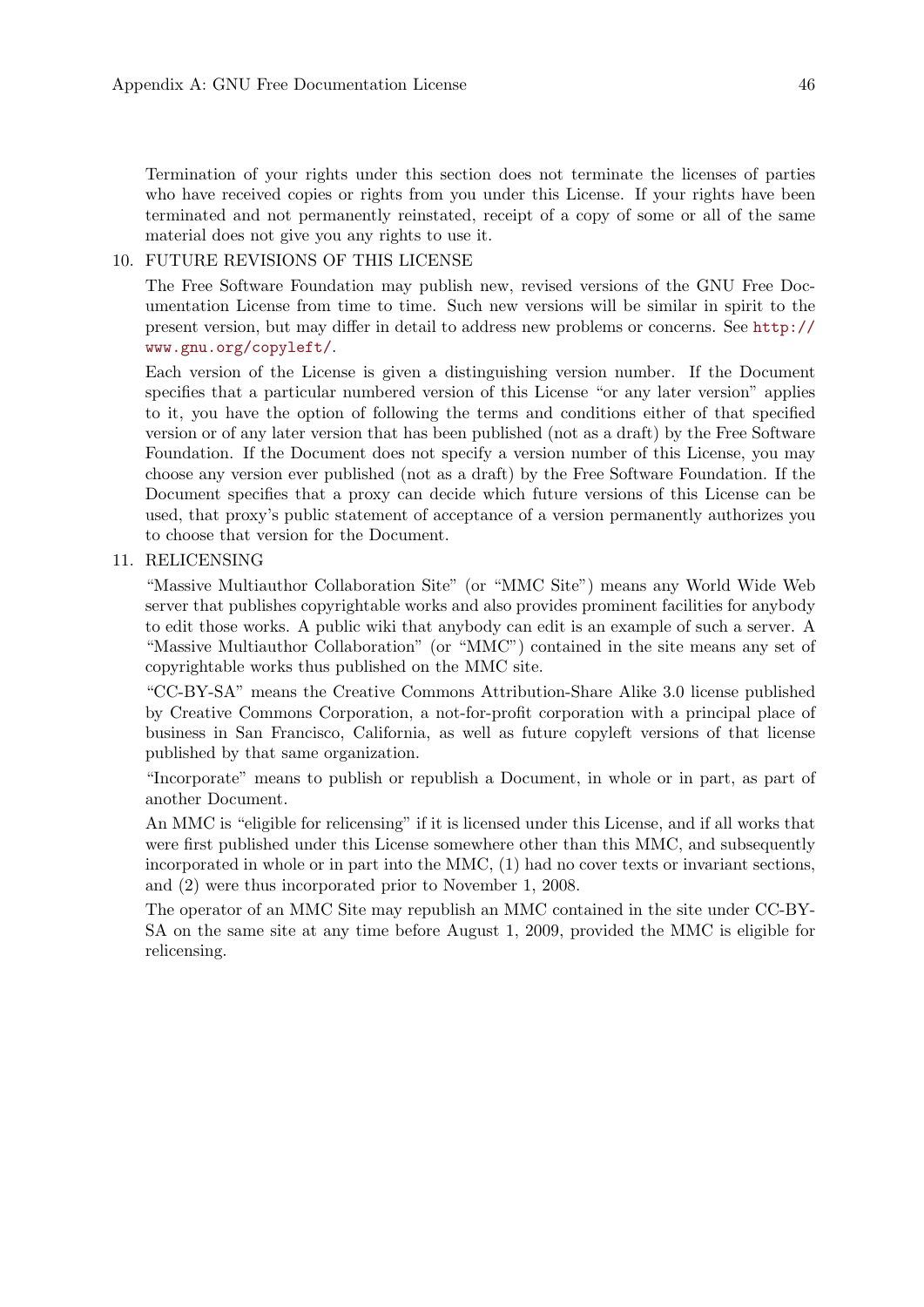Termination of your rights under this section does not terminate the licenses of parties who have received copies or rights from you under this License. If your rights have been terminated and not permanently reinstated, receipt of a copy of some or all of the same material does not give you any rights to use it.

10. FUTURE REVISIONS OF THIS LICENSE

    The Free Software Foundation may publish new, revised versions of the GNU Free Documentation License from time to time. Such new versions will be similar in spirit to the present version, but may differ in detail to address new problems or concerns. See http://www.gnu.org/copyleft/.

    Each version of the License is given a distinguishing version number. If the Document specifies that a particular numbered version of this License "or any later version" applies to it, you have the option of following the terms and conditions either of that specified version or of any later version that has been published (not as a draft) by the Free Software Foundation. If the Document does not specify a version number of this License, you may choose any version ever published (not as a draft) by the Free Software Foundation. If the Document specifies that a proxy can decide which future versions of this License can be used, that proxy's public statement of acceptance of a version permanently authorizes you to choose that version for the Document.

11. RELICENSING

    "Massive Multiauthor Collaboration Site" (or "MMC Site") means any World Wide Web server that publishes copyrightable works and also provides prominent facilities for anybody to edit those works. A public wiki that anybody can edit is an example of such a server. A "Massive Multiauthor Collaboration" (or "MMC") contained in the site means any set of copyrightable works thus published on the MMC site.

    "CC-BY-SA" means the Creative Commons Attribution-Share Alike 3.0 license published by Creative Commons Corporation, a not-for-profit corporation with a principal place of business in San Francisco, California, as well as future copyleft versions of that license published by that same organization.

    "Incorporate" means to publish or republish a Document, in whole or in part, as part of another Document.

    An MMC is "eligible for relicensing" if it is licensed under this License, and if all works that were first published under this License somewhere other than this MMC, and subsequently incorporated in whole or in part into the MMC, (1) had no cover texts or invariant sections, and (2) were thus incorporated prior to November 1, 2008.

    The operator of an MMC Site may republish an MMC contained in the site under CC-BY-SA on the same site at any time before August 1, 2009, provided the MMC is eligible for relicensing.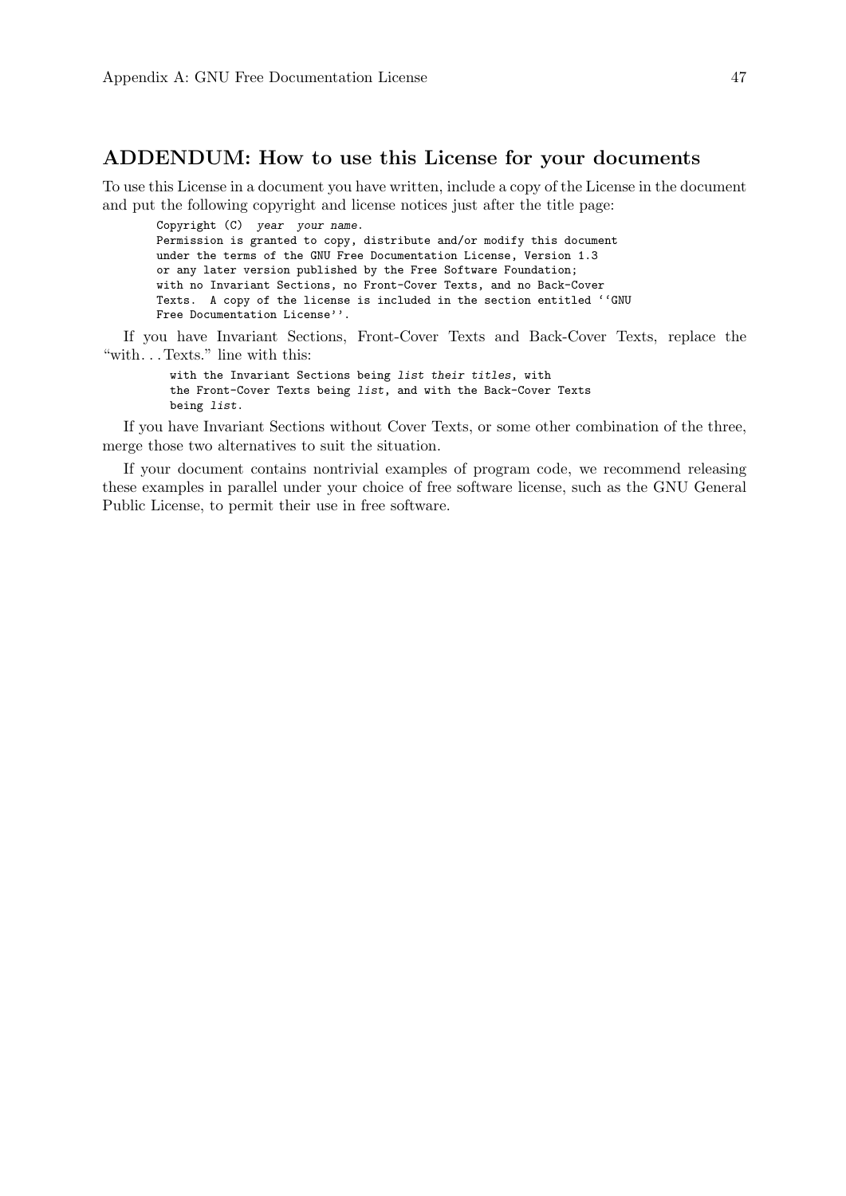## ADDENDUM: How to use this License for your documents

To use this License in a document you have written, include a copy of the License in the document and put the following copyright and license notices just after the title page:

```
Copyright (C)  year  your name.
Permission is granted to copy, distribute and/or modify this document
under the terms of the GNU Free Documentation License, Version 1.3
or any later version published by the Free Software Foundation;
with no Invariant Sections, no Front-Cover Texts, and no Back-Cover
Texts.  A copy of the license is included in the section entitled ``GNU
Free Documentation License''.
```

If you have Invariant Sections, Front-Cover Texts and Back-Cover Texts, replace the "with. . . Texts." line with this:

```
with the Invariant Sections being list their titles, with
the Front-Cover Texts being list, and with the Back-Cover Texts
being list.
```

If you have Invariant Sections without Cover Texts, or some other combination of the three, merge those two alternatives to suit the situation.

If your document contains nontrivial examples of program code, we recommend releasing these examples in parallel under your choice of free software license, such as the GNU General Public License, to permit their use in free software.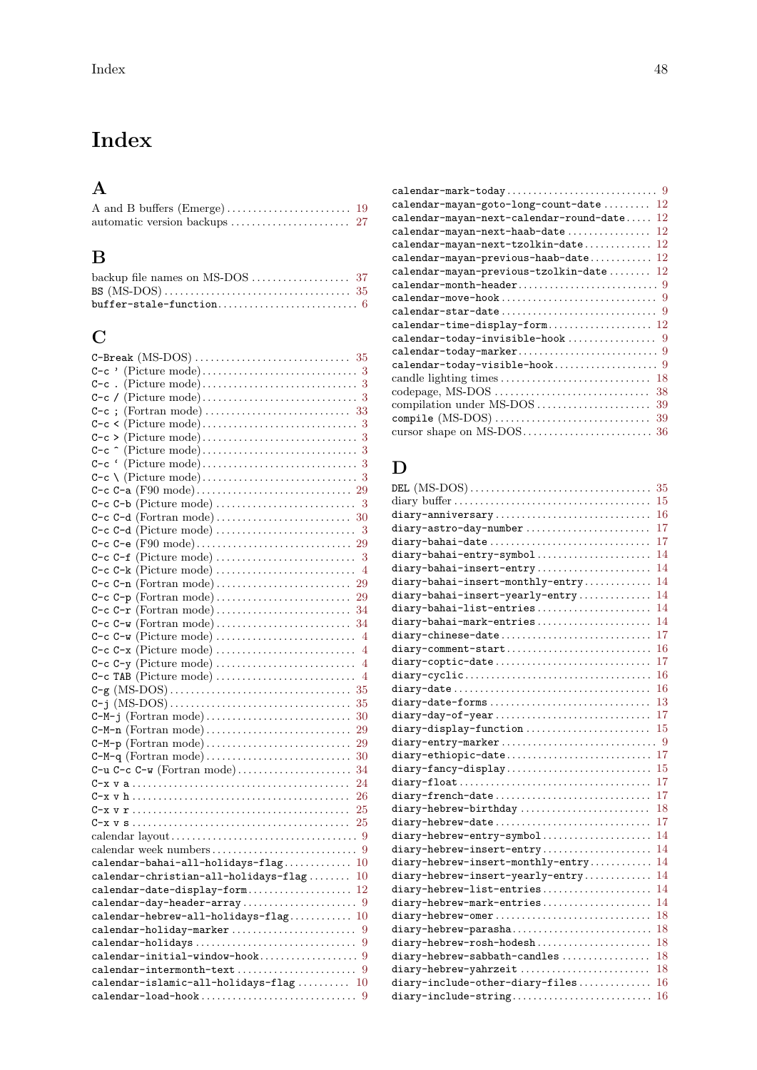# Index

## A

A and B buffers (Emerge) .......... 19
automatic version backups .......... 27

## B

backup file names on MS-DOS .......... 37
BS (MS-DOS) .......... 35
buffer-stale-function .......... 6

## C

C-Break (MS-DOS) .......... 35
C-c ' (Picture mode) .......... 3
C-c . (Picture mode) .......... 3
C-c / (Picture mode) .......... 3
C-c ; (Fortran mode) .......... 33
C-c < (Picture mode) .......... 3
C-c > (Picture mode) .......... 3
C-c ^ (Picture mode) .......... 3
C-c ` (Picture mode) .......... 3
C-c \ (Picture mode) .......... 3
C-c C-a (F90 mode) .......... 29
C-c C-b (Picture mode) .......... 3
C-c C-d (Fortran mode) .......... 30
C-c C-d (Picture mode) .......... 3
C-c C-e (F90 mode) .......... 29
C-c C-f (Picture mode) .......... 3
C-c C-k (Picture mode) .......... 4
C-c C-n (Fortran mode) .......... 29
C-c C-p (Fortran mode) .......... 29
C-c C-r (Fortran mode) .......... 34
C-c C-w (Fortran mode) .......... 34
C-c C-w (Picture mode) .......... 4
C-c C-x (Picture mode) .......... 4
C-c C-y (Picture mode) .......... 4
C-c TAB (Picture mode) .......... 4
C-g (MS-DOS) .......... 35
C-j (MS-DOS) .......... 35
C-M-j (Fortran mode) .......... 30
C-M-n (Fortran mode) .......... 29
C-M-p (Fortran mode) .......... 29
C-M-q (Fortran mode) .......... 30
C-u C-c C-w (Fortran mode) .......... 34
C-x v a .......... 24
C-x v h .......... 26
C-x v r .......... 25
C-x v s .......... 25
calendar layout .......... 9
calendar week numbers .......... 9
calendar-bahai-all-holidays-flag .......... 10
calendar-christian-all-holidays-flag .......... 10
calendar-date-display-form .......... 12
calendar-day-header-array .......... 9
calendar-hebrew-all-holidays-flag .......... 10
calendar-holiday-marker .......... 9
calendar-holidays .......... 9
calendar-initial-window-hook .......... 9
calendar-intermonth-text .......... 9
calendar-islamic-all-holidays-flag .......... 10
calendar-load-hook .......... 9
calendar-mark-today .......... 9
calendar-mayan-goto-long-count-date .......... 12
calendar-mayan-next-calendar-round-date .......... 12
calendar-mayan-next-haab-date .......... 12
calendar-mayan-next-tzolkin-date .......... 12
calendar-mayan-previous-haab-date .......... 12
calendar-mayan-previous-tzolkin-date .......... 12
calendar-month-header .......... 9
calendar-move-hook .......... 9
calendar-star-date .......... 9
calendar-time-display-form .......... 12
calendar-today-invisible-hook .......... 9
calendar-today-marker .......... 9
calendar-today-visible-hook .......... 9
candle lighting times .......... 18
codepage, MS-DOS .......... 38
compilation under MS-DOS .......... 39
compile (MS-DOS) .......... 39
cursor shape on MS-DOS .......... 36

## D

DEL (MS-DOS) .......... 35
diary buffer .......... 15
diary-anniversary .......... 16
diary-astro-day-number .......... 17
diary-bahai-date .......... 17
diary-bahai-entry-symbol .......... 14
diary-bahai-insert-entry .......... 14
diary-bahai-insert-monthly-entry .......... 14
diary-bahai-insert-yearly-entry .......... 14
diary-bahai-list-entries .......... 14
diary-bahai-mark-entries .......... 14
diary-chinese-date .......... 17
diary-comment-start .......... 16
diary-coptic-date .......... 17
diary-cyclic .......... 16
diary-date .......... 16
diary-date-forms .......... 13
diary-day-of-year .......... 17
diary-display-function .......... 15
diary-entry-marker .......... 9
diary-ethiopic-date .......... 17
diary-fancy-display .......... 15
diary-float .......... 17
diary-french-date .......... 17
diary-hebrew-birthday .......... 18
diary-hebrew-date .......... 17
diary-hebrew-entry-symbol .......... 14
diary-hebrew-insert-entry .......... 14
diary-hebrew-insert-monthly-entry .......... 14
diary-hebrew-insert-yearly-entry .......... 14
diary-hebrew-list-entries .......... 14
diary-hebrew-mark-entries .......... 14
diary-hebrew-omer .......... 18
diary-hebrew-parasha .......... 18
diary-hebrew-rosh-hodesh .......... 18
diary-hebrew-sabbath-candles .......... 18
diary-hebrew-yahrzeit .......... 18
diary-include-other-diary-files .......... 16
diary-include-string .......... 16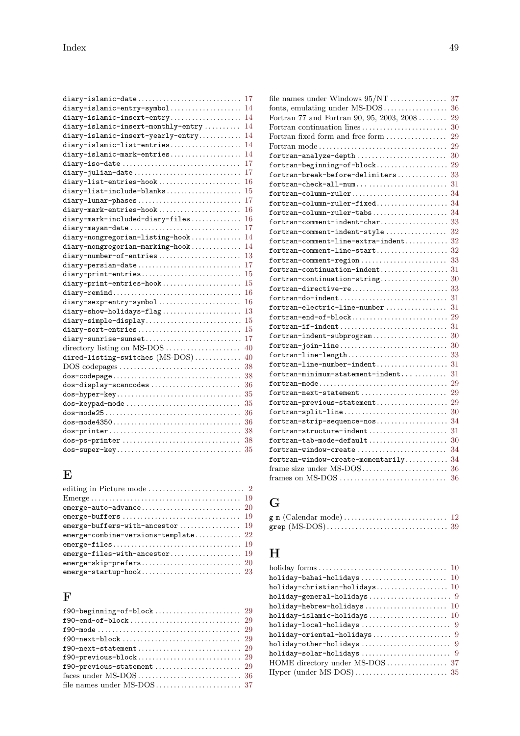diary-islamic-date ........ 17
diary-islamic-entry-symbol ........ 14
diary-islamic-insert-entry ........ 14
diary-islamic-insert-monthly-entry ........ 14
diary-islamic-insert-yearly-entry ........ 14
diary-islamic-list-entries ........ 14
diary-islamic-mark-entries ........ 14
diary-iso-date ........ 17
diary-julian-date ........ 17
diary-list-entries-hook ........ 16
diary-list-include-blanks ........ 15
diary-lunar-phases ........ 17
diary-mark-entries-hook ........ 16
diary-mark-included-diary-files ........ 16
diary-mayan-date ........ 17
diary-nongregorian-listing-hook ........ 14
diary-nongregorian-marking-hook ........ 14
diary-number-of-entries ........ 13
diary-persian-date ........ 17
diary-print-entries ........ 15
diary-print-entries-hook ........ 15
diary-remind ........ 16
diary-sexp-entry-symbol ........ 16
diary-show-holidays-flag ........ 13
diary-simple-display ........ 15
diary-sort-entries ........ 15
diary-sunrise-sunset ........ 17
directory listing on MS-DOS ........ 40
dired-listing-switches (MS-DOS) ........ 40
DOS codepages ........ 38
dos-codepage ........ 38
dos-display-scancodes ........ 36
dos-hyper-key ........ 35
dos-keypad-mode ........ 35
dos-mode25 ........ 36
dos-mode4350 ........ 36
dos-printer ........ 38
dos-ps-printer ........ 38
dos-super-key ........ 35

## E

editing in Picture mode ........ 2
Emerge ........ 19
emerge-auto-advance ........ 20
emerge-buffers ........ 19
emerge-buffers-with-ancestor ........ 19
emerge-combine-versions-template ........ 22
emerge-files ........ 19
emerge-files-with-ancestor ........ 19
emerge-skip-prefers ........ 20
emerge-startup-hook ........ 23

## F

f90-beginning-of-block ........ 29
f90-end-of-block ........ 29
f90-mode ........ 29
f90-next-block ........ 29
f90-next-statement ........ 29
f90-previous-block ........ 29
f90-previous-statement ........ 29
faces under MS-DOS ........ 36
file names under MS-DOS ........ 37
file names under Windows 95/NT ........ 37
fonts, emulating under MS-DOS ........ 36
Fortran 77 and Fortran 90, 95, 2003, 2008 ........ 29
Fortran continuation lines ........ 30
Fortran fixed form and free form ........ 29
Fortran mode ........ 29
fortran-analyze-depth ........ 30
fortran-beginning-of-block ........ 29
fortran-break-before-delimiters ........ 33
fortran-check-all-num ........ 31
fortran-column-ruler ........ 34
fortran-column-ruler-fixed ........ 34
fortran-column-ruler-tabs ........ 34
fortran-comment-indent-char ........ 33
fortran-comment-indent-style ........ 32
fortran-comment-line-extra-indent ........ 32
fortran-comment-line-start ........ 32
fortran-comment-region ........ 33
fortran-continuation-indent ........ 31
fortran-continuation-string ........ 30
fortran-directive-re ........ 33
fortran-do-indent ........ 31
fortran-electric-line-number ........ 31
fortran-end-of-block ........ 29
fortran-if-indent ........ 31
fortran-indent-subprogram ........ 30
fortran-join-line ........ 30
fortran-line-length ........ 33
fortran-line-number-indent ........ 31
fortran-minimum-statement-indent ........ 31
fortran-mode ........ 29
fortran-next-statement ........ 29
fortran-previous-statement ........ 29
fortran-split-line ........ 30
fortran-strip-sequence-nos ........ 34
fortran-structure-indent ........ 31
fortran-tab-mode-default ........ 30
fortran-window-create ........ 34
fortran-window-create-momentarily ........ 34
frame size under MS-DOS ........ 36
frames on MS-DOS ........ 36

## G

g m (Calendar mode) ........ 12
grep (MS-DOS) ........ 39

## H

holiday forms ........ 10
holiday-bahai-holidays ........ 10
holiday-christian-holidays ........ 10
holiday-general-holidays ........ 9
holiday-hebrew-holidays ........ 10
holiday-islamic-holidays ........ 10
holiday-local-holidays ........ 9
holiday-oriental-holidays ........ 9
holiday-other-holidays ........ 9
holiday-solar-holidays ........ 9
HOME directory under MS-DOS ........ 37
Hyper (under MS-DOS) ........ 35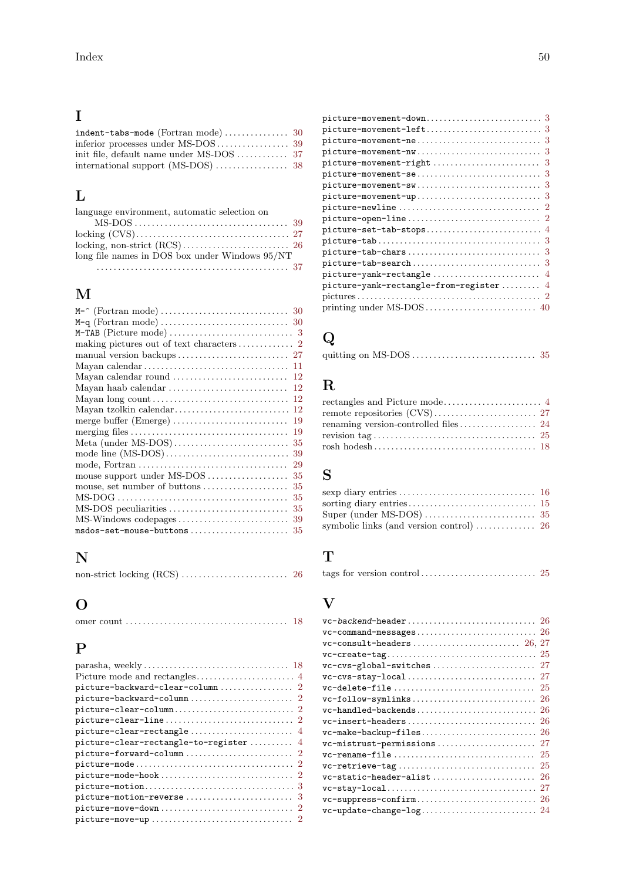## I

`indent-tabs-mode` (Fortran mode) .... 30
inferior processes under MS-DOS .... 39
init file, default name under MS-DOS .... 37
international support (MS-DOS) .... 38

## L

language environment, automatic selection on MS-DOS .... 39
locking (CVS) .... 27
locking, non-strict (RCS) .... 26
long file names in DOS box under Windows 95/NT .... 37

## M

`M-^` (Fortran mode) .... 30
`M-q` (Fortran mode) .... 30
`M-TAB` (Picture mode) .... 3
making pictures out of text characters .... 2
manual version backups .... 27
Mayan calendar .... 11
Mayan calendar round .... 12
Mayan haab calendar .... 12
Mayan long count .... 12
Mayan tzolkin calendar .... 12
merge buffer (Emerge) .... 19
merging files .... 19
Meta (under MS-DOS) .... 35
mode line (MS-DOS) .... 39
mode, Fortran .... 29
mouse support under MS-DOS .... 35
mouse, set number of buttons .... 35
MS-DOG .... 35
MS-DOS peculiarities .... 35
MS-Windows codepages .... 39
`msdos-set-mouse-buttons` .... 35

## N

non-strict locking (RCS) .... 26

## O

omer count .... 18

## P

parasha, weekly .... 18
Picture mode and rectangles .... 4
`picture-backward-clear-column` .... 2
`picture-backward-column` .... 2
`picture-clear-column` .... 2
`picture-clear-line` .... 2
`picture-clear-rectangle` .... 4
`picture-clear-rectangle-to-register` .... 4
`picture-forward-column` .... 2
`picture-mode` .... 2
`picture-mode-hook` .... 2
`picture-motion` .... 3
`picture-motion-reverse` .... 3
`picture-move-down` .... 2
`picture-move-up` .... 2
`picture-movement-down` .... 3
`picture-movement-left` .... 3
`picture-movement-ne` .... 3
`picture-movement-nw` .... 3
`picture-movement-right` .... 3
`picture-movement-se` .... 3
`picture-movement-sw` .... 3
`picture-movement-up` .... 3
`picture-newline` .... 2
`picture-open-line` .... 2
`picture-set-tab-stops` .... 4
`picture-tab` .... 3
`picture-tab-chars` .... 3
`picture-tab-search` .... 3
`picture-yank-rectangle` .... 4
`picture-yank-rectangle-from-register` .... 4
pictures .... 2
printing under MS-DOS .... 40

## Q

quitting on MS-DOS .... 35

## R

rectangles and Picture mode .... 4
remote repositories (CVS) .... 27
renaming version-controlled files .... 24
revision tag .... 25
rosh hodesh .... 18

## S

sexp diary entries .... 16
sorting diary entries .... 15
Super (under MS-DOS) .... 35
symbolic links (and version control) .... 26

## T

tags for version control .... 25

## V

`vc-`*`backend`*`-header` .... 26
`vc-command-messages` .... 26
`vc-consult-headers` .... 26, 27
`vc-create-tag` .... 25
`vc-cvs-global-switches` .... 27
`vc-cvs-stay-local` .... 27
`vc-delete-file` .... 25
`vc-follow-symlinks` .... 26
`vc-handled-backends` .... 26
`vc-insert-headers` .... 26
`vc-make-backup-files` .... 26
`vc-mistrust-permissions` .... 27
`vc-rename-file` .... 25
`vc-retrieve-tag` .... 25
`vc-static-header-alist` .... 26
`vc-stay-local` .... 27
`vc-suppress-confirm` .... 26
`vc-update-change-log` .... 24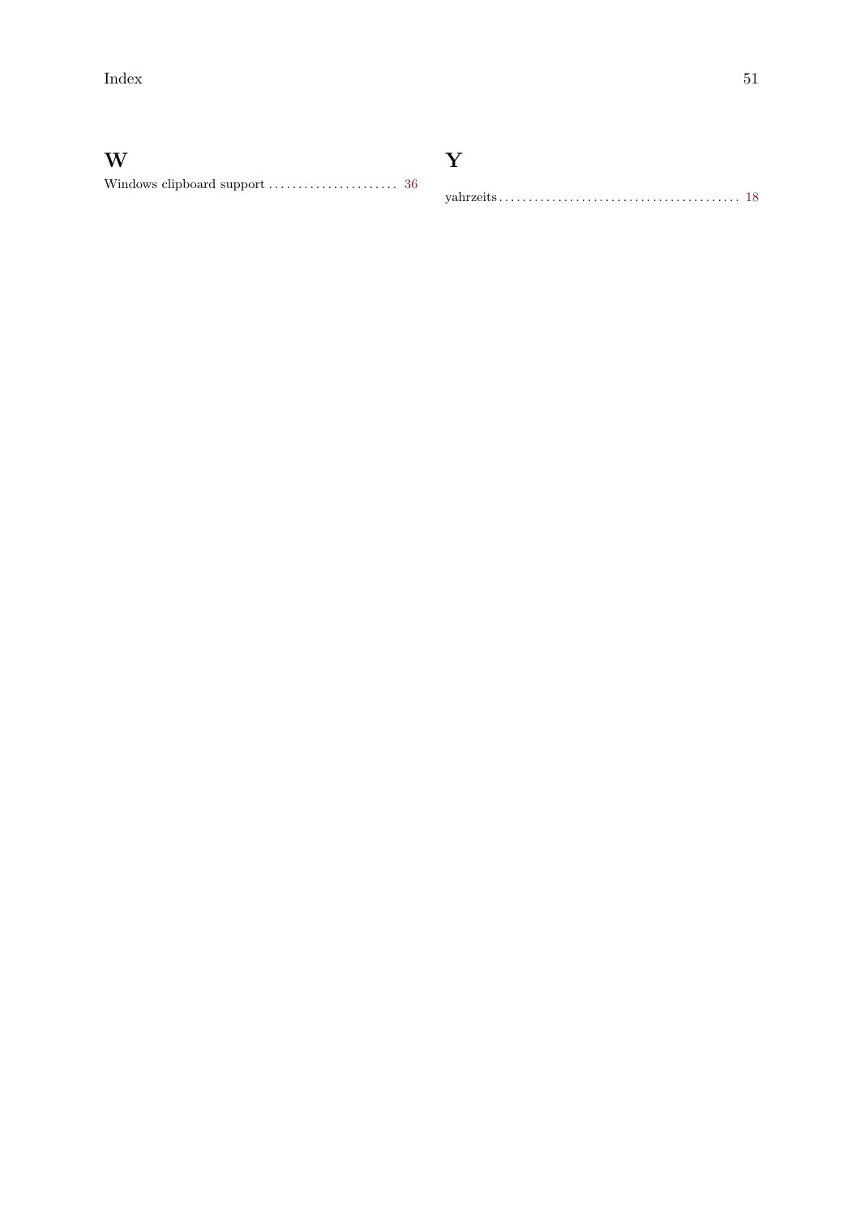## W

Windows clipboard support ...................... 36

## Y

yahrzeits ........................................ 18